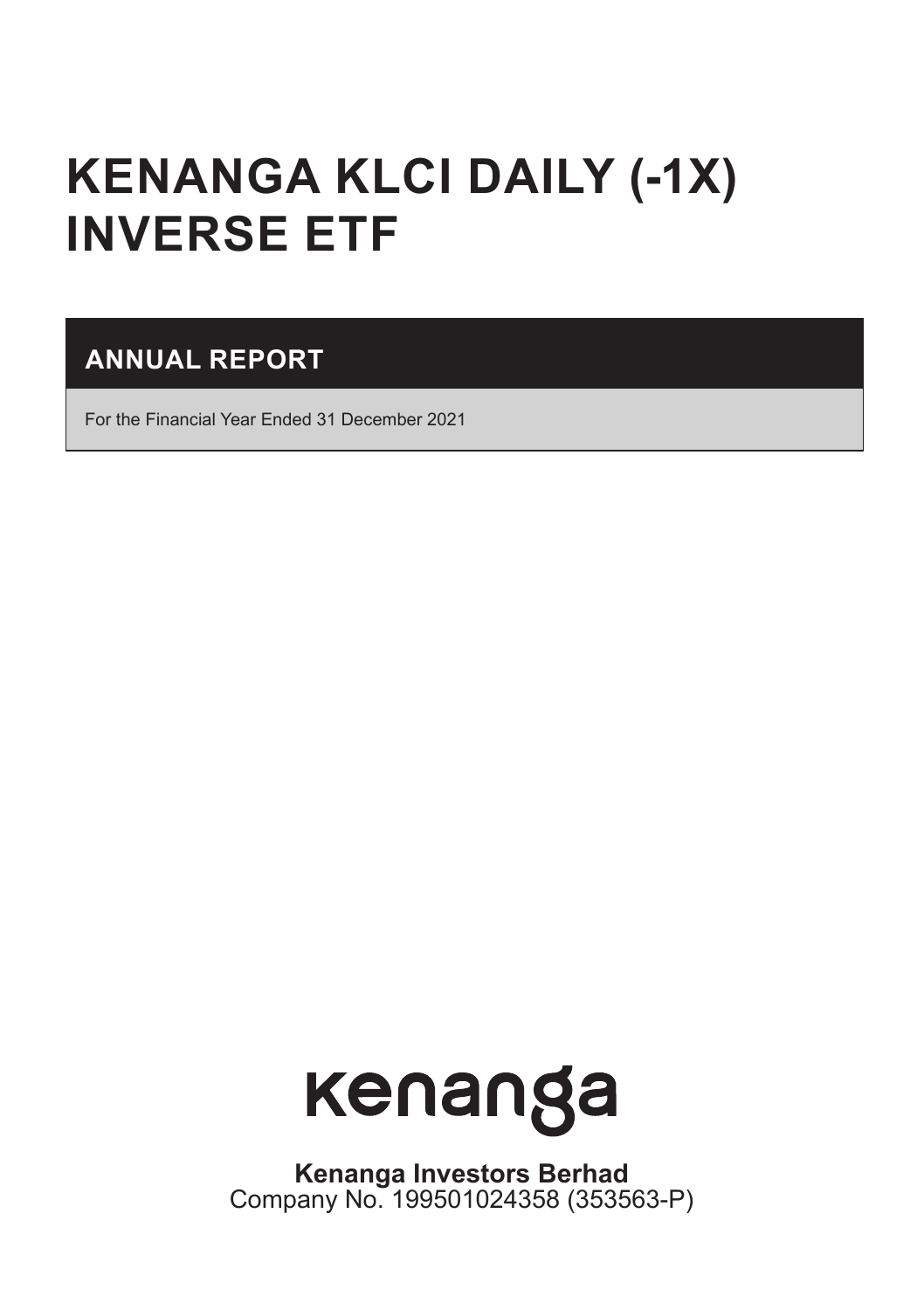# KENANGA KLCI DAILY (-1X) INVERSE ETF

## ANNUAL REPORT

For the Financial Year Ended 31 December 2021

kenanga

**Kenanga Investors Berhad**
Company No. 199501024358 (353563-P)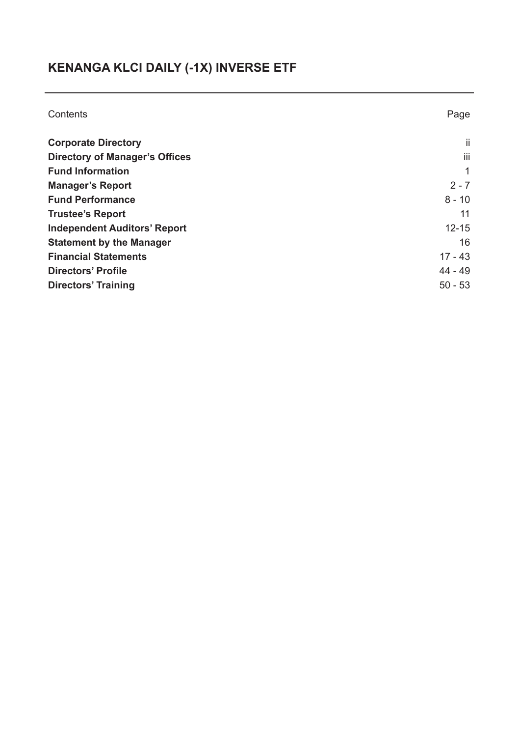# KENANGA KLCI DAILY (-1X) INVERSE ETF

| Contents | Page |
| --- | --- |
| **Corporate Directory** | ii |
| **Directory of Manager's Offices** | iii |
| **Fund Information** | 1 |
| **Manager's Report** | 2 - 7 |
| **Fund Performance** | 8 - 10 |
| **Trustee's Report** | 11 |
| **Independent Auditors' Report** | 12-15 |
| **Statement by the Manager** | 16 |
| **Financial Statements** | 17 - 43 |
| **Directors' Profile** | 44 - 49 |
| **Directors' Training** | 50 - 53 |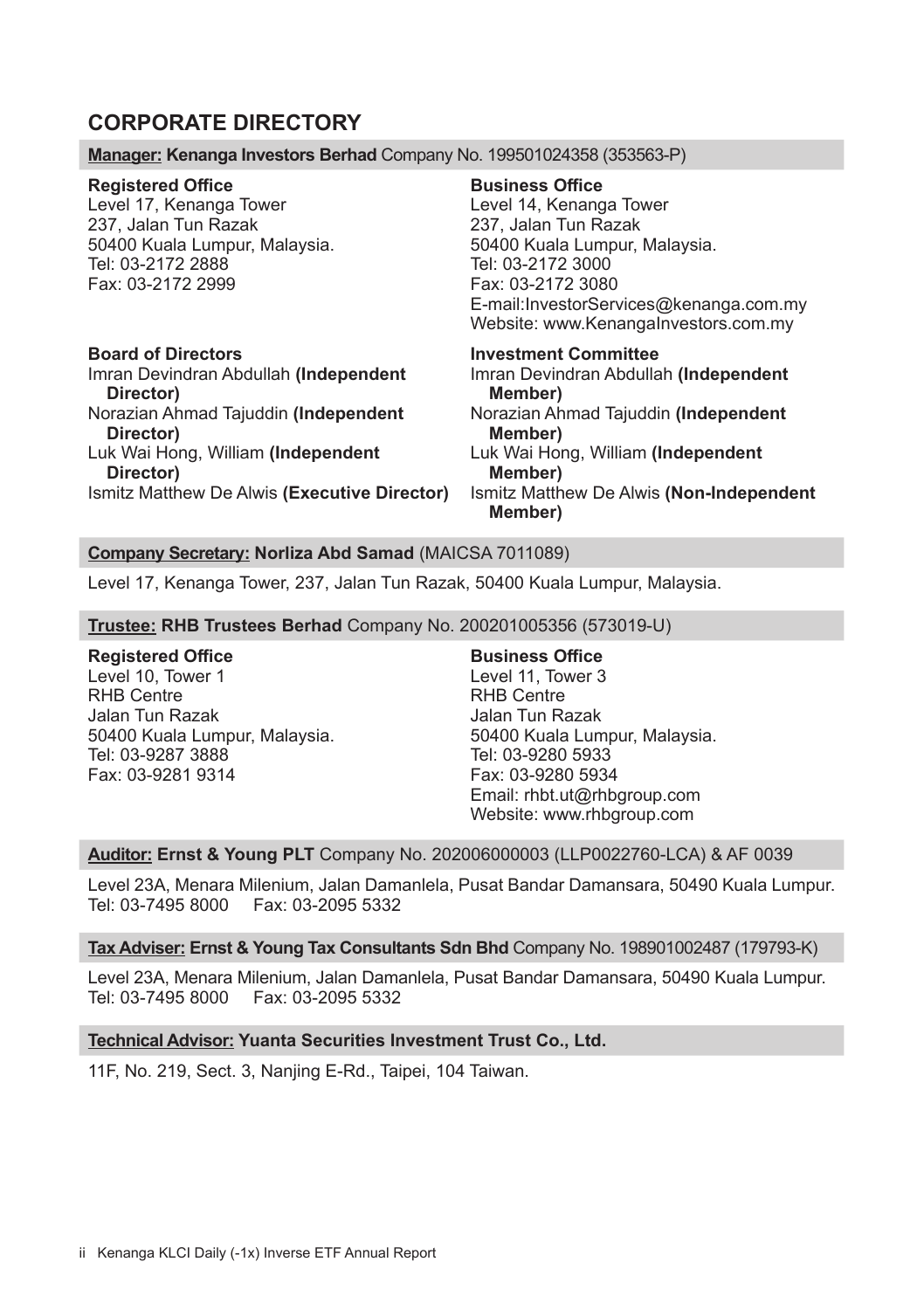# CORPORATE DIRECTORY

**Manager: Kenanga Investors Berhad** Company No. 199501024358 (353563-P)

**Registered Office**
Level 17, Kenanga Tower
237, Jalan Tun Razak
50400 Kuala Lumpur, Malaysia.
Tel: 03-2172 2888
Fax: 03-2172 2999

**Business Office**
Level 14, Kenanga Tower
237, Jalan Tun Razak
50400 Kuala Lumpur, Malaysia.
Tel: 03-2172 3000
Fax: 03-2172 3080
E-mail:InvestorServices@kenanga.com.my
Website: www.KenangaInvestors.com.my

**Board of Directors**
Imran Devindran Abdullah **(Independent Director)**
Norazian Ahmad Tajuddin **(Independent Director)**
Luk Wai Hong, William **(Independent Director)**
Ismitz Matthew De Alwis **(Executive Director)**

**Investment Committee**
Imran Devindran Abdullah **(Independent Member)**
Norazian Ahmad Tajuddin **(Independent Member)**
Luk Wai Hong, William **(Independent Member)**
Ismitz Matthew De Alwis **(Non-Independent Member)**

**Company Secretary: Norliza Abd Samad** (MAICSA 7011089)

Level 17, Kenanga Tower, 237, Jalan Tun Razak, 50400 Kuala Lumpur, Malaysia.

**Trustee: RHB Trustees Berhad** Company No. 200201005356 (573019-U)

**Registered Office**
Level 10, Tower 1
RHB Centre
Jalan Tun Razak
50400 Kuala Lumpur, Malaysia.
Tel: 03-9287 3888
Fax: 03-9281 9314

**Business Office**
Level 11, Tower 3
RHB Centre
Jalan Tun Razak
50400 Kuala Lumpur, Malaysia.
Tel: 03-9280 5933
Fax: 03-9280 5934
Email: rhbt.ut@rhbgroup.com
Website: www.rhbgroup.com

**Auditor: Ernst & Young PLT** Company No. 202006000003 (LLP0022760-LCA) & AF 0039

Level 23A, Menara Milenium, Jalan Damanlela, Pusat Bandar Damansara, 50490 Kuala Lumpur.
Tel: 03-7495 8000 Fax: 03-2095 5332

**Tax Adviser: Ernst & Young Tax Consultants Sdn Bhd** Company No. 198901002487 (179793-K)

Level 23A, Menara Milenium, Jalan Damanlela, Pusat Bandar Damansara, 50490 Kuala Lumpur.
Tel: 03-7495 8000 Fax: 03-2095 5332

**Technical Advisor: Yuanta Securities Investment Trust Co., Ltd.**

11F, No. 219, Sect. 3, Nanjing E-Rd., Taipei, 104 Taiwan.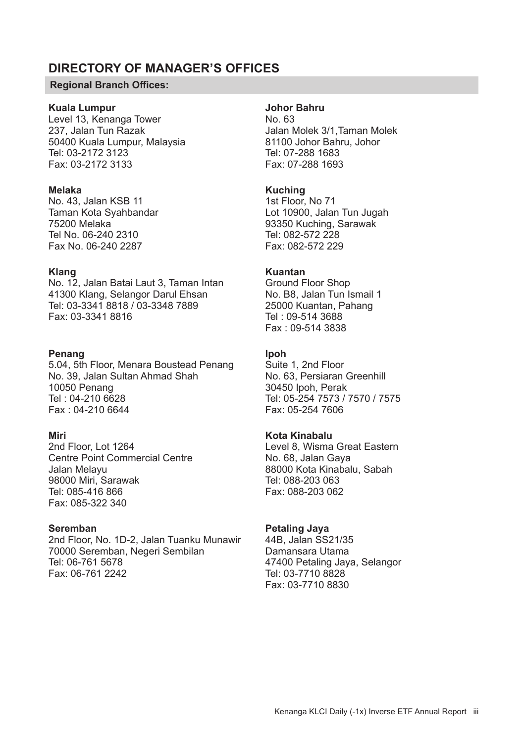# DIRECTORY OF MANAGER'S OFFICES

**Regional Branch Offices:**

**Kuala Lumpur**
Level 13, Kenanga Tower
237, Jalan Tun Razak
50400 Kuala Lumpur, Malaysia
Tel: 03-2172 3123
Fax: 03-2172 3133

**Melaka**
No. 43, Jalan KSB 11
Taman Kota Syahbandar
75200 Melaka
Tel No. 06-240 2310
Fax No. 06-240 2287

**Klang**
No. 12, Jalan Batai Laut 3, Taman Intan
41300 Klang, Selangor Darul Ehsan
Tel: 03-3341 8818 / 03-3348 7889
Fax: 03-3341 8816

**Penang**
5.04, 5th Floor, Menara Boustead Penang
No. 39, Jalan Sultan Ahmad Shah
10050 Penang
Tel : 04-210 6628
Fax : 04-210 6644

**Miri**
2nd Floor, Lot 1264
Centre Point Commercial Centre
Jalan Melayu
98000 Miri, Sarawak
Tel: 085-416 866
Fax: 085-322 340

**Seremban**
2nd Floor, No. 1D-2, Jalan Tuanku Munawir
70000 Seremban, Negeri Sembilan
Tel: 06-761 5678
Fax: 06-761 2242

**Johor Bahru**
No. 63
Jalan Molek 3/1,Taman Molek
81100 Johor Bahru, Johor
Tel: 07-288 1683
Fax: 07-288 1693

**Kuching**
1st Floor, No 71
Lot 10900, Jalan Tun Jugah
93350 Kuching, Sarawak
Tel: 082-572 228
Fax: 082-572 229

**Kuantan**
Ground Floor Shop
No. B8, Jalan Tun Ismail 1
25000 Kuantan, Pahang
Tel : 09-514 3688
Fax : 09-514 3838

**Ipoh**
Suite 1, 2nd Floor
No. 63, Persiaran Greenhill
30450 Ipoh, Perak
Tel: 05-254 7573 / 7570 / 7575
Fax: 05-254 7606

**Kota Kinabalu**
Level 8, Wisma Great Eastern
No. 68, Jalan Gaya
88000 Kota Kinabalu, Sabah
Tel: 088-203 063
Fax: 088-203 062

**Petaling Jaya**
44B, Jalan SS21/35
Damansara Utama
47400 Petaling Jaya, Selangor
Tel: 03-7710 8828
Fax: 03-7710 8830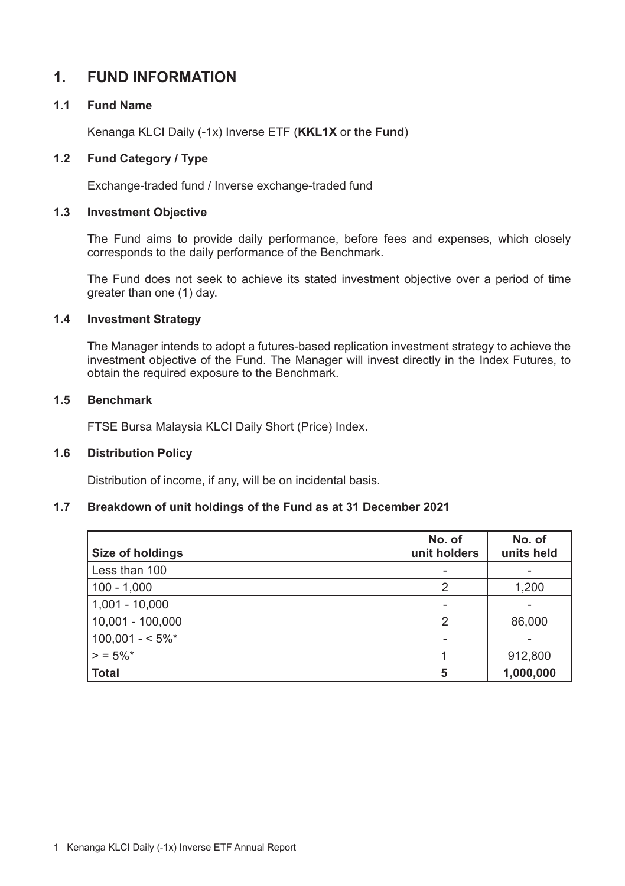# 1. FUND INFORMATION

## 1.1 Fund Name

Kenanga KLCI Daily (-1x) Inverse ETF (**KKL1X** or **the Fund**)

## 1.2 Fund Category / Type

Exchange-traded fund / Inverse exchange-traded fund

## 1.3 Investment Objective

The Fund aims to provide daily performance, before fees and expenses, which closely corresponds to the daily performance of the Benchmark.

The Fund does not seek to achieve its stated investment objective over a period of time greater than one (1) day.

## 1.4 Investment Strategy

The Manager intends to adopt a futures-based replication investment strategy to achieve the investment objective of the Fund. The Manager will invest directly in the Index Futures, to obtain the required exposure to the Benchmark.

## 1.5 Benchmark

FTSE Bursa Malaysia KLCI Daily Short (Price) Index.

## 1.6 Distribution Policy

Distribution of income, if any, will be on incidental basis.

## 1.7 Breakdown of unit holdings of the Fund as at 31 December 2021

| Size of holdings | No. of unit holders | No. of units held |
|---|---|---|
| Less than 100 | - | - |
| 100 - 1,000 | 2 | 1,200 |
| 1,001 - 10,000 | - | - |
| 10,001 - 100,000 | 2 | 86,000 |
| 100,001 - < 5%* | - | - |
| > = 5%* | 1 | 912,800 |
| **Total** | **5** | **1,000,000** |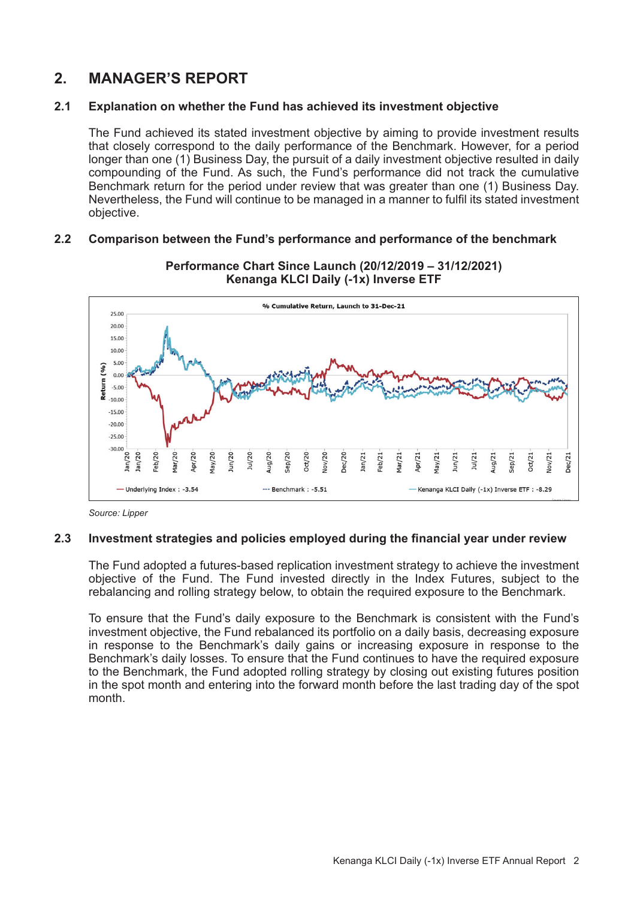## 2. MANAGER'S REPORT

### 2.1 Explanation on whether the Fund has achieved its investment objective

The Fund achieved its stated investment objective by aiming to provide investment results that closely correspond to the daily performance of the Benchmark. However, for a period longer than one (1) Business Day, the pursuit of a daily investment objective resulted in daily compounding of the Fund. As such, the Fund's performance did not track the cumulative Benchmark return for the period under review that was greater than one (1) Business Day. Nevertheless, the Fund will continue to be managed in a manner to fulfil its stated investment objective.

### 2.2 Comparison between the Fund's performance and performance of the benchmark

**Performance Chart Since Launch (20/12/2019 – 31/12/2021)**
**Kenanga KLCI Daily (-1x) Inverse ETF**

% Cumulative Return, Launch to 31-Dec-21

Underlying Index : -3.54 — Benchmark : -5.51 — Kenanga KLCI Daily (-1x) Inverse ETF : -8.29

*Source: Lipper*

### 2.3 Investment strategies and policies employed during the financial year under review

The Fund adopted a futures-based replication investment strategy to achieve the investment objective of the Fund. The Fund invested directly in the Index Futures, subject to the rebalancing and rolling strategy below, to obtain the required exposure to the Benchmark.

To ensure that the Fund's daily exposure to the Benchmark is consistent with the Fund's investment objective, the Fund rebalanced its portfolio on a daily basis, decreasing exposure in response to the Benchmark's daily gains or increasing exposure in response to the Benchmark's daily losses. To ensure that the Fund continues to have the required exposure to the Benchmark, the Fund adopted rolling strategy by closing out existing futures position in the spot month and entering into the forward month before the last trading day of the spot month.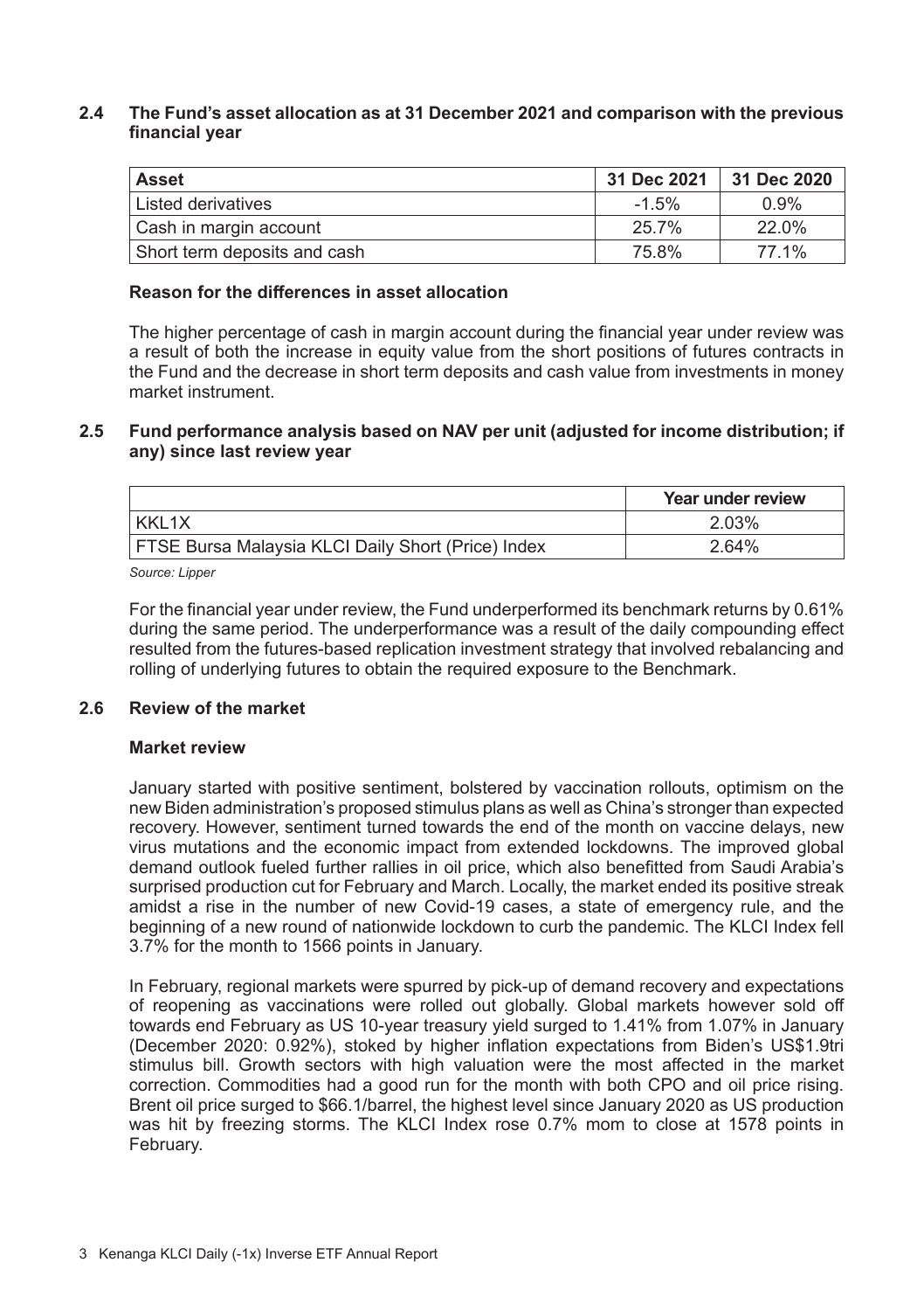## 2.4 The Fund's asset allocation as at 31 December 2021 and comparison with the previous financial year

| Asset | 31 Dec 2021 | 31 Dec 2020 |
|---|---|---|
| Listed derivatives | -1.5% | 0.9% |
| Cash in margin account | 25.7% | 22.0% |
| Short term deposits and cash | 75.8% | 77.1% |

**Reason for the differences in asset allocation**

The higher percentage of cash in margin account during the financial year under review was a result of both the increase in equity value from the short positions of futures contracts in the Fund and the decrease in short term deposits and cash value from investments in money market instrument.

## 2.5 Fund performance analysis based on NAV per unit (adjusted for income distribution; if any) since last review year

| | Year under review |
|---|---|
| KKL1X | 2.03% |
| FTSE Bursa Malaysia KLCI Daily Short (Price) Index | 2.64% |

*Source: Lipper*

For the financial year under review, the Fund underperformed its benchmark returns by 0.61% during the same period. The underperformance was a result of the daily compounding effect resulted from the futures-based replication investment strategy that involved rebalancing and rolling of underlying futures to obtain the required exposure to the Benchmark.

## 2.6 Review of the market

**Market review**

January started with positive sentiment, bolstered by vaccination rollouts, optimism on the new Biden administration's proposed stimulus plans as well as China's stronger than expected recovery. However, sentiment turned towards the end of the month on vaccine delays, new virus mutations and the economic impact from extended lockdowns. The improved global demand outlook fueled further rallies in oil price, which also benefitted from Saudi Arabia's surprised production cut for February and March. Locally, the market ended its positive streak amidst a rise in the number of new Covid-19 cases, a state of emergency rule, and the beginning of a new round of nationwide lockdown to curb the pandemic. The KLCI Index fell 3.7% for the month to 1566 points in January.

In February, regional markets were spurred by pick-up of demand recovery and expectations of reopening as vaccinations were rolled out globally. Global markets however sold off towards end February as US 10-year treasury yield surged to 1.41% from 1.07% in January (December 2020: 0.92%), stoked by higher inflation expectations from Biden's US$1.9tri stimulus bill. Growth sectors with high valuation were the most affected in the market correction. Commodities had a good run for the month with both CPO and oil price rising. Brent oil price surged to $66.1/barrel, the highest level since January 2020 as US production was hit by freezing storms. The KLCI Index rose 0.7% mom to close at 1578 points in February.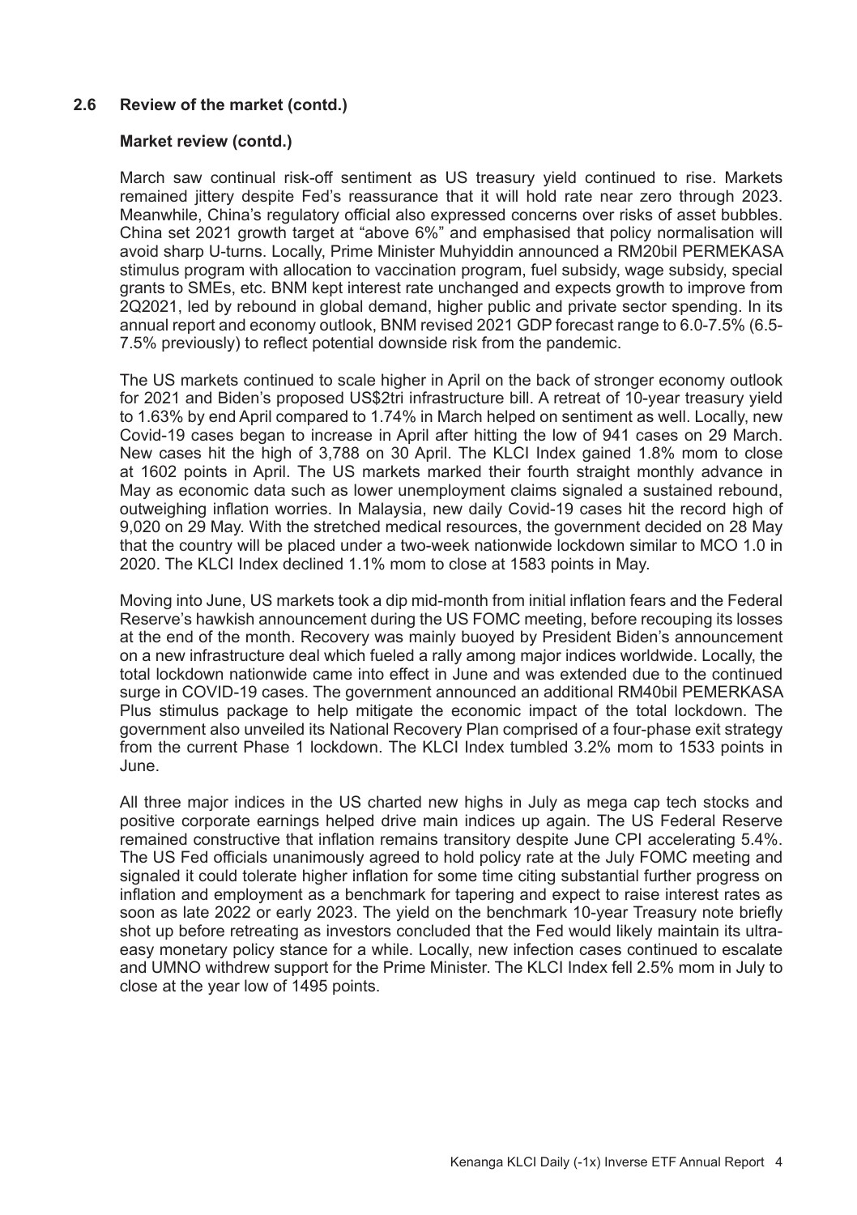## 2.6 Review of the market (contd.)

### Market review (contd.)

March saw continual risk-off sentiment as US treasury yield continued to rise. Markets remained jittery despite Fed's reassurance that it will hold rate near zero through 2023. Meanwhile, China's regulatory official also expressed concerns over risks of asset bubbles. China set 2021 growth target at "above 6%" and emphasised that policy normalisation will avoid sharp U-turns. Locally, Prime Minister Muhyiddin announced a RM20bil PERMEKASA stimulus program with allocation to vaccination program, fuel subsidy, wage subsidy, special grants to SMEs, etc. BNM kept interest rate unchanged and expects growth to improve from 2Q2021, led by rebound in global demand, higher public and private sector spending. In its annual report and economy outlook, BNM revised 2021 GDP forecast range to 6.0-7.5% (6.5-7.5% previously) to reflect potential downside risk from the pandemic.

The US markets continued to scale higher in April on the back of stronger economy outlook for 2021 and Biden's proposed US$2tri infrastructure bill. A retreat of 10-year treasury yield to 1.63% by end April compared to 1.74% in March helped on sentiment as well. Locally, new Covid-19 cases began to increase in April after hitting the low of 941 cases on 29 March. New cases hit the high of 3,788 on 30 April. The KLCI Index gained 1.8% mom to close at 1602 points in April. The US markets marked their fourth straight monthly advance in May as economic data such as lower unemployment claims signaled a sustained rebound, outweighing inflation worries. In Malaysia, new daily Covid-19 cases hit the record high of 9,020 on 29 May. With the stretched medical resources, the government decided on 28 May that the country will be placed under a two-week nationwide lockdown similar to MCO 1.0 in 2020. The KLCI Index declined 1.1% mom to close at 1583 points in May.

Moving into June, US markets took a dip mid-month from initial inflation fears and the Federal Reserve's hawkish announcement during the US FOMC meeting, before recouping its losses at the end of the month. Recovery was mainly buoyed by President Biden's announcement on a new infrastructure deal which fueled a rally among major indices worldwide. Locally, the total lockdown nationwide came into effect in June and was extended due to the continued surge in COVID-19 cases. The government announced an additional RM40bil PEMERKASA Plus stimulus package to help mitigate the economic impact of the total lockdown. The government also unveiled its National Recovery Plan comprised of a four-phase exit strategy from the current Phase 1 lockdown. The KLCI Index tumbled 3.2% mom to 1533 points in June.

All three major indices in the US charted new highs in July as mega cap tech stocks and positive corporate earnings helped drive main indices up again. The US Federal Reserve remained constructive that inflation remains transitory despite June CPI accelerating 5.4%. The US Fed officials unanimously agreed to hold policy rate at the July FOMC meeting and signaled it could tolerate higher inflation for some time citing substantial further progress on inflation and employment as a benchmark for tapering and expect to raise interest rates as soon as late 2022 or early 2023. The yield on the benchmark 10-year Treasury note briefly shot up before retreating as investors concluded that the Fed would likely maintain its ultra-easy monetary policy stance for a while. Locally, new infection cases continued to escalate and UMNO withdrew support for the Prime Minister. The KLCI Index fell 2.5% mom in July to close at the year low of 1495 points.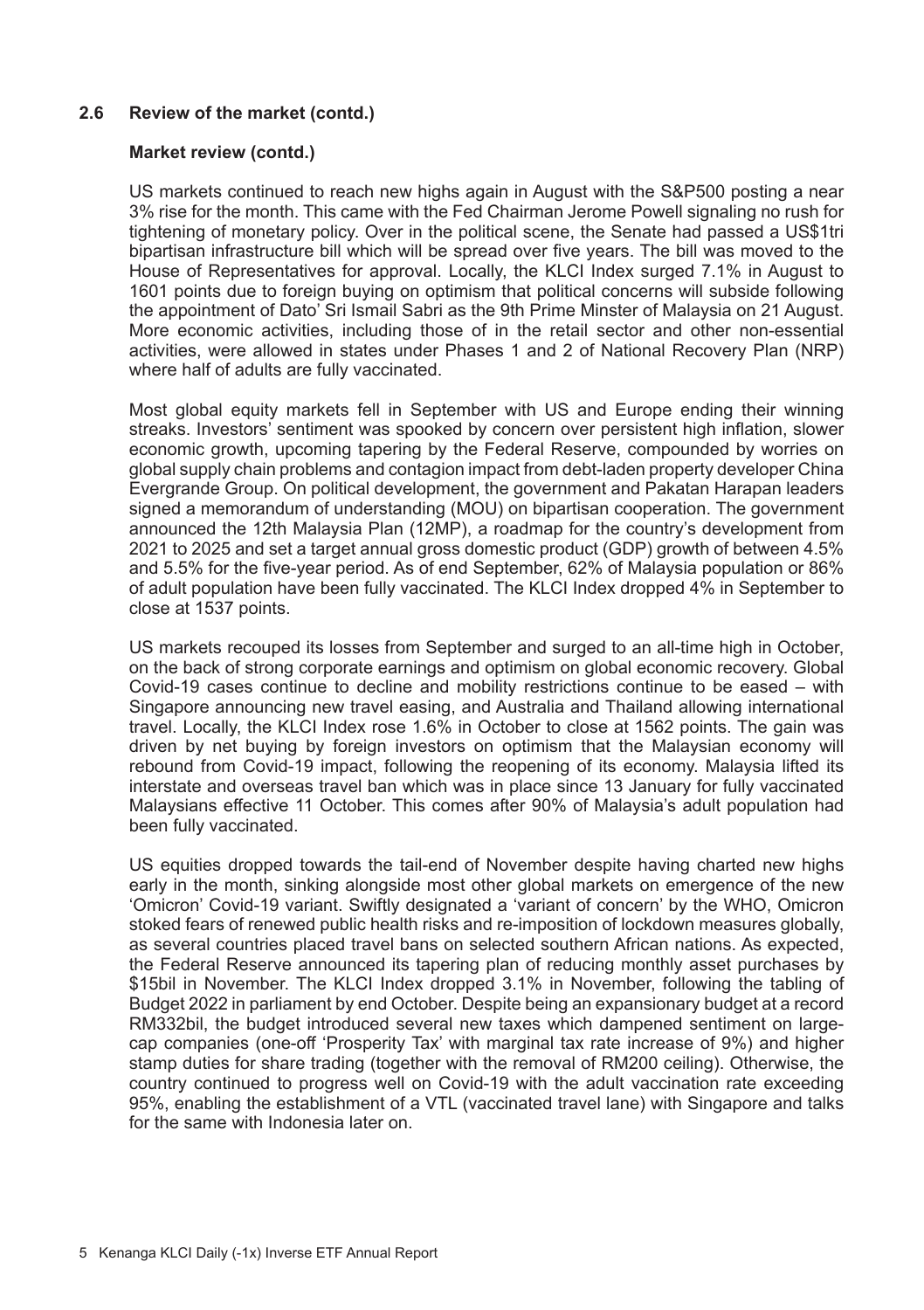### 2.6 Review of the market (contd.)

**Market review (contd.)**

US markets continued to reach new highs again in August with the S&P500 posting a near 3% rise for the month. This came with the Fed Chairman Jerome Powell signaling no rush for tightening of monetary policy. Over in the political scene, the Senate had passed a US$1tri bipartisan infrastructure bill which will be spread over five years. The bill was moved to the House of Representatives for approval. Locally, the KLCI Index surged 7.1% in August to 1601 points due to foreign buying on optimism that political concerns will subside following the appointment of Dato' Sri Ismail Sabri as the 9th Prime Minster of Malaysia on 21 August. More economic activities, including those of in the retail sector and other non-essential activities, were allowed in states under Phases 1 and 2 of National Recovery Plan (NRP) where half of adults are fully vaccinated.

Most global equity markets fell in September with US and Europe ending their winning streaks. Investors' sentiment was spooked by concern over persistent high inflation, slower economic growth, upcoming tapering by the Federal Reserve, compounded by worries on global supply chain problems and contagion impact from debt-laden property developer China Evergrande Group. On political development, the government and Pakatan Harapan leaders signed a memorandum of understanding (MOU) on bipartisan cooperation. The government announced the 12th Malaysia Plan (12MP), a roadmap for the country's development from 2021 to 2025 and set a target annual gross domestic product (GDP) growth of between 4.5% and 5.5% for the five-year period. As of end September, 62% of Malaysia population or 86% of adult population have been fully vaccinated. The KLCI Index dropped 4% in September to close at 1537 points.

US markets recouped its losses from September and surged to an all-time high in October, on the back of strong corporate earnings and optimism on global economic recovery. Global Covid-19 cases continue to decline and mobility restrictions continue to be eased – with Singapore announcing new travel easing, and Australia and Thailand allowing international travel. Locally, the KLCI Index rose 1.6% in October to close at 1562 points. The gain was driven by net buying by foreign investors on optimism that the Malaysian economy will rebound from Covid-19 impact, following the reopening of its economy. Malaysia lifted its interstate and overseas travel ban which was in place since 13 January for fully vaccinated Malaysians effective 11 October. This comes after 90% of Malaysia's adult population had been fully vaccinated.

US equities dropped towards the tail-end of November despite having charted new highs early in the month, sinking alongside most other global markets on emergence of the new 'Omicron' Covid-19 variant. Swiftly designated a 'variant of concern' by the WHO, Omicron stoked fears of renewed public health risks and re-imposition of lockdown measures globally, as several countries placed travel bans on selected southern African nations. As expected, the Federal Reserve announced its tapering plan of reducing monthly asset purchases by $15bil in November. The KLCI Index dropped 3.1% in November, following the tabling of Budget 2022 in parliament by end October. Despite being an expansionary budget at a record RM332bil, the budget introduced several new taxes which dampened sentiment on large-cap companies (one-off 'Prosperity Tax' with marginal tax rate increase of 9%) and higher stamp duties for share trading (together with the removal of RM200 ceiling). Otherwise, the country continued to progress well on Covid-19 with the adult vaccination rate exceeding 95%, enabling the establishment of a VTL (vaccinated travel lane) with Singapore and talks for the same with Indonesia later on.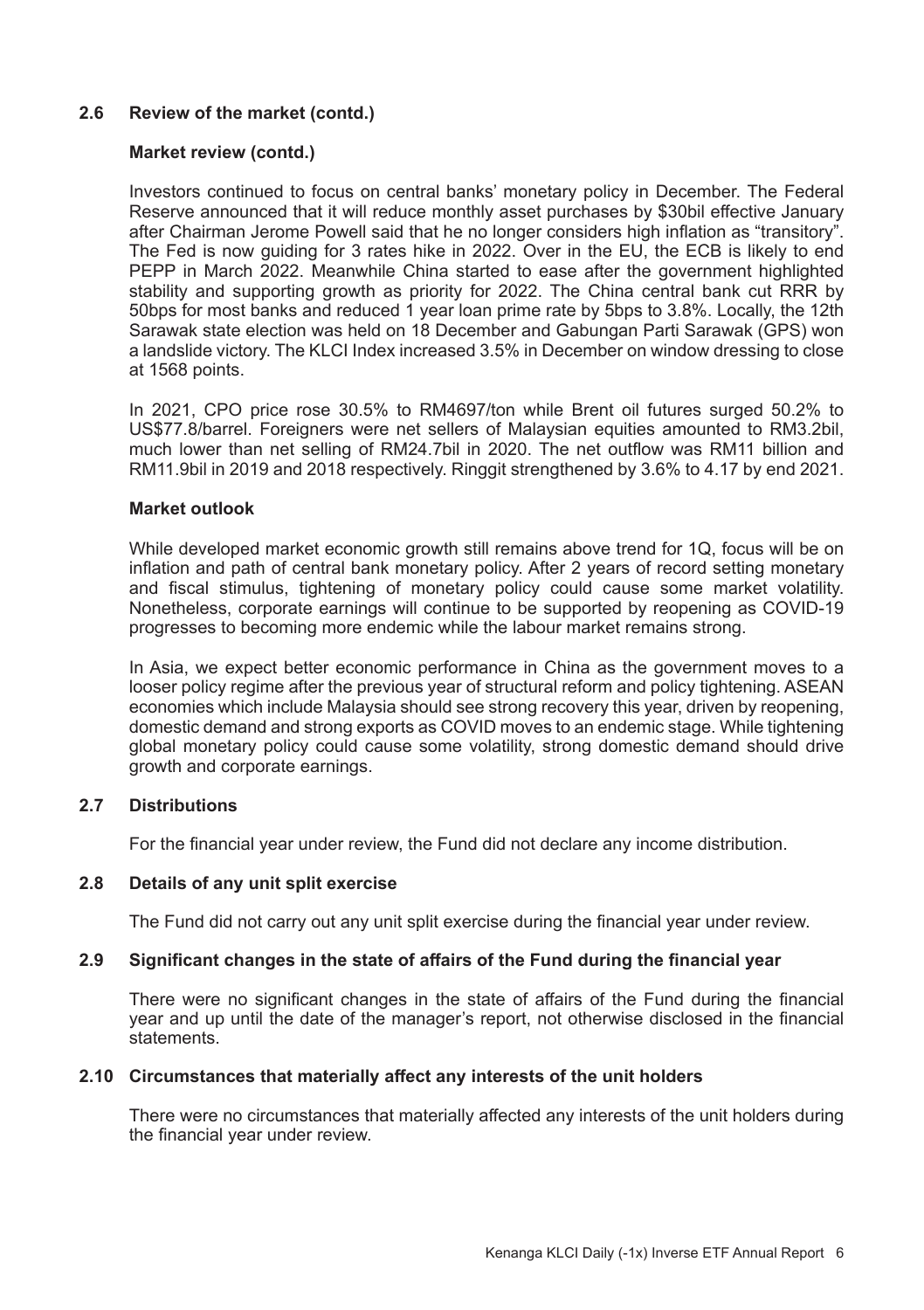### 2.6 Review of the market (contd.)

**Market review (contd.)**

Investors continued to focus on central banks' monetary policy in December. The Federal Reserve announced that it will reduce monthly asset purchases by $30bil effective January after Chairman Jerome Powell said that he no longer considers high inflation as "transitory". The Fed is now guiding for 3 rates hike in 2022. Over in the EU, the ECB is likely to end PEPP in March 2022. Meanwhile China started to ease after the government highlighted stability and supporting growth as priority for 2022. The China central bank cut RRR by 50bps for most banks and reduced 1 year loan prime rate by 5bps to 3.8%. Locally, the 12th Sarawak state election was held on 18 December and Gabungan Parti Sarawak (GPS) won a landslide victory. The KLCI Index increased 3.5% in December on window dressing to close at 1568 points.

In 2021, CPO price rose 30.5% to RM4697/ton while Brent oil futures surged 50.2% to US$77.8/barrel. Foreigners were net sellers of Malaysian equities amounted to RM3.2bil, much lower than net selling of RM24.7bil in 2020. The net outflow was RM11 billion and RM11.9bil in 2019 and 2018 respectively. Ringgit strengthened by 3.6% to 4.17 by end 2021.

**Market outlook**

While developed market economic growth still remains above trend for 1Q, focus will be on inflation and path of central bank monetary policy. After 2 years of record setting monetary and fiscal stimulus, tightening of monetary policy could cause some market volatility. Nonetheless, corporate earnings will continue to be supported by reopening as COVID-19 progresses to becoming more endemic while the labour market remains strong.

In Asia, we expect better economic performance in China as the government moves to a looser policy regime after the previous year of structural reform and policy tightening. ASEAN economies which include Malaysia should see strong recovery this year, driven by reopening, domestic demand and strong exports as COVID moves to an endemic stage. While tightening global monetary policy could cause some volatility, strong domestic demand should drive growth and corporate earnings.

### 2.7 Distributions

For the financial year under review, the Fund did not declare any income distribution.

### 2.8 Details of any unit split exercise

The Fund did not carry out any unit split exercise during the financial year under review.

### 2.9 Significant changes in the state of affairs of the Fund during the financial year

There were no significant changes in the state of affairs of the Fund during the financial year and up until the date of the manager's report, not otherwise disclosed in the financial statements.

### 2.10 Circumstances that materially affect any interests of the unit holders

There were no circumstances that materially affected any interests of the unit holders during the financial year under review.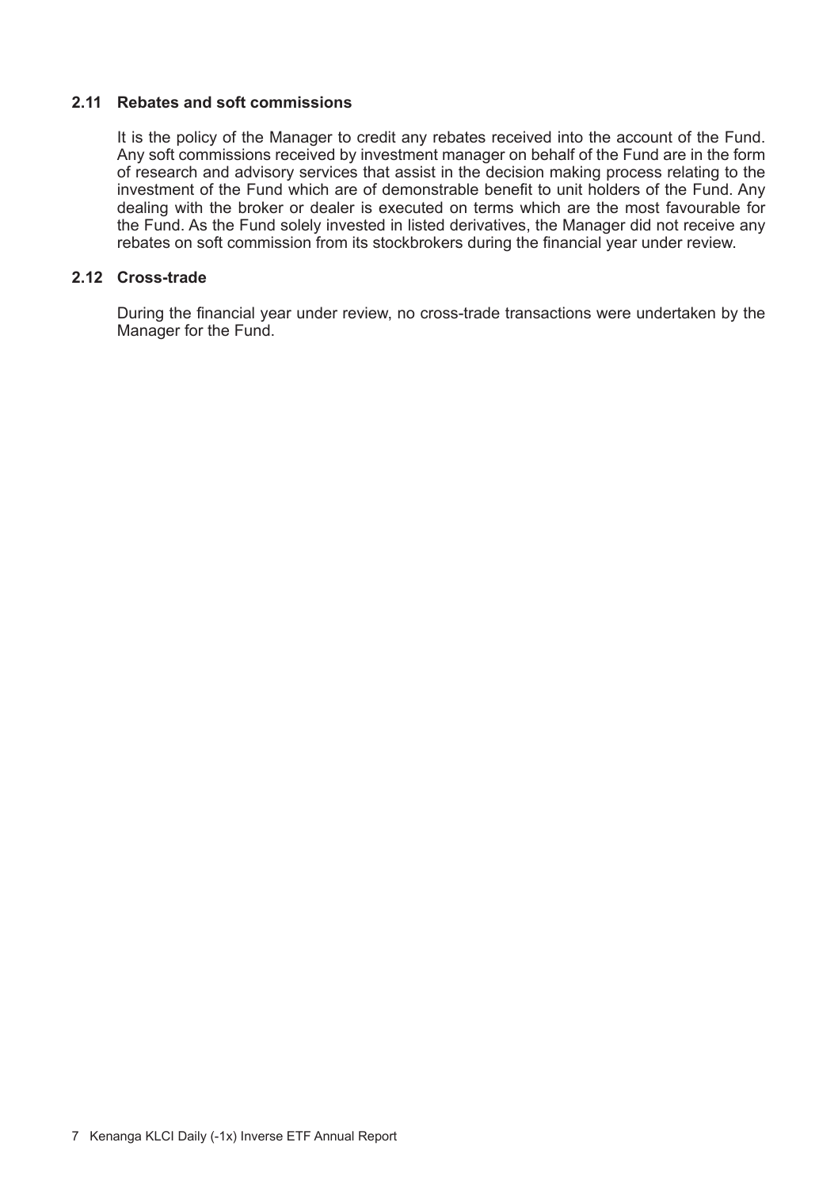### 2.11 Rebates and soft commissions

It is the policy of the Manager to credit any rebates received into the account of the Fund. Any soft commissions received by investment manager on behalf of the Fund are in the form of research and advisory services that assist in the decision making process relating to the investment of the Fund which are of demonstrable benefit to unit holders of the Fund. Any dealing with the broker or dealer is executed on terms which are the most favourable for the Fund. As the Fund solely invested in listed derivatives, the Manager did not receive any rebates on soft commission from its stockbrokers during the financial year under review.

### 2.12 Cross-trade

During the financial year under review, no cross-trade transactions were undertaken by the Manager for the Fund.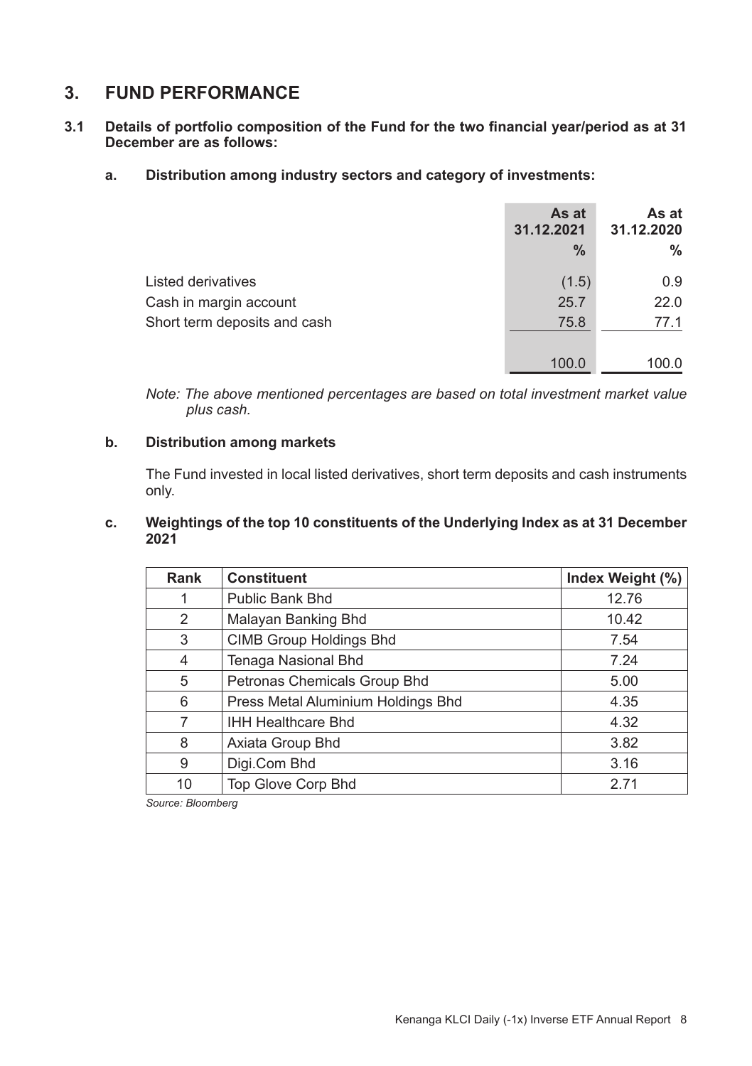# 3. FUND PERFORMANCE

### 3.1 Details of portfolio composition of the Fund for the two financial year/period as at 31 December are as follows:

#### a. Distribution among industry sectors and category of investments:

| | As at 31.12.2021 % | As at 31.12.2020 % |
|---|---|---|
| Listed derivatives | (1.5) | 0.9 |
| Cash in margin account | 25.7 | 22.0 |
| Short term deposits and cash | 75.8 | 77.1 |
| | 100.0 | 100.0 |

*Note: The above mentioned percentages are based on total investment market value plus cash.*

#### b. Distribution among markets

The Fund invested in local listed derivatives, short term deposits and cash instruments only.

#### c. Weightings of the top 10 constituents of the Underlying Index as at 31 December 2021

| Rank | Constituent | Index Weight (%) |
|---|---|---|
| 1 | Public Bank Bhd | 12.76 |
| 2 | Malayan Banking Bhd | 10.42 |
| 3 | CIMB Group Holdings Bhd | 7.54 |
| 4 | Tenaga Nasional Bhd | 7.24 |
| 5 | Petronas Chemicals Group Bhd | 5.00 |
| 6 | Press Metal Aluminium Holdings Bhd | 4.35 |
| 7 | IHH Healthcare Bhd | 4.32 |
| 8 | Axiata Group Bhd | 3.82 |
| 9 | Digi.Com Bhd | 3.16 |
| 10 | Top Glove Corp Bhd | 2.71 |

*Source: Bloomberg*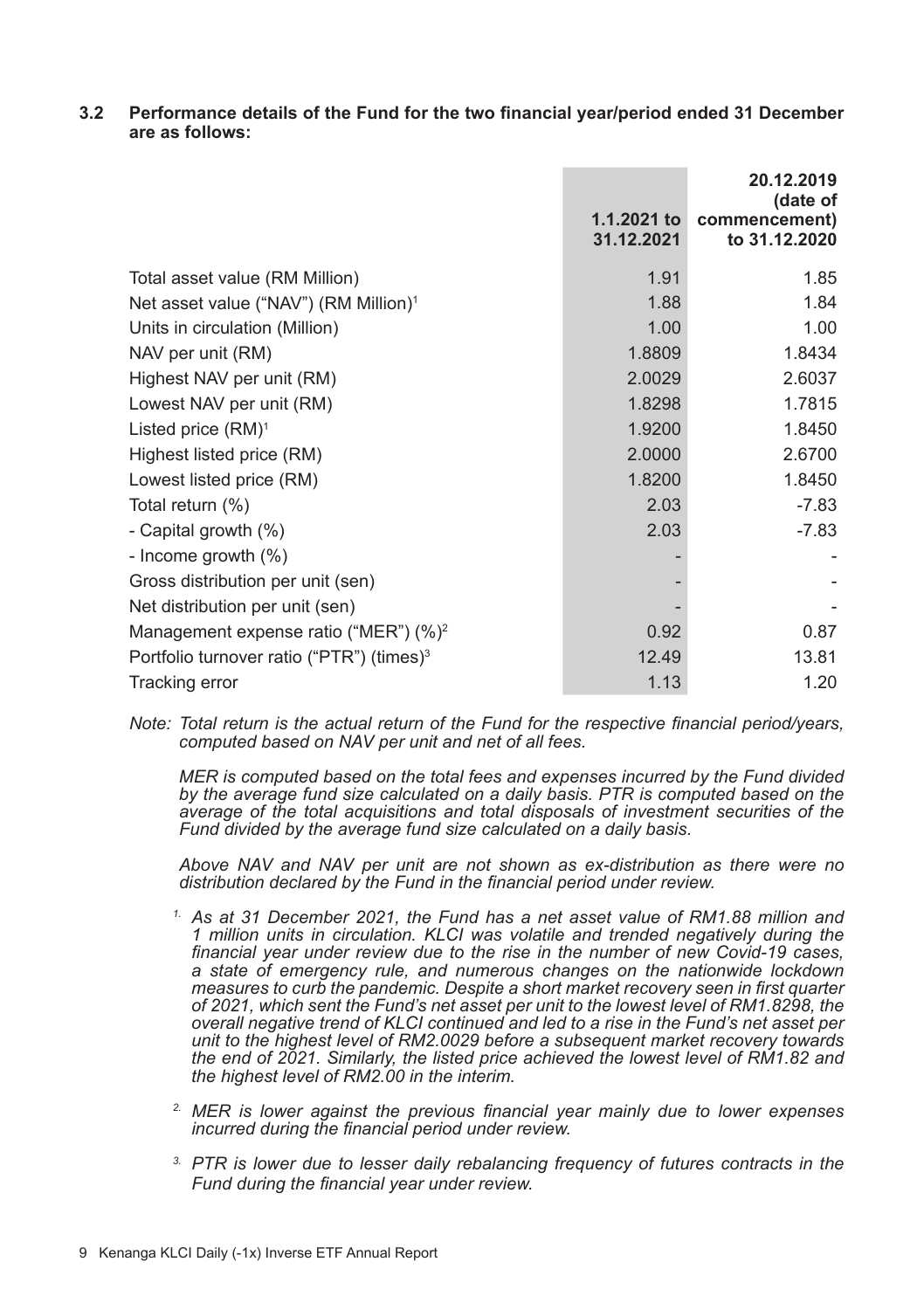### 3.2 Performance details of the Fund for the two financial year/period ended 31 December are as follows:

| | 1.1.2021 to 31.12.2021 | 20.12.2019 (date of commencement) to 31.12.2020 |
|---|---|---|
| Total asset value (RM Million) | 1.91 | 1.85 |
| Net asset value ("NAV") (RM Million)[1] | 1.88 | 1.84 |
| Units in circulation (Million) | 1.00 | 1.00 |
| NAV per unit (RM) | 1.8809 | 1.8434 |
| Highest NAV per unit (RM) | 2.0029 | 2.6037 |
| Lowest NAV per unit (RM) | 1.8298 | 1.7815 |
| Listed price (RM)[1] | 1.9200 | 1.8450 |
| Highest listed price (RM) | 2.0000 | 2.6700 |
| Lowest listed price (RM) | 1.8200 | 1.8450 |
| Total return (%) | 2.03 | -7.83 |
| - Capital growth (%) | 2.03 | -7.83 |
| - Income growth (%) | - | - |
| Gross distribution per unit (sen) | - | - |
| Net distribution per unit (sen) | - | - |
| Management expense ratio ("MER") (%)[2] | 0.92 | 0.87 |
| Portfolio turnover ratio ("PTR") (times)[3] | 12.49 | 13.81 |
| Tracking error | 1.13 | 1.20 |

*Note: Total return is the actual return of the Fund for the respective financial period/years, computed based on NAV per unit and net of all fees.*

*MER is computed based on the total fees and expenses incurred by the Fund divided by the average fund size calculated on a daily basis. PTR is computed based on the average of the total acquisitions and total disposals of investment securities of the Fund divided by the average fund size calculated on a daily basis.*

*Above NAV and NAV per unit are not shown as ex-distribution as there were no distribution declared by the Fund in the financial period under review.*

1. *As at 31 December 2021, the Fund has a net asset value of RM1.88 million and 1 million units in circulation. KLCI was volatile and trended negatively during the financial year under review due to the rise in the number of new Covid-19 cases, a state of emergency rule, and numerous changes on the nationwide lockdown measures to curb the pandemic. Despite a short market recovery seen in first quarter of 2021, which sent the Fund's net asset per unit to the lowest level of RM1.8298, the overall negative trend of KLCI continued and led to a rise in the Fund's net asset per unit to the highest level of RM2.0029 before a subsequent market recovery towards the end of 2021. Similarly, the listed price achieved the lowest level of RM1.82 and the highest level of RM2.00 in the interim.*

2. *MER is lower against the previous financial year mainly due to lower expenses incurred during the financial period under review.*

3. *PTR is lower due to lesser daily rebalancing frequency of futures contracts in the Fund during the financial year under review.*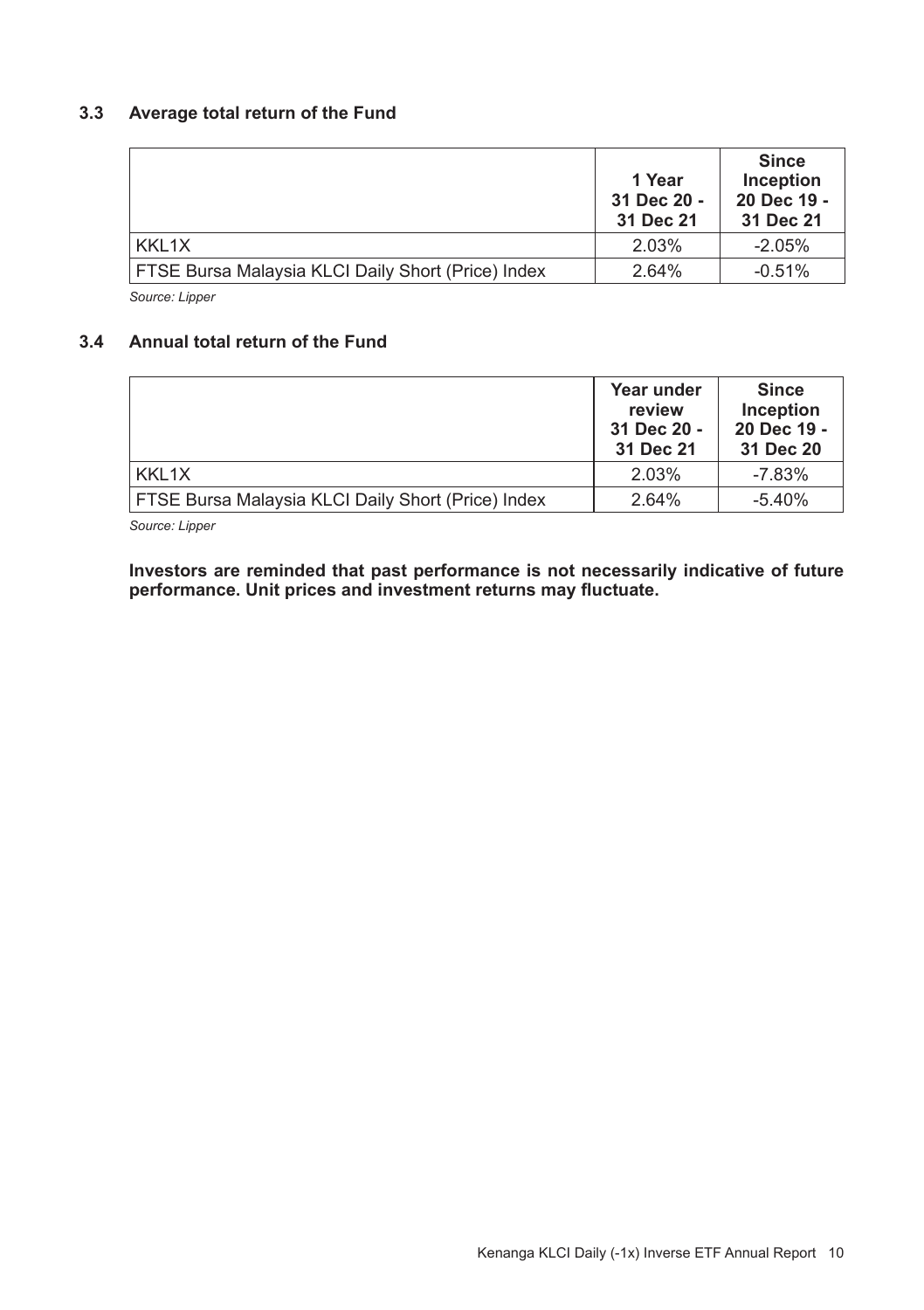### 3.3 Average total return of the Fund

| | 1 Year 31 Dec 20 - 31 Dec 21 | Since Inception 20 Dec 19 - 31 Dec 21 |
|---|---|---|
| KKL1X | 2.03% | -2.05% |
| FTSE Bursa Malaysia KLCI Daily Short (Price) Index | 2.64% | -0.51% |

*Source: Lipper*

### 3.4 Annual total return of the Fund

| | Year under review 31 Dec 20 - 31 Dec 21 | Since Inception 20 Dec 19 - 31 Dec 20 |
|---|---|---|
| KKL1X | 2.03% | -7.83% |
| FTSE Bursa Malaysia KLCI Daily Short (Price) Index | 2.64% | -5.40% |

*Source: Lipper*

**Investors are reminded that past performance is not necessarily indicative of future performance. Unit prices and investment returns may fluctuate.**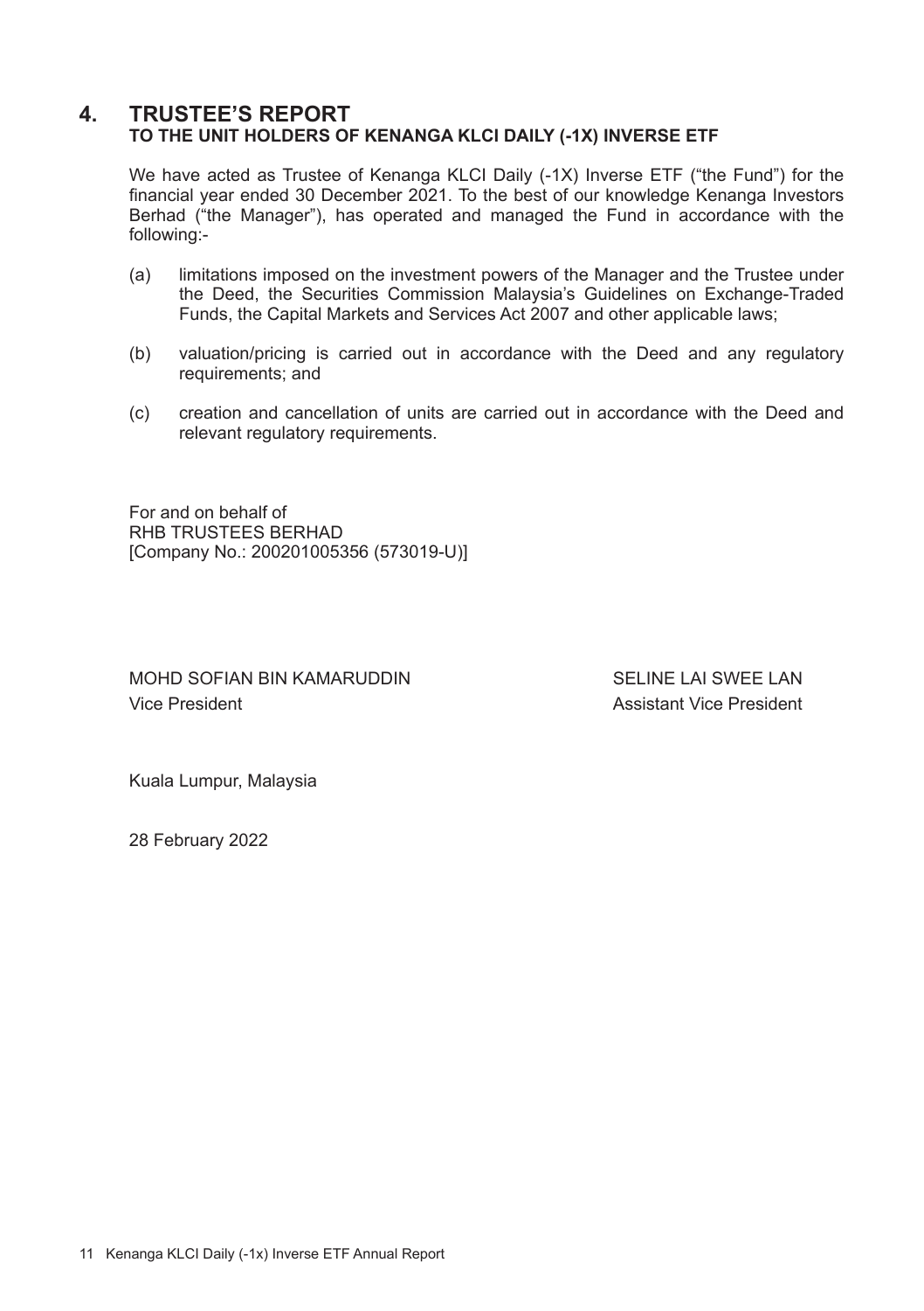# 4. TRUSTEE'S REPORT

**TO THE UNIT HOLDERS OF KENANGA KLCI DAILY (-1X) INVERSE ETF**

We have acted as Trustee of Kenanga KLCI Daily (-1X) Inverse ETF ("the Fund") for the financial year ended 30 December 2021. To the best of our knowledge Kenanga Investors Berhad ("the Manager"), has operated and managed the Fund in accordance with the following:-

(a) limitations imposed on the investment powers of the Manager and the Trustee under the Deed, the Securities Commission Malaysia's Guidelines on Exchange-Traded Funds, the Capital Markets and Services Act 2007 and other applicable laws;

(b) valuation/pricing is carried out in accordance with the Deed and any regulatory requirements; and

(c) creation and cancellation of units are carried out in accordance with the Deed and relevant regulatory requirements.

For and on behalf of
RHB TRUSTEES BERHAD
[Company No.: 200201005356 (573019-U)]

| | |
|---|---|
| MOHD SOFIAN BIN KAMARUDDIN | SELINE LAI SWEE LAN |
| Vice President | Assistant Vice President |

Kuala Lumpur, Malaysia

28 February 2022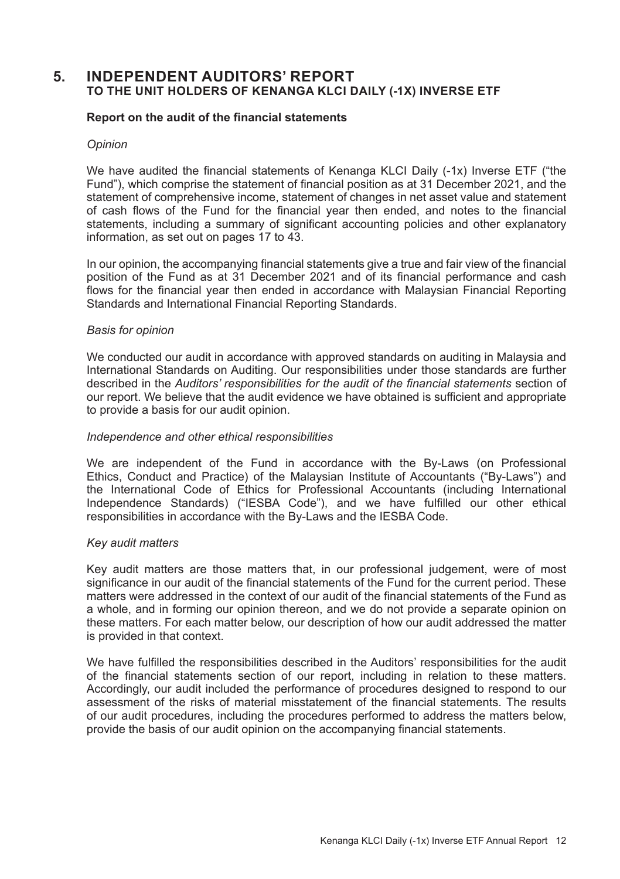# 5. INDEPENDENT AUDITORS' REPORT
## TO THE UNIT HOLDERS OF KENANGA KLCI DAILY (-1X) INVERSE ETF

### Report on the audit of the financial statements

*Opinion*

We have audited the financial statements of Kenanga KLCI Daily (-1x) Inverse ETF ("the Fund"), which comprise the statement of financial position as at 31 December 2021, and the statement of comprehensive income, statement of changes in net asset value and statement of cash flows of the Fund for the financial year then ended, and notes to the financial statements, including a summary of significant accounting policies and other explanatory information, as set out on pages 17 to 43.

In our opinion, the accompanying financial statements give a true and fair view of the financial position of the Fund as at 31 December 2021 and of its financial performance and cash flows for the financial year then ended in accordance with Malaysian Financial Reporting Standards and International Financial Reporting Standards.

*Basis for opinion*

We conducted our audit in accordance with approved standards on auditing in Malaysia and International Standards on Auditing. Our responsibilities under those standards are further described in the *Auditors' responsibilities for the audit of the financial statements* section of our report. We believe that the audit evidence we have obtained is sufficient and appropriate to provide a basis for our audit opinion.

*Independence and other ethical responsibilities*

We are independent of the Fund in accordance with the By-Laws (on Professional Ethics, Conduct and Practice) of the Malaysian Institute of Accountants ("By-Laws") and the International Code of Ethics for Professional Accountants (including International Independence Standards) ("IESBA Code"), and we have fulfilled our other ethical responsibilities in accordance with the By-Laws and the IESBA Code.

*Key audit matters*

Key audit matters are those matters that, in our professional judgement, were of most significance in our audit of the financial statements of the Fund for the current period. These matters were addressed in the context of our audit of the financial statements of the Fund as a whole, and in forming our opinion thereon, and we do not provide a separate opinion on these matters. For each matter below, our description of how our audit addressed the matter is provided in that context.

We have fulfilled the responsibilities described in the Auditors' responsibilities for the audit of the financial statements section of our report, including in relation to these matters. Accordingly, our audit included the performance of procedures designed to respond to our assessment of the risks of material misstatement of the financial statements. The results of our audit procedures, including the procedures performed to address the matters below, provide the basis of our audit opinion on the accompanying financial statements.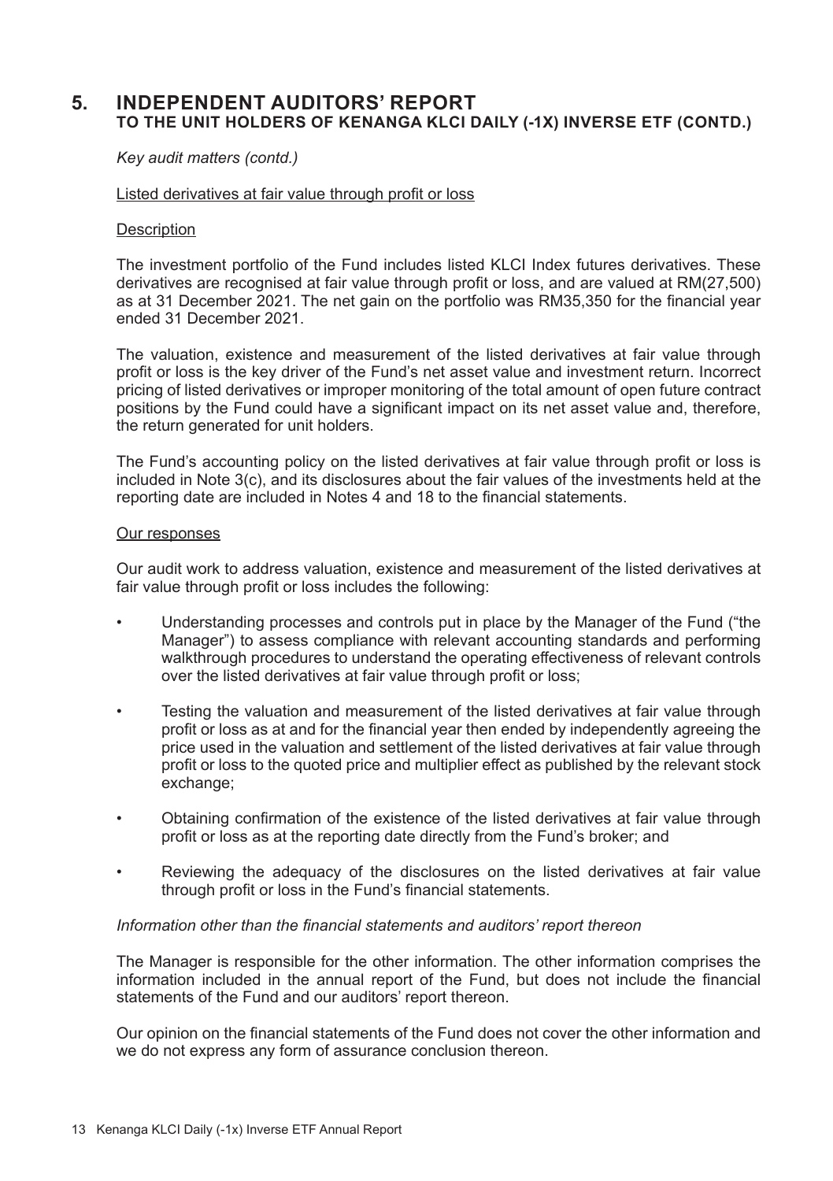# 5. INDEPENDENT AUDITORS' REPORT
## TO THE UNIT HOLDERS OF KENANGA KLCI DAILY (-1X) INVERSE ETF (CONTD.)

*Key audit matters (contd.)*

Listed derivatives at fair value through profit or loss

Description

The investment portfolio of the Fund includes listed KLCI Index futures derivatives. These derivatives are recognised at fair value through profit or loss, and are valued at RM(27,500) as at 31 December 2021. The net gain on the portfolio was RM35,350 for the financial year ended 31 December 2021.

The valuation, existence and measurement of the listed derivatives at fair value through profit or loss is the key driver of the Fund's net asset value and investment return. Incorrect pricing of listed derivatives or improper monitoring of the total amount of open future contract positions by the Fund could have a significant impact on its net asset value and, therefore, the return generated for unit holders.

The Fund's accounting policy on the listed derivatives at fair value through profit or loss is included in Note 3(c), and its disclosures about the fair values of the investments held at the reporting date are included in Notes 4 and 18 to the financial statements.

Our responses

Our audit work to address valuation, existence and measurement of the listed derivatives at fair value through profit or loss includes the following:

- Understanding processes and controls put in place by the Manager of the Fund ("the Manager") to assess compliance with relevant accounting standards and performing walkthrough procedures to understand the operating effectiveness of relevant controls over the listed derivatives at fair value through profit or loss;
- Testing the valuation and measurement of the listed derivatives at fair value through profit or loss as at and for the financial year then ended by independently agreeing the price used in the valuation and settlement of the listed derivatives at fair value through profit or loss to the quoted price and multiplier effect as published by the relevant stock exchange;
- Obtaining confirmation of the existence of the listed derivatives at fair value through profit or loss as at the reporting date directly from the Fund's broker; and
- Reviewing the adequacy of the disclosures on the listed derivatives at fair value through profit or loss in the Fund's financial statements.

*Information other than the financial statements and auditors' report thereon*

The Manager is responsible for the other information. The other information comprises the information included in the annual report of the Fund, but does not include the financial statements of the Fund and our auditors' report thereon.

Our opinion on the financial statements of the Fund does not cover the other information and we do not express any form of assurance conclusion thereon.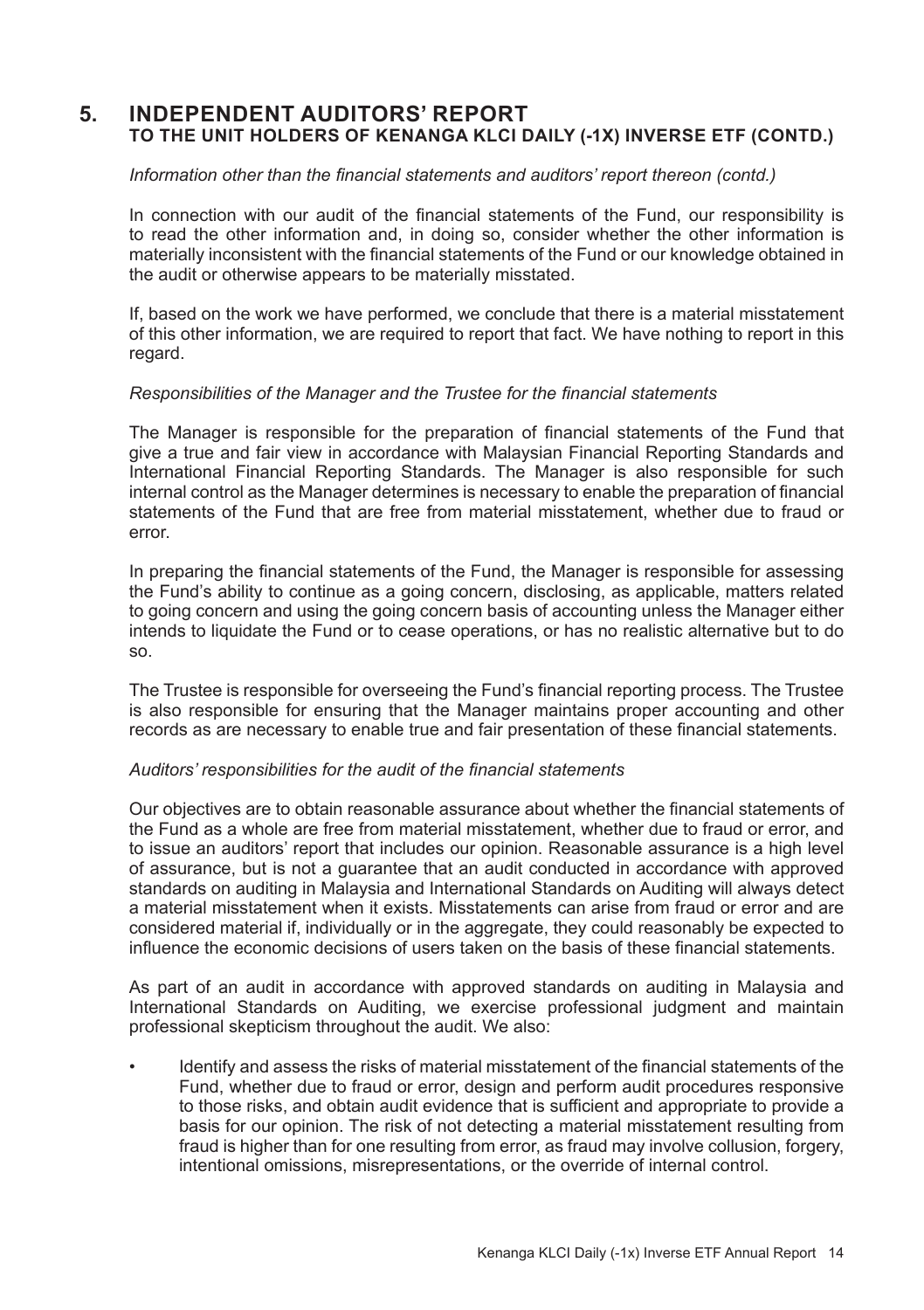# 5. INDEPENDENT AUDITORS' REPORT
## TO THE UNIT HOLDERS OF KENANGA KLCI DAILY (-1X) INVERSE ETF (CONTD.)

*Information other than the financial statements and auditors' report thereon (contd.)*

In connection with our audit of the financial statements of the Fund, our responsibility is to read the other information and, in doing so, consider whether the other information is materially inconsistent with the financial statements of the Fund or our knowledge obtained in the audit or otherwise appears to be materially misstated.

If, based on the work we have performed, we conclude that there is a material misstatement of this other information, we are required to report that fact. We have nothing to report in this regard.

*Responsibilities of the Manager and the Trustee for the financial statements*

The Manager is responsible for the preparation of financial statements of the Fund that give a true and fair view in accordance with Malaysian Financial Reporting Standards and International Financial Reporting Standards. The Manager is also responsible for such internal control as the Manager determines is necessary to enable the preparation of financial statements of the Fund that are free from material misstatement, whether due to fraud or error.

In preparing the financial statements of the Fund, the Manager is responsible for assessing the Fund's ability to continue as a going concern, disclosing, as applicable, matters related to going concern and using the going concern basis of accounting unless the Manager either intends to liquidate the Fund or to cease operations, or has no realistic alternative but to do so.

The Trustee is responsible for overseeing the Fund's financial reporting process. The Trustee is also responsible for ensuring that the Manager maintains proper accounting and other records as are necessary to enable true and fair presentation of these financial statements.

*Auditors' responsibilities for the audit of the financial statements*

Our objectives are to obtain reasonable assurance about whether the financial statements of the Fund as a whole are free from material misstatement, whether due to fraud or error, and to issue an auditors' report that includes our opinion. Reasonable assurance is a high level of assurance, but is not a guarantee that an audit conducted in accordance with approved standards on auditing in Malaysia and International Standards on Auditing will always detect a material misstatement when it exists. Misstatements can arise from fraud or error and are considered material if, individually or in the aggregate, they could reasonably be expected to influence the economic decisions of users taken on the basis of these financial statements.

As part of an audit in accordance with approved standards on auditing in Malaysia and International Standards on Auditing, we exercise professional judgment and maintain professional skepticism throughout the audit. We also:

- Identify and assess the risks of material misstatement of the financial statements of the Fund, whether due to fraud or error, design and perform audit procedures responsive to those risks, and obtain audit evidence that is sufficient and appropriate to provide a basis for our opinion. The risk of not detecting a material misstatement resulting from fraud is higher than for one resulting from error, as fraud may involve collusion, forgery, intentional omissions, misrepresentations, or the override of internal control.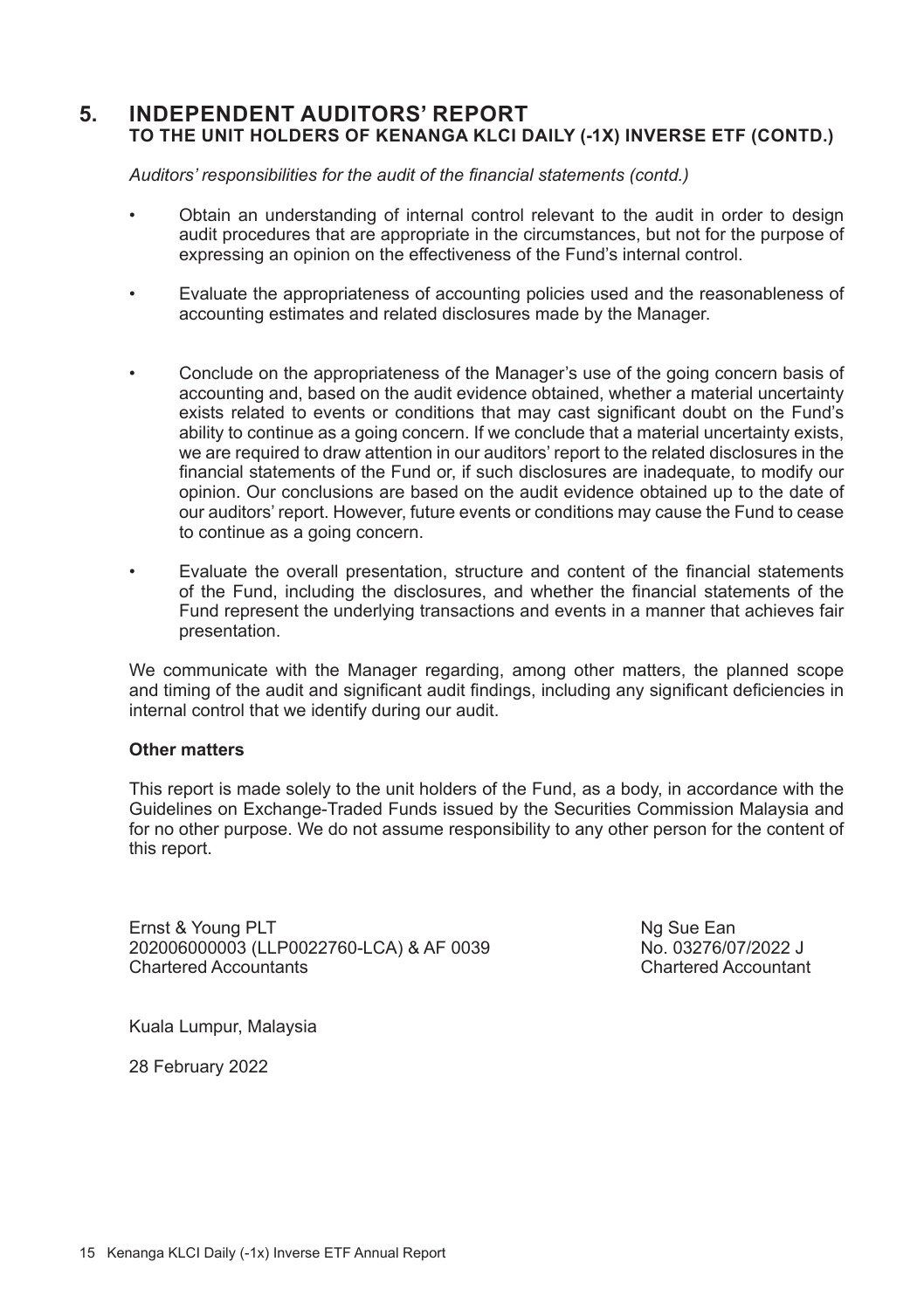## 5. INDEPENDENT AUDITORS' REPORT
### TO THE UNIT HOLDERS OF KENANGA KLCI DAILY (-1X) INVERSE ETF (CONTD.)

*Auditors' responsibilities for the audit of the financial statements (contd.)*

- Obtain an understanding of internal control relevant to the audit in order to design audit procedures that are appropriate in the circumstances, but not for the purpose of expressing an opinion on the effectiveness of the Fund's internal control.

- Evaluate the appropriateness of accounting policies used and the reasonableness of accounting estimates and related disclosures made by the Manager.

- Conclude on the appropriateness of the Manager's use of the going concern basis of accounting and, based on the audit evidence obtained, whether a material uncertainty exists related to events or conditions that may cast significant doubt on the Fund's ability to continue as a going concern. If we conclude that a material uncertainty exists, we are required to draw attention in our auditors' report to the related disclosures in the financial statements of the Fund or, if such disclosures are inadequate, to modify our opinion. Our conclusions are based on the audit evidence obtained up to the date of our auditors' report. However, future events or conditions may cause the Fund to cease to continue as a going concern.

- Evaluate the overall presentation, structure and content of the financial statements of the Fund, including the disclosures, and whether the financial statements of the Fund represent the underlying transactions and events in a manner that achieves fair presentation.

We communicate with the Manager regarding, among other matters, the planned scope and timing of the audit and significant audit findings, including any significant deficiencies in internal control that we identify during our audit.

**Other matters**

This report is made solely to the unit holders of the Fund, as a body, in accordance with the Guidelines on Exchange-Traded Funds issued by the Securities Commission Malaysia and for no other purpose. We do not assume responsibility to any other person for the content of this report.

Ernst & Young PLT
202006000003 (LLP0022760-LCA) & AF 0039
Chartered Accountants

Ng Sue Ean
No. 03276/07/2022 J
Chartered Accountant

Kuala Lumpur, Malaysia

28 February 2022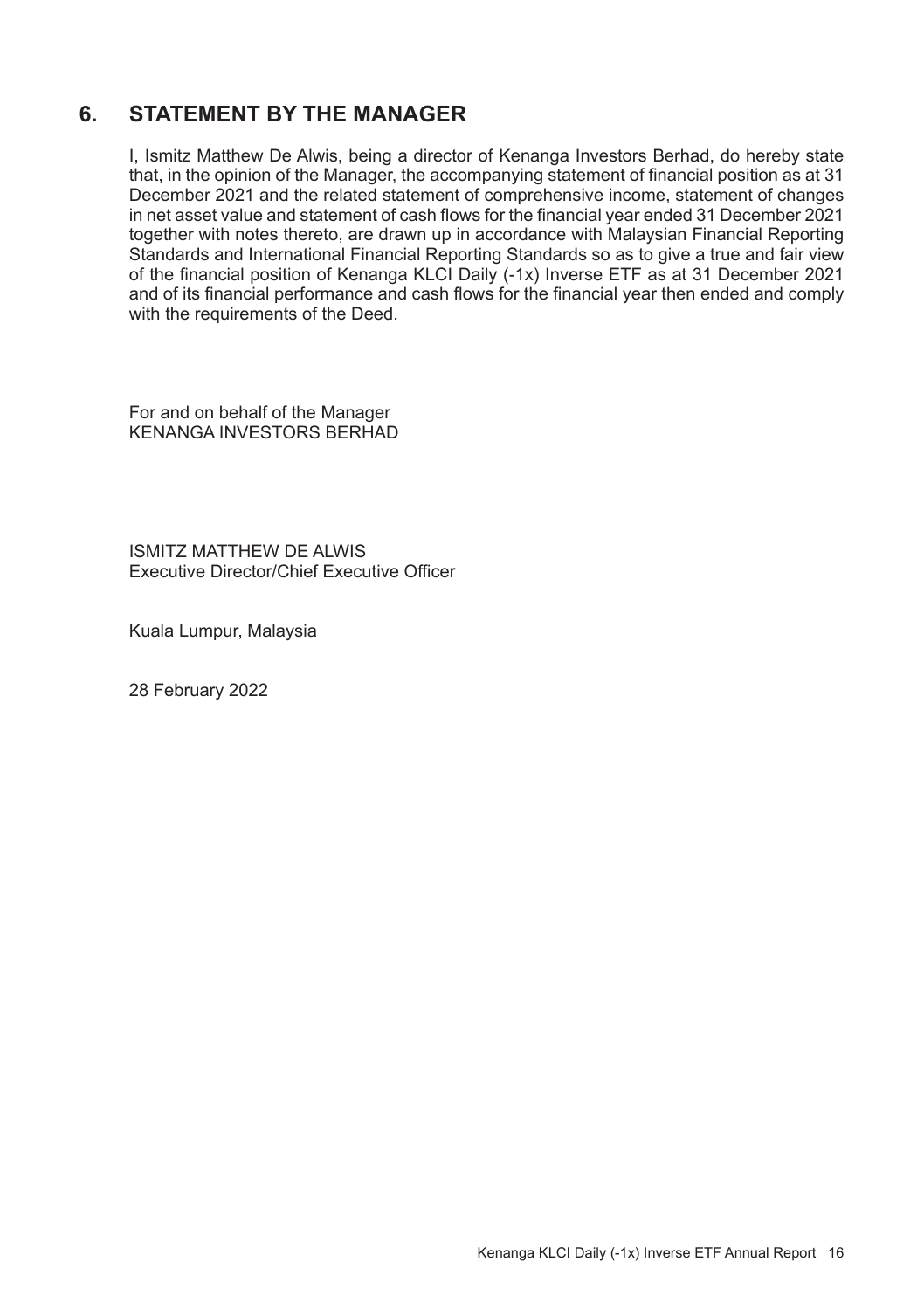## 6. STATEMENT BY THE MANAGER

I, Ismitz Matthew De Alwis, being a director of Kenanga Investors Berhad, do hereby state that, in the opinion of the Manager, the accompanying statement of financial position as at 31 December 2021 and the related statement of comprehensive income, statement of changes in net asset value and statement of cash flows for the financial year ended 31 December 2021 together with notes thereto, are drawn up in accordance with Malaysian Financial Reporting Standards and International Financial Reporting Standards so as to give a true and fair view of the financial position of Kenanga KLCI Daily (-1x) Inverse ETF as at 31 December 2021 and of its financial performance and cash flows for the financial year then ended and comply with the requirements of the Deed.

For and on behalf of the Manager
KENANGA INVESTORS BERHAD

ISMITZ MATTHEW DE ALWIS
Executive Director/Chief Executive Officer

Kuala Lumpur, Malaysia

28 February 2022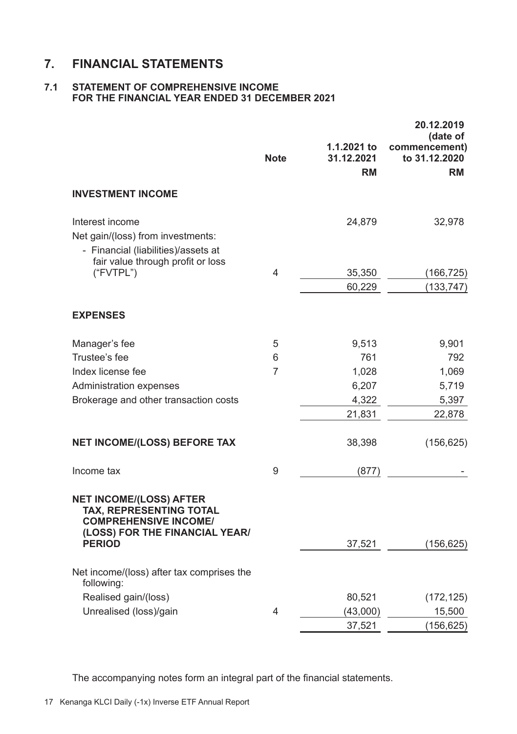# 7. FINANCIAL STATEMENTS

## 7.1 STATEMENT OF COMPREHENSIVE INCOME FOR THE FINANCIAL YEAR ENDED 31 DECEMBER 2021

| | Note | 1.1.2021 to 31.12.2021 | 20.12.2019 (date of commencement) to 31.12.2020 |
|---|---|---|---|
| | | RM | RM |
| **INVESTMENT INCOME** | | | |
| Interest income | | 24,879 | 32,978 |
| Net gain/(loss) from investments: | | | |
| - Financial (liabilities)/assets at fair value through profit or loss ("FVTPL") | 4 | 35,350 | (166,725) |
| | | 60,229 | (133,747) |
| **EXPENSES** | | | |
| Manager's fee | 5 | 9,513 | 9,901 |
| Trustee's fee | 6 | 761 | 792 |
| Index license fee | 7 | 1,028 | 1,069 |
| Administration expenses | | 6,207 | 5,719 |
| Brokerage and other transaction costs | | 4,322 | 5,397 |
| | | 21,831 | 22,878 |
| **NET INCOME/(LOSS) BEFORE TAX** | | 38,398 | (156,625) |
| Income tax | 9 | (877) | - |
| **NET INCOME/(LOSS) AFTER TAX, REPRESENTING TOTAL COMPREHENSIVE INCOME/ (LOSS) FOR THE FINANCIAL YEAR/ PERIOD** | | 37,521 | (156,625) |
| Net income/(loss) after tax comprises the following: | | | |
| Realised gain/(loss) | | 80,521 | (172,125) |
| Unrealised (loss)/gain | 4 | (43,000) | 15,500 |
| | | 37,521 | (156,625) |

The accompanying notes form an integral part of the financial statements.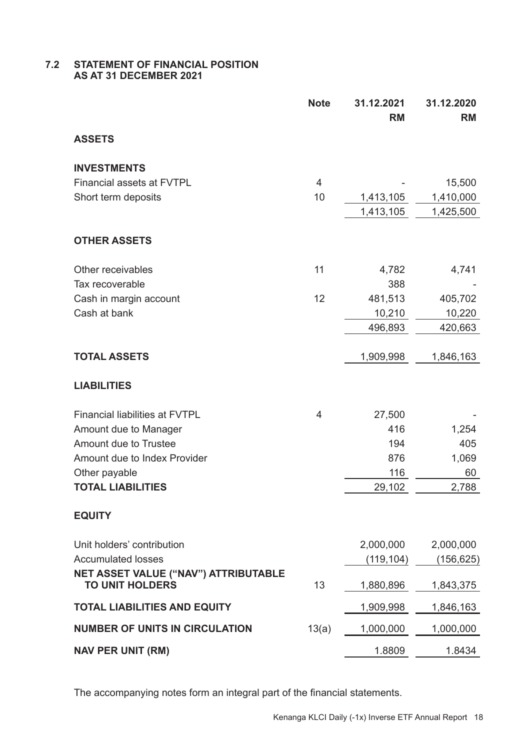## 7.2 STATEMENT OF FINANCIAL POSITION AS AT 31 DECEMBER 2021

| | Note | 31.12.2021 RM | 31.12.2020 RM |
|---|---|---|---|
| **ASSETS** | | | |
| **INVESTMENTS** | | | |
| Financial assets at FVTPL | 4 | - | 15,500 |
| Short term deposits | 10 | 1,413,105 | 1,410,000 |
| | | 1,413,105 | 1,425,500 |
| **OTHER ASSETS** | | | |
| Other receivables | 11 | 4,782 | 4,741 |
| Tax recoverable | | 388 | - |
| Cash in margin account | 12 | 481,513 | 405,702 |
| Cash at bank | | 10,210 | 10,220 |
| | | 496,893 | 420,663 |
| **TOTAL ASSETS** | | 1,909,998 | 1,846,163 |
| **LIABILITIES** | | | |
| Financial liabilities at FVTPL | 4 | 27,500 | - |
| Amount due to Manager | | 416 | 1,254 |
| Amount due to Trustee | | 194 | 405 |
| Amount due to Index Provider | | 876 | 1,069 |
| Other payable | | 116 | 60 |
| **TOTAL LIABILITIES** | | 29,102 | 2,788 |
| **EQUITY** | | | |
| Unit holders' contribution | | 2,000,000 | 2,000,000 |
| Accumulated losses | | (119,104) | (156,625) |
| **NET ASSET VALUE ("NAV") ATTRIBUTABLE TO UNIT HOLDERS** | 13 | 1,880,896 | 1,843,375 |
| **TOTAL LIABILITIES AND EQUITY** | | 1,909,998 | 1,846,163 |
| **NUMBER OF UNITS IN CIRCULATION** | 13(a) | 1,000,000 | 1,000,000 |
| **NAV PER UNIT (RM)** | | 1.8809 | 1.8434 |

The accompanying notes form an integral part of the financial statements.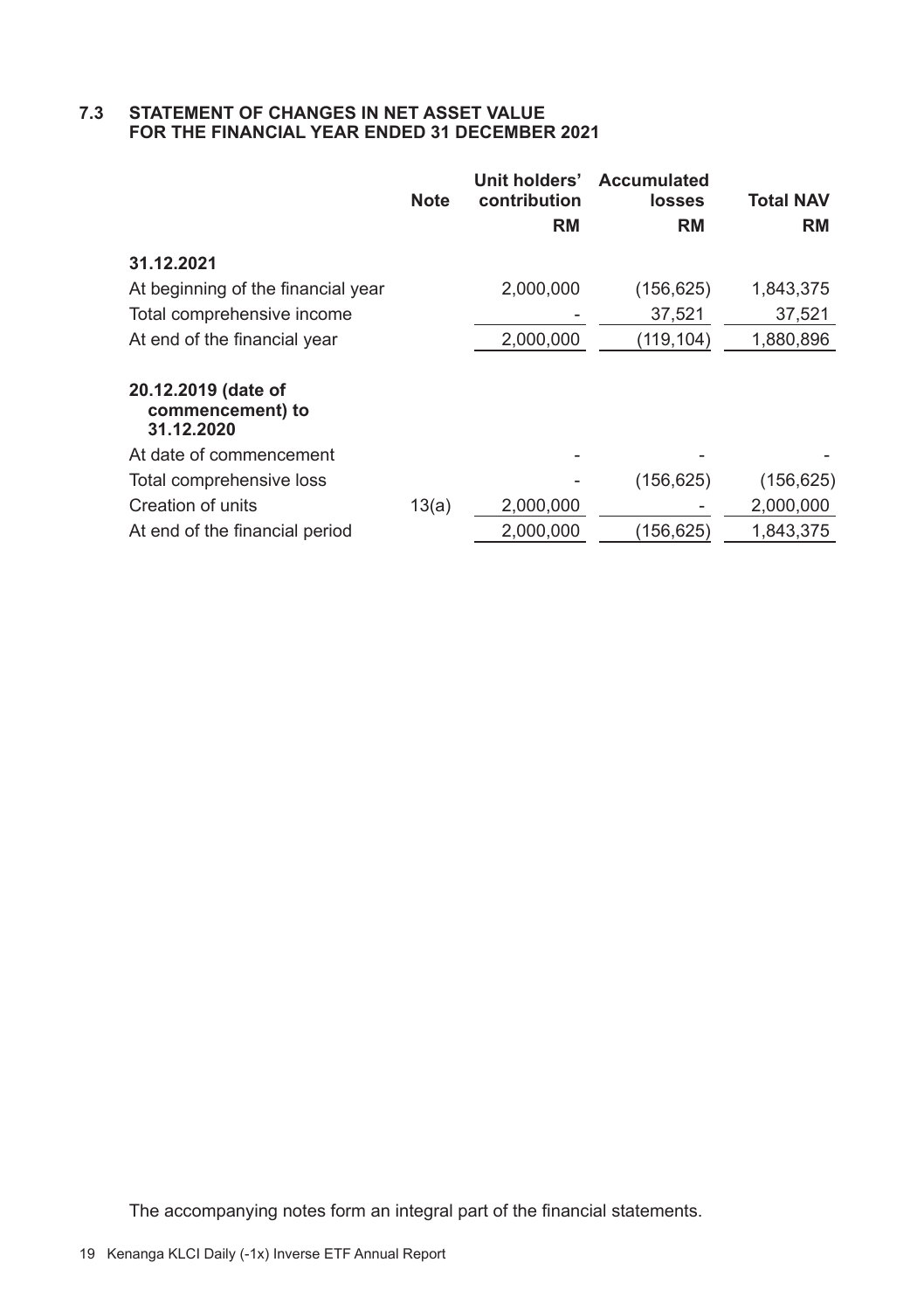## 7.3 STATEMENT OF CHANGES IN NET ASSET VALUE FOR THE FINANCIAL YEAR ENDED 31 DECEMBER 2021

| | Note | Unit holders' contribution RM | Accumulated losses RM | Total NAV RM |
|---|---|---|---|---|
| **31.12.2021** | | | | |
| At beginning of the financial year | | 2,000,000 | (156,625) | 1,843,375 |
| Total comprehensive income | | - | 37,521 | 37,521 |
| At end of the financial year | | 2,000,000 | (119,104) | 1,880,896 |
| **20.12.2019 (date of commencement) to 31.12.2020** | | | | |
| At date of commencement | | - | - | - |
| Total comprehensive loss | | - | (156,625) | (156,625) |
| Creation of units | 13(a) | 2,000,000 | - | 2,000,000 |
| At end of the financial period | | 2,000,000 | (156,625) | 1,843,375 |

The accompanying notes form an integral part of the financial statements.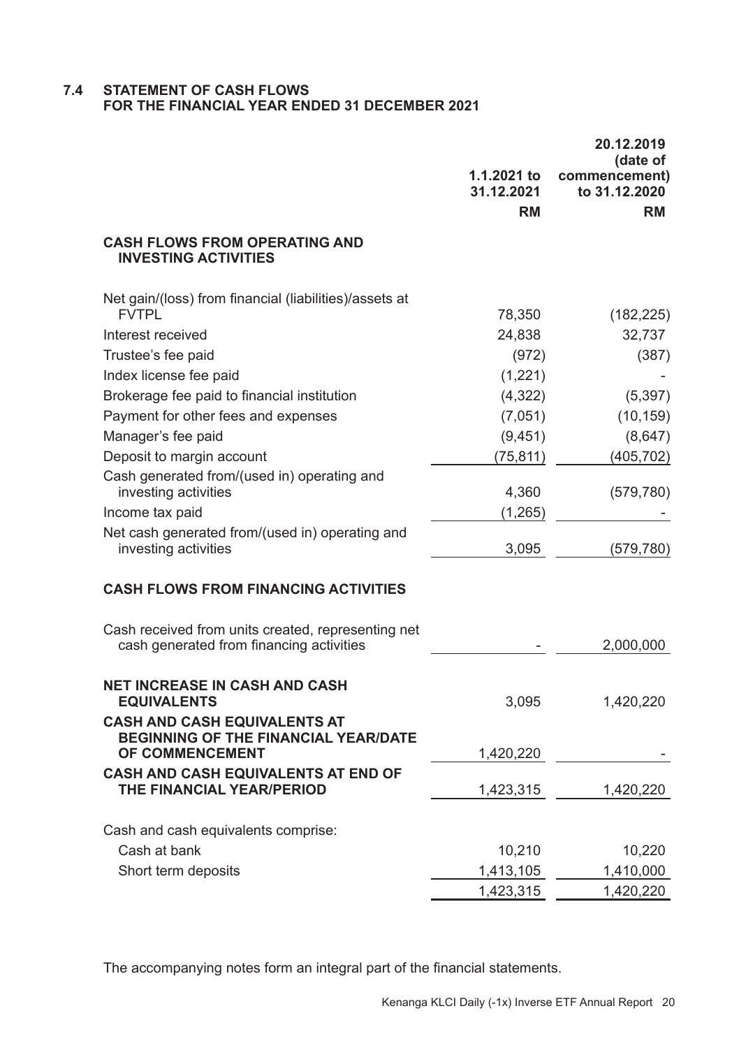## 7.4 STATEMENT OF CASH FLOWS FOR THE FINANCIAL YEAR ENDED 31 DECEMBER 2021

| | 1.1.2021 to 31.12.2021 | 20.12.2019 (date of commencement) to 31.12.2020 |
|---|---|---|
| | RM | RM |
| **CASH FLOWS FROM OPERATING AND INVESTING ACTIVITIES** | | |
| Net gain/(loss) from financial (liabilities)/assets at FVTPL | 78,350 | (182,225) |
| Interest received | 24,838 | 32,737 |
| Trustee's fee paid | (972) | (387) |
| Index license fee paid | (1,221) | - |
| Brokerage fee paid to financial institution | (4,322) | (5,397) |
| Payment for other fees and expenses | (7,051) | (10,159) |
| Manager's fee paid | (9,451) | (8,647) |
| Deposit to margin account | (75,811) | (405,702) |
| Cash generated from/(used in) operating and investing activities | 4,360 | (579,780) |
| Income tax paid | (1,265) | - |
| Net cash generated from/(used in) operating and investing activities | 3,095 | (579,780) |
| **CASH FLOWS FROM FINANCING ACTIVITIES** | | |
| Cash received from units created, representing net cash generated from financing activities | - | 2,000,000 |
| **NET INCREASE IN CASH AND CASH EQUIVALENTS** | 3,095 | 1,420,220 |
| **CASH AND CASH EQUIVALENTS AT BEGINNING OF THE FINANCIAL YEAR/DATE OF COMMENCEMENT** | 1,420,220 | - |
| **CASH AND CASH EQUIVALENTS AT END OF THE FINANCIAL YEAR/PERIOD** | 1,423,315 | 1,420,220 |
| Cash and cash equivalents comprise: | | |
| Cash at bank | 10,210 | 10,220 |
| Short term deposits | 1,413,105 | 1,410,000 |
| | 1,423,315 | 1,420,220 |

The accompanying notes form an integral part of the financial statements.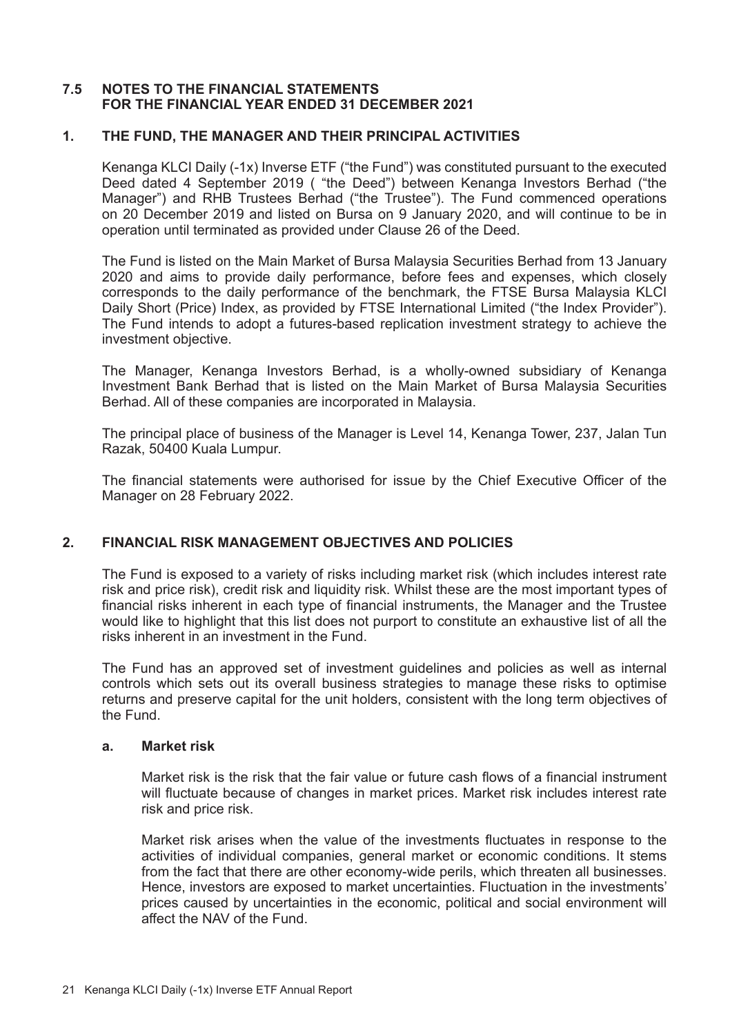## 7.5 NOTES TO THE FINANCIAL STATEMENTS FOR THE FINANCIAL YEAR ENDED 31 DECEMBER 2021

### 1. THE FUND, THE MANAGER AND THEIR PRINCIPAL ACTIVITIES

Kenanga KLCI Daily (-1x) Inverse ETF ("the Fund") was constituted pursuant to the executed Deed dated 4 September 2019 ( "the Deed") between Kenanga Investors Berhad ("the Manager") and RHB Trustees Berhad ("the Trustee"). The Fund commenced operations on 20 December 2019 and listed on Bursa on 9 January 2020, and will continue to be in operation until terminated as provided under Clause 26 of the Deed.

The Fund is listed on the Main Market of Bursa Malaysia Securities Berhad from 13 January 2020 and aims to provide daily performance, before fees and expenses, which closely corresponds to the daily performance of the benchmark, the FTSE Bursa Malaysia KLCI Daily Short (Price) Index, as provided by FTSE International Limited ("the Index Provider"). The Fund intends to adopt a futures-based replication investment strategy to achieve the investment objective.

The Manager, Kenanga Investors Berhad, is a wholly-owned subsidiary of Kenanga Investment Bank Berhad that is listed on the Main Market of Bursa Malaysia Securities Berhad. All of these companies are incorporated in Malaysia.

The principal place of business of the Manager is Level 14, Kenanga Tower, 237, Jalan Tun Razak, 50400 Kuala Lumpur.

The financial statements were authorised for issue by the Chief Executive Officer of the Manager on 28 February 2022.

### 2. FINANCIAL RISK MANAGEMENT OBJECTIVES AND POLICIES

The Fund is exposed to a variety of risks including market risk (which includes interest rate risk and price risk), credit risk and liquidity risk. Whilst these are the most important types of financial risks inherent in each type of financial instruments, the Manager and the Trustee would like to highlight that this list does not purport to constitute an exhaustive list of all the risks inherent in an investment in the Fund.

The Fund has an approved set of investment guidelines and policies as well as internal controls which sets out its overall business strategies to manage these risks to optimise returns and preserve capital for the unit holders, consistent with the long term objectives of the Fund.

#### a. Market risk

Market risk is the risk that the fair value or future cash flows of a financial instrument will fluctuate because of changes in market prices. Market risk includes interest rate risk and price risk.

Market risk arises when the value of the investments fluctuates in response to the activities of individual companies, general market or economic conditions. It stems from the fact that there are other economy-wide perils, which threaten all businesses. Hence, investors are exposed to market uncertainties. Fluctuation in the investments' prices caused by uncertainties in the economic, political and social environment will affect the NAV of the Fund.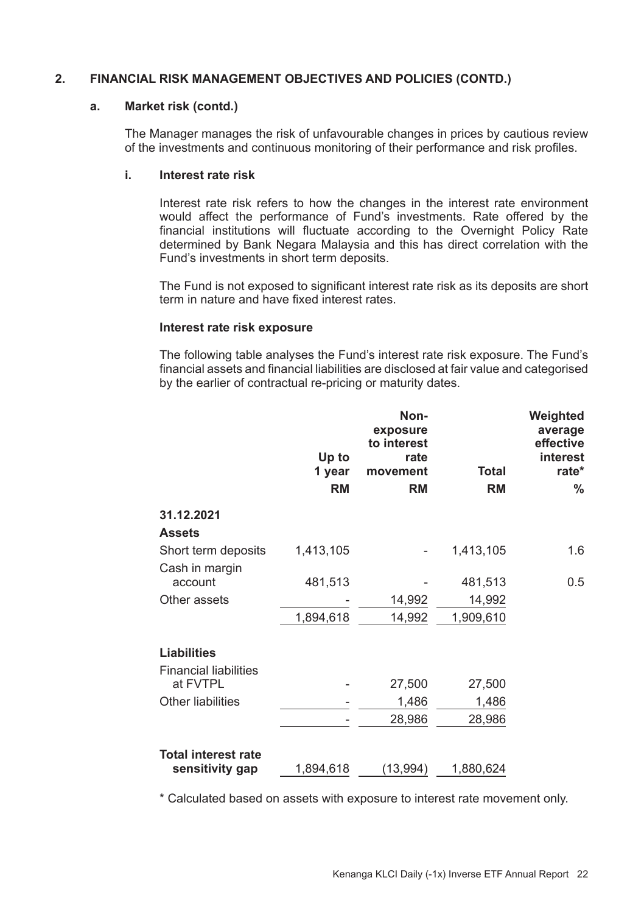## 2. FINANCIAL RISK MANAGEMENT OBJECTIVES AND POLICIES (CONTD.)

### a. Market risk (contd.)

The Manager manages the risk of unfavourable changes in prices by cautious review of the investments and continuous monitoring of their performance and risk profiles.

#### i. Interest rate risk

Interest rate risk refers to how the changes in the interest rate environment would affect the performance of Fund's investments. Rate offered by the financial institutions will fluctuate according to the Overnight Policy Rate determined by Bank Negara Malaysia and this has direct correlation with the Fund's investments in short term deposits.

The Fund is not exposed to significant interest rate risk as its deposits are short term in nature and have fixed interest rates.

**Interest rate risk exposure**

The following table analyses the Fund's interest rate risk exposure. The Fund's financial assets and financial liabilities are disclosed at fair value and categorised by the earlier of contractual re-pricing or maturity dates.

| | Up to 1 year | Non-exposure to interest rate movement | Total | Weighted average effective interest rate* |
|---|---|---|---|---|
| | RM | RM | RM | % |
| **31.12.2021** | | | | |
| **Assets** | | | | |
| Short term deposits | 1,413,105 | - | 1,413,105 | 1.6 |
| Cash in margin account | 481,513 | - | 481,513 | 0.5 |
| Other assets | - | 14,992 | 14,992 | |
| | 1,894,618 | 14,992 | 1,909,610 | |
| **Liabilities** | | | | |
| Financial liabilities at FVTPL | - | 27,500 | 27,500 | |
| Other liabilities | - | 1,486 | 1,486 | |
| | - | 28,986 | 28,986 | |
| **Total interest rate sensitivity gap** | 1,894,618 | (13,994) | 1,880,624 | |

\* Calculated based on assets with exposure to interest rate movement only.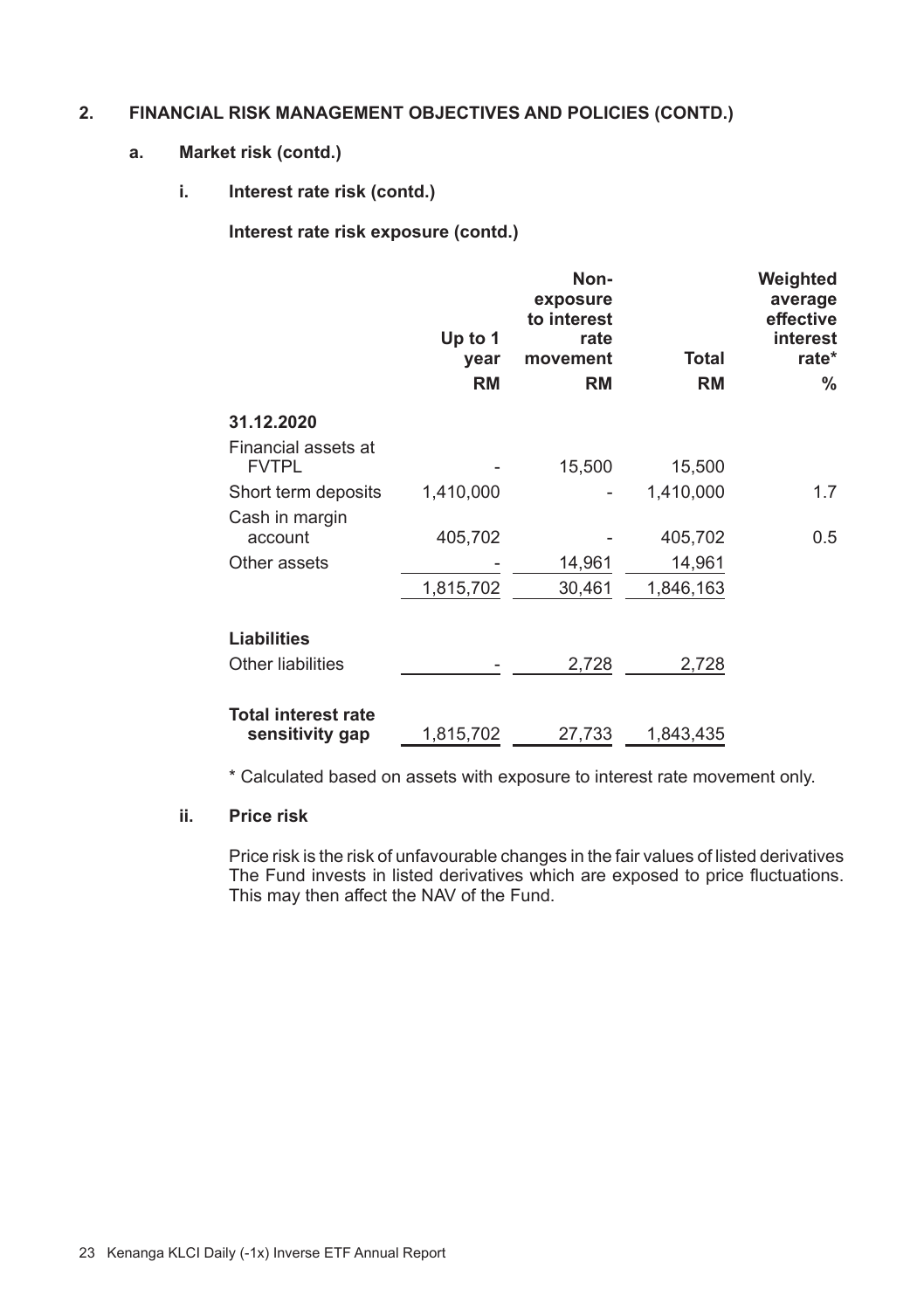## 2. FINANCIAL RISK MANAGEMENT OBJECTIVES AND POLICIES (CONTD.)

### a. Market risk (contd.)

#### i. Interest rate risk (contd.)

**Interest rate risk exposure (contd.)**

| | Up to 1 year | Non-exposure to interest rate movement | Total | Weighted average effective interest rate* |
|---|---|---|---|---|
| | RM | RM | RM | % |
| **31.12.2020** | | | | |
| Financial assets at FVTPL | - | 15,500 | 15,500 | |
| Short term deposits | 1,410,000 | - | 1,410,000 | 1.7 |
| Cash in margin account | 405,702 | - | 405,702 | 0.5 |
| Other assets | - | 14,961 | 14,961 | |
| | 1,815,702 | 30,461 | 1,846,163 | |
| **Liabilities** | | | | |
| Other liabilities | - | 2,728 | 2,728 | |
| **Total interest rate sensitivity gap** | 1,815,702 | 27,733 | 1,843,435 | |

* Calculated based on assets with exposure to interest rate movement only.

#### ii. Price risk

Price risk is the risk of unfavourable changes in the fair values of listed derivatives The Fund invests in listed derivatives which are exposed to price fluctuations. This may then affect the NAV of the Fund.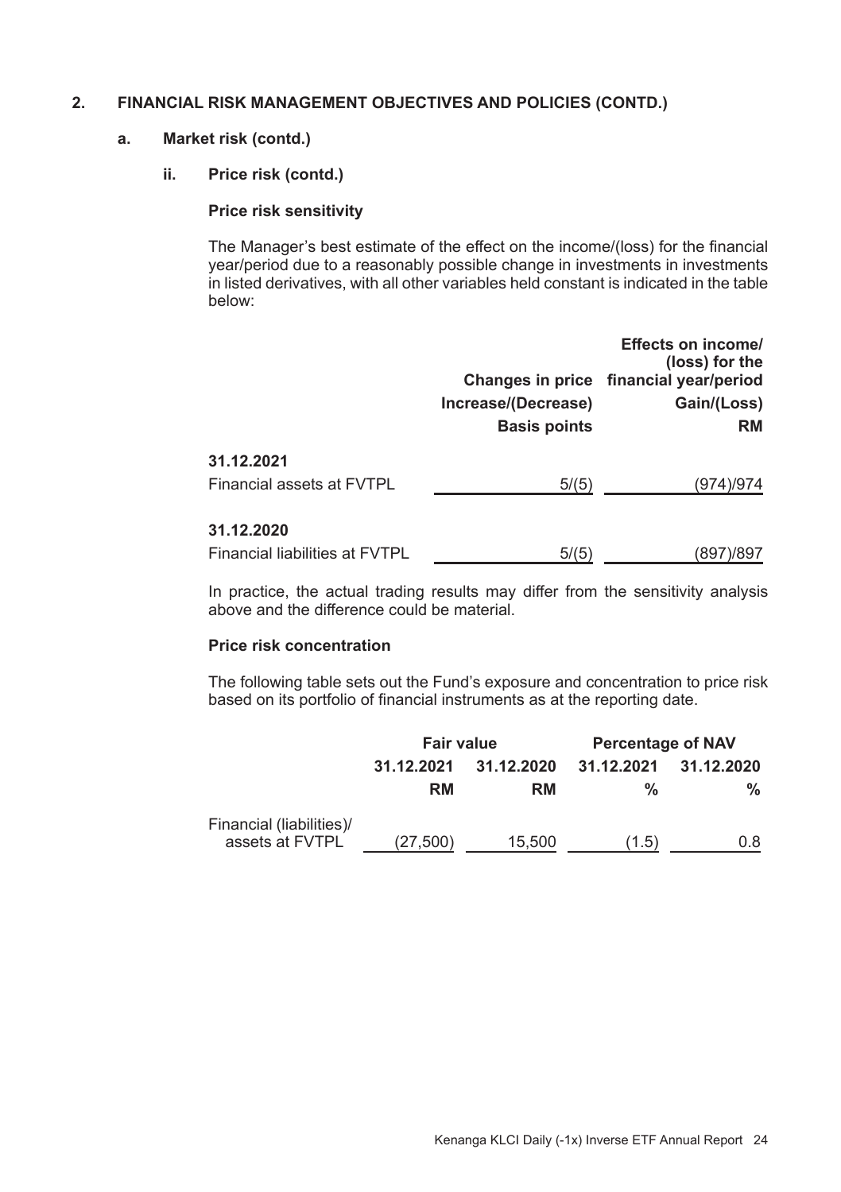## 2. FINANCIAL RISK MANAGEMENT OBJECTIVES AND POLICIES (CONTD.)

### a. Market risk (contd.)

#### ii. Price risk (contd.)

**Price risk sensitivity**

The Manager's best estimate of the effect on the income/(loss) for the financial year/period due to a reasonably possible change in investments in investments in listed derivatives, with all other variables held constant is indicated in the table below:

| | Changes in price Increase/(Decrease) Basis points | Effects on income/ (loss) for the financial year/period Gain/(Loss) RM |
|---|---|---|
| **31.12.2021** | | |
| Financial assets at FVTPL | 5/(5) | (974)/974 |
| **31.12.2020** | | |
| Financial liabilities at FVTPL | 5/(5) | (897)/897 |

In practice, the actual trading results may differ from the sensitivity analysis above and the difference could be material.

**Price risk concentration**

The following table sets out the Fund's exposure and concentration to price risk based on its portfolio of financial instruments as at the reporting date.

| | Fair value | | Percentage of NAV | |
|---|---|---|---|---|
| | 31.12.2021 | 31.12.2020 | 31.12.2021 | 31.12.2020 |
| | RM | RM | % | % |
| Financial (liabilities)/ assets at FVTPL | (27,500) | 15,500 | (1.5) | 0.8 |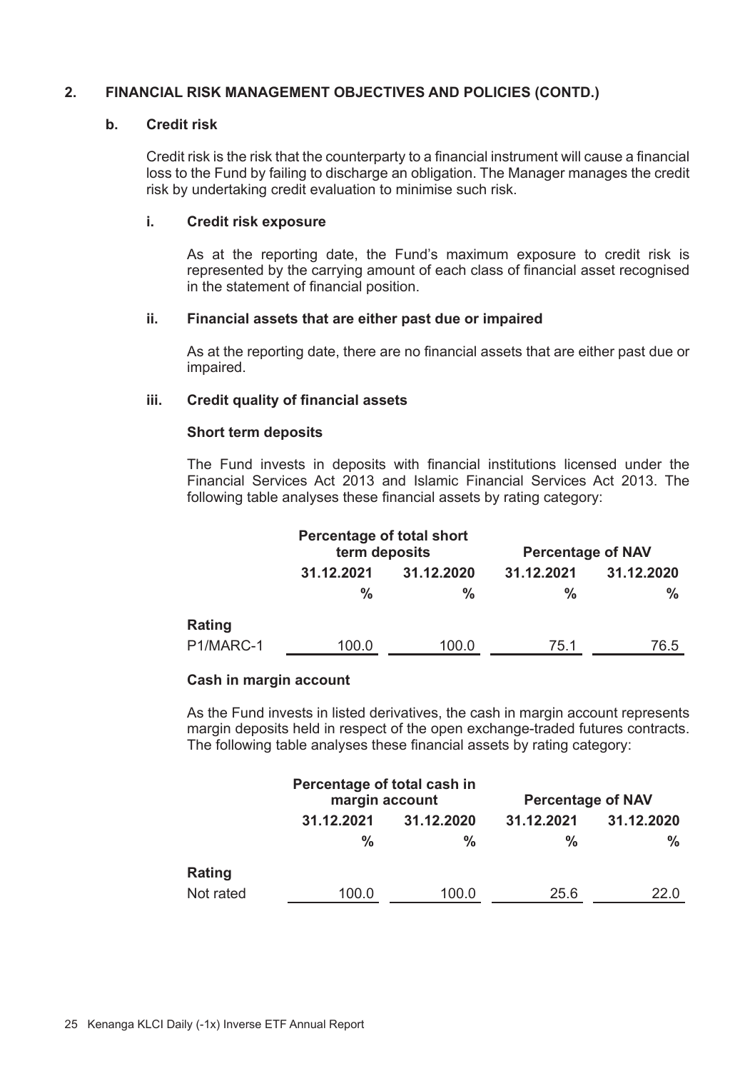## 2. FINANCIAL RISK MANAGEMENT OBJECTIVES AND POLICIES (CONTD.)

### b. Credit risk

Credit risk is the risk that the counterparty to a financial instrument will cause a financial loss to the Fund by failing to discharge an obligation. The Manager manages the credit risk by undertaking credit evaluation to minimise such risk.

#### i. Credit risk exposure

As at the reporting date, the Fund's maximum exposure to credit risk is represented by the carrying amount of each class of financial asset recognised in the statement of financial position.

#### ii. Financial assets that are either past due or impaired

As at the reporting date, there are no financial assets that are either past due or impaired.

#### iii. Credit quality of financial assets

**Short term deposits**

The Fund invests in deposits with financial institutions licensed under the Financial Services Act 2013 and Islamic Financial Services Act 2013. The following table analyses these financial assets by rating category:

| | Percentage of total short term deposits | | Percentage of NAV | |
|---|---|---|---|---|
| | 31.12.2021 | 31.12.2020 | 31.12.2021 | 31.12.2020 |
| | % | % | % | % |
| **Rating** | | | | |
| P1/MARC-1 | 100.0 | 100.0 | 75.1 | 76.5 |

**Cash in margin account**

As the Fund invests in listed derivatives, the cash in margin account represents margin deposits held in respect of the open exchange-traded futures contracts. The following table analyses these financial assets by rating category:

| | Percentage of total cash in margin account | | Percentage of NAV | |
|---|---|---|---|---|
| | 31.12.2021 | 31.12.2020 | 31.12.2021 | 31.12.2020 |
| | % | % | % | % |
| **Rating** | | | | |
| Not rated | 100.0 | 100.0 | 25.6 | 22.0 |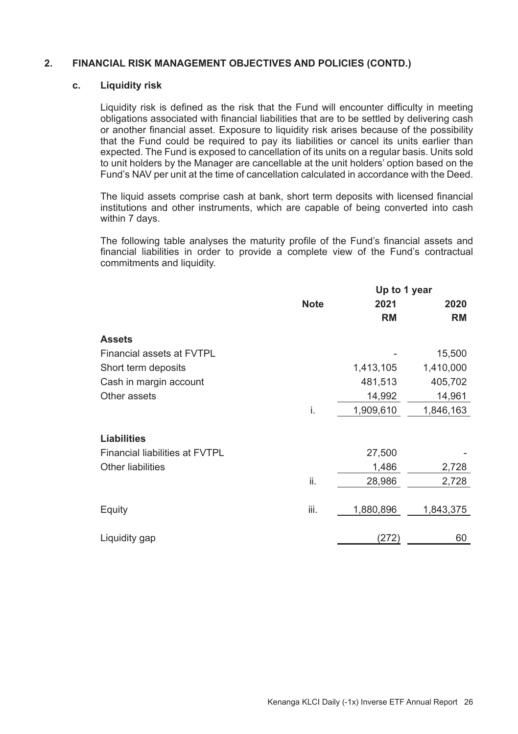## 2. FINANCIAL RISK MANAGEMENT OBJECTIVES AND POLICIES (CONTD.)

### c. Liquidity risk

Liquidity risk is defined as the risk that the Fund will encounter difficulty in meeting obligations associated with financial liabilities that are to be settled by delivering cash or another financial asset. Exposure to liquidity risk arises because of the possibility that the Fund could be required to pay its liabilities or cancel its units earlier than expected. The Fund is exposed to cancellation of its units on a regular basis. Units sold to unit holders by the Manager are cancellable at the unit holders' option based on the Fund's NAV per unit at the time of cancellation calculated in accordance with the Deed.

The liquid assets comprise cash at bank, short term deposits with licensed financial institutions and other instruments, which are capable of being converted into cash within 7 days.

The following table analyses the maturity profile of the Fund's financial assets and financial liabilities in order to provide a complete view of the Fund's contractual commitments and liquidity.

| | | Up to 1 year | |
|---|---|---|---|
| | **Note** | **2021** | **2020** |
| | | **RM** | **RM** |
| **Assets** | | | |
| Financial assets at FVTPL | | - | 15,500 |
| Short term deposits | | 1,413,105 | 1,410,000 |
| Cash in margin account | | 481,513 | 405,702 |
| Other assets | | 14,992 | 14,961 |
| | i. | 1,909,610 | 1,846,163 |
| **Liabilities** | | | |
| Financial liabilities at FVTPL | | 27,500 | - |
| Other liabilities | | 1,486 | 2,728 |
| | ii. | 28,986 | 2,728 |
| Equity | iii. | 1,880,896 | 1,843,375 |
| Liquidity gap | | (272) | 60 |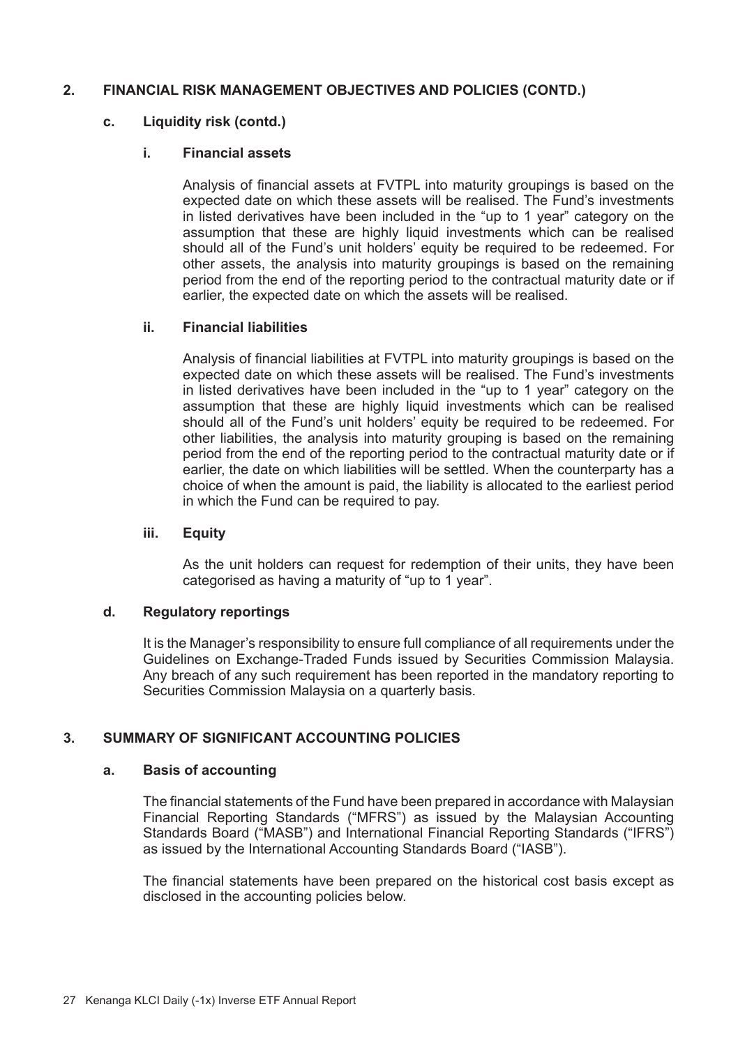## 2. FINANCIAL RISK MANAGEMENT OBJECTIVES AND POLICIES (CONTD.)

### c. Liquidity risk (contd.)

#### i. Financial assets

Analysis of financial assets at FVTPL into maturity groupings is based on the expected date on which these assets will be realised. The Fund's investments in listed derivatives have been included in the "up to 1 year" category on the assumption that these are highly liquid investments which can be realised should all of the Fund's unit holders' equity be required to be redeemed. For other assets, the analysis into maturity groupings is based on the remaining period from the end of the reporting period to the contractual maturity date or if earlier, the expected date on which the assets will be realised.

#### ii. Financial liabilities

Analysis of financial liabilities at FVTPL into maturity groupings is based on the expected date on which these assets will be realised. The Fund's investments in listed derivatives have been included in the "up to 1 year" category on the assumption that these are highly liquid investments which can be realised should all of the Fund's unit holders' equity be required to be redeemed. For other liabilities, the analysis into maturity grouping is based on the remaining period from the end of the reporting period to the contractual maturity date or if earlier, the date on which liabilities will be settled. When the counterparty has a choice of when the amount is paid, the liability is allocated to the earliest period in which the Fund can be required to pay.

#### iii. Equity

As the unit holders can request for redemption of their units, they have been categorised as having a maturity of "up to 1 year".

### d. Regulatory reportings

It is the Manager's responsibility to ensure full compliance of all requirements under the Guidelines on Exchange-Traded Funds issued by Securities Commission Malaysia. Any breach of any such requirement has been reported in the mandatory reporting to Securities Commission Malaysia on a quarterly basis.

## 3. SUMMARY OF SIGNIFICANT ACCOUNTING POLICIES

### a. Basis of accounting

The financial statements of the Fund have been prepared in accordance with Malaysian Financial Reporting Standards ("MFRS") as issued by the Malaysian Accounting Standards Board ("MASB") and International Financial Reporting Standards ("IFRS") as issued by the International Accounting Standards Board ("IASB").

The financial statements have been prepared on the historical cost basis except as disclosed in the accounting policies below.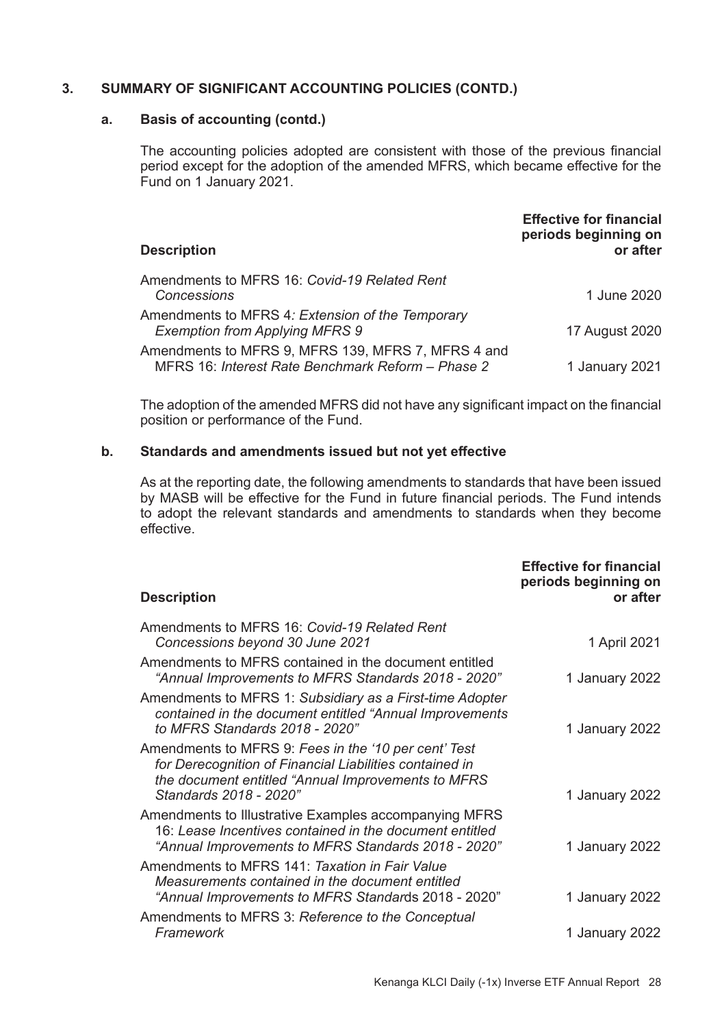## 3. SUMMARY OF SIGNIFICANT ACCOUNTING POLICIES (CONTD.)

### a. Basis of accounting (contd.)

The accounting policies adopted are consistent with those of the previous financial period except for the adoption of the amended MFRS, which became effective for the Fund on 1 January 2021.

| Description | Effective for financial periods beginning on or after |
|---|---|
| Amendments to MFRS 16: *Covid-19 Related Rent Concessions* | 1 June 2020 |
| Amendments to MFRS 4*: Extension of the Temporary Exemption from Applying MFRS 9* | 17 August 2020 |
| Amendments to MFRS 9, MFRS 139, MFRS 7, MFRS 4 and MFRS 16: *Interest Rate Benchmark Reform – Phase 2* | 1 January 2021 |

The adoption of the amended MFRS did not have any significant impact on the financial position or performance of the Fund.

### b. Standards and amendments issued but not yet effective

As at the reporting date, the following amendments to standards that have been issued by MASB will be effective for the Fund in future financial periods. The Fund intends to adopt the relevant standards and amendments to standards when they become effective.

| Description | Effective for financial periods beginning on or after |
|---|---|
| Amendments to MFRS 16: *Covid-19 Related Rent Concessions beyond 30 June 2021* | 1 April 2021 |
| Amendments to MFRS contained in the document entitled *"Annual Improvements to MFRS Standards 2018 - 2020"* | 1 January 2022 |
| Amendments to MFRS 1: *Subsidiary as a First-time Adopter contained in the document entitled "Annual Improvements to MFRS Standards 2018 - 2020"* | 1 January 2022 |
| Amendments to MFRS 9: *Fees in the '10 per cent' Test for Derecognition of Financial Liabilities contained in the document entitled "Annual Improvements to MFRS Standards 2018 - 2020"* | 1 January 2022 |
| Amendments to Illustrative Examples accompanying MFRS 16: *Lease Incentives contained in the document entitled "Annual Improvements to MFRS Standards 2018 - 2020"* | 1 January 2022 |
| Amendments to MFRS 141: *Taxation in Fair Value Measurements contained in the document entitled "Annual Improvements to MFRS Standar*ds 2018 - 2020" | 1 January 2022 |
| Amendments to MFRS 3: *Reference to the Conceptual Framework* | 1 January 2022 |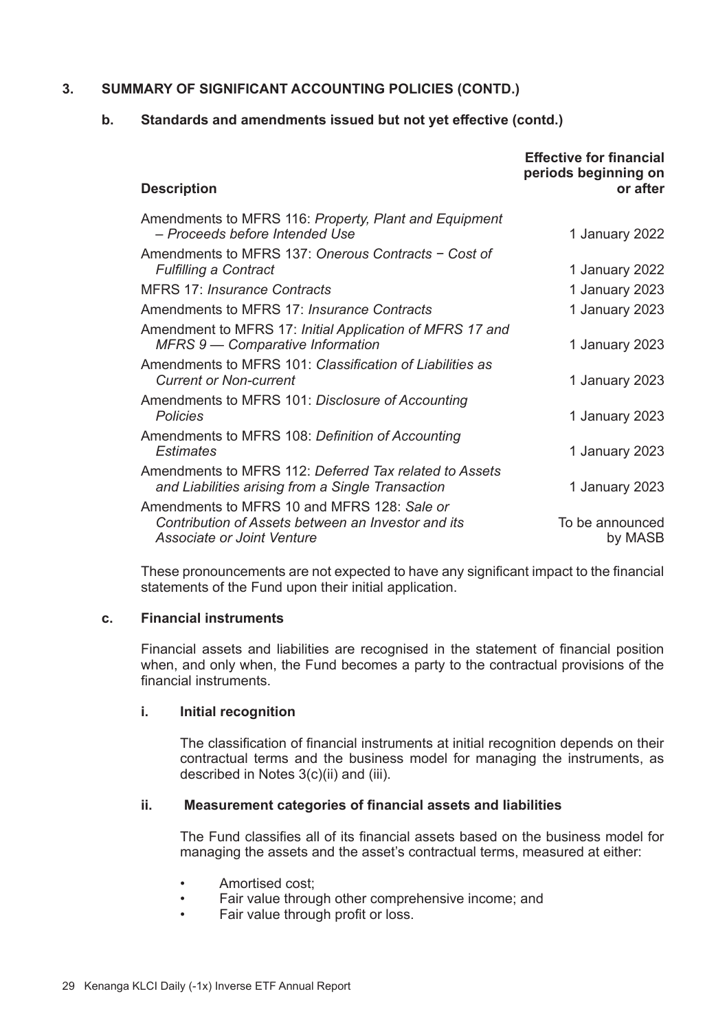## 3. SUMMARY OF SIGNIFICANT ACCOUNTING POLICIES (CONTD.)

### b. Standards and amendments issued but not yet effective (contd.)

| Description | Effective for financial periods beginning on or after |
|---|---|
| Amendments to MFRS 116: *Property, Plant and Equipment – Proceeds before Intended Use* | 1 January 2022 |
| Amendments to MFRS 137: *Onerous Contracts − Cost of Fulfilling a Contract* | 1 January 2022 |
| MFRS 17: *Insurance Contracts* | 1 January 2023 |
| Amendments to MFRS 17: *Insurance Contracts* | 1 January 2023 |
| Amendment to MFRS 17: *Initial Application of MFRS 17 and MFRS 9 — Comparative Information* | 1 January 2023 |
| Amendments to MFRS 101: *Classification of Liabilities as Current or Non-current* | 1 January 2023 |
| Amendments to MFRS 101: *Disclosure of Accounting Policies* | 1 January 2023 |
| Amendments to MFRS 108: *Definition of Accounting Estimates* | 1 January 2023 |
| Amendments to MFRS 112: *Deferred Tax related to Assets and Liabilities arising from a Single Transaction* | 1 January 2023 |
| Amendments to MFRS 10 and MFRS 128: *Sale or Contribution of Assets between an Investor and its Associate or Joint Venture* | To be announced by MASB |

These pronouncements are not expected to have any significant impact to the financial statements of the Fund upon their initial application.

### c. Financial instruments

Financial assets and liabilities are recognised in the statement of financial position when, and only when, the Fund becomes a party to the contractual provisions of the financial instruments.

#### i. Initial recognition

The classification of financial instruments at initial recognition depends on their contractual terms and the business model for managing the instruments, as described in Notes 3(c)(ii) and (iii).

#### ii. Measurement categories of financial assets and liabilities

The Fund classifies all of its financial assets based on the business model for managing the assets and the asset's contractual terms, measured at either:

- Amortised cost;
- Fair value through other comprehensive income; and
- Fair value through profit or loss.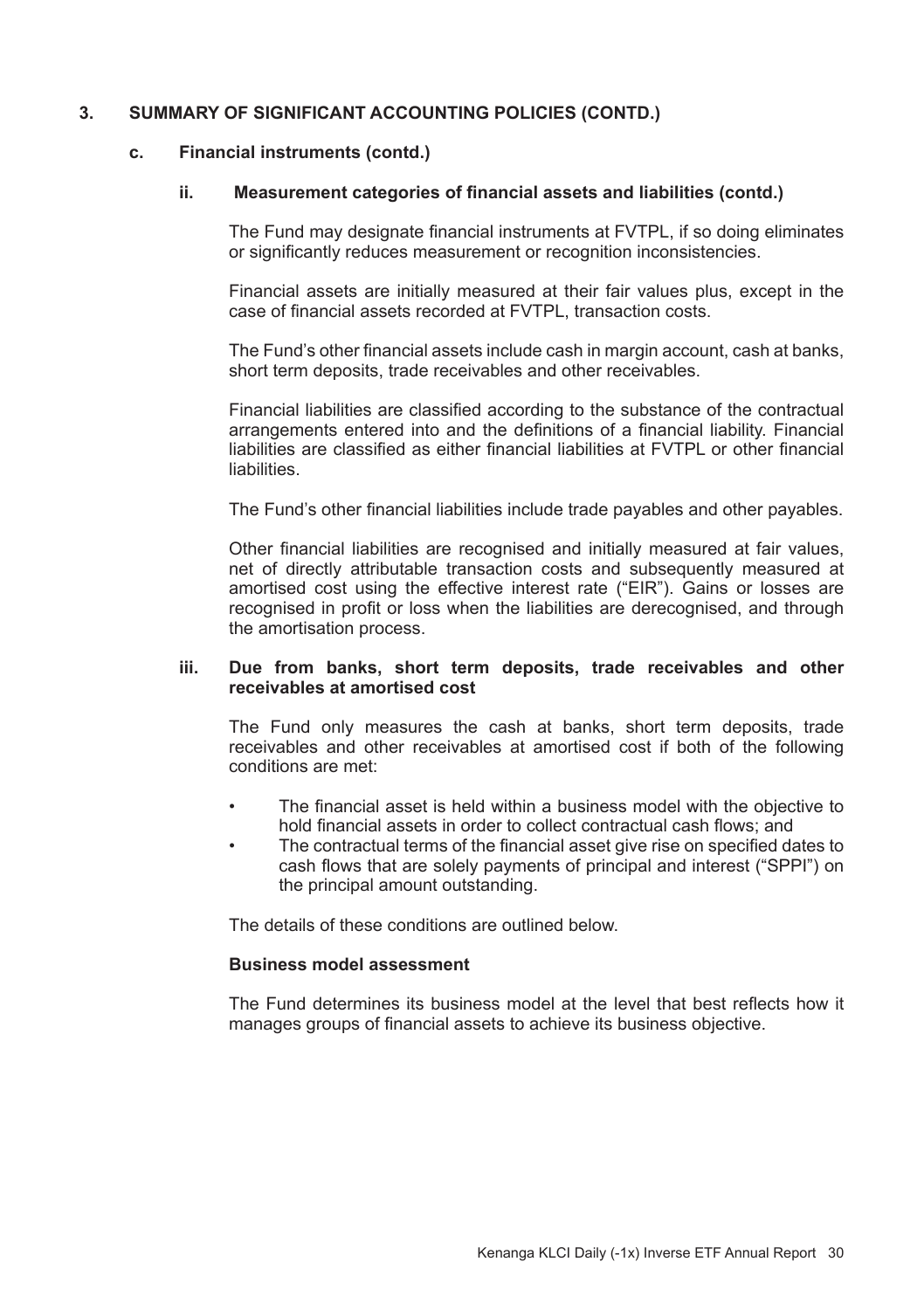## 3. SUMMARY OF SIGNIFICANT ACCOUNTING POLICIES (CONTD.)

### c. Financial instruments (contd.)

#### ii. Measurement categories of financial assets and liabilities (contd.)

The Fund may designate financial instruments at FVTPL, if so doing eliminates or significantly reduces measurement or recognition inconsistencies.

Financial assets are initially measured at their fair values plus, except in the case of financial assets recorded at FVTPL, transaction costs.

The Fund's other financial assets include cash in margin account, cash at banks, short term deposits, trade receivables and other receivables.

Financial liabilities are classified according to the substance of the contractual arrangements entered into and the definitions of a financial liability. Financial liabilities are classified as either financial liabilities at FVTPL or other financial liabilities.

The Fund's other financial liabilities include trade payables and other payables.

Other financial liabilities are recognised and initially measured at fair values, net of directly attributable transaction costs and subsequently measured at amortised cost using the effective interest rate ("EIR"). Gains or losses are recognised in profit or loss when the liabilities are derecognised, and through the amortisation process.

#### iii. Due from banks, short term deposits, trade receivables and other receivables at amortised cost

The Fund only measures the cash at banks, short term deposits, trade receivables and other receivables at amortised cost if both of the following conditions are met:

- The financial asset is held within a business model with the objective to hold financial assets in order to collect contractual cash flows; and
- The contractual terms of the financial asset give rise on specified dates to cash flows that are solely payments of principal and interest ("SPPI") on the principal amount outstanding.

The details of these conditions are outlined below.

**Business model assessment**

The Fund determines its business model at the level that best reflects how it manages groups of financial assets to achieve its business objective.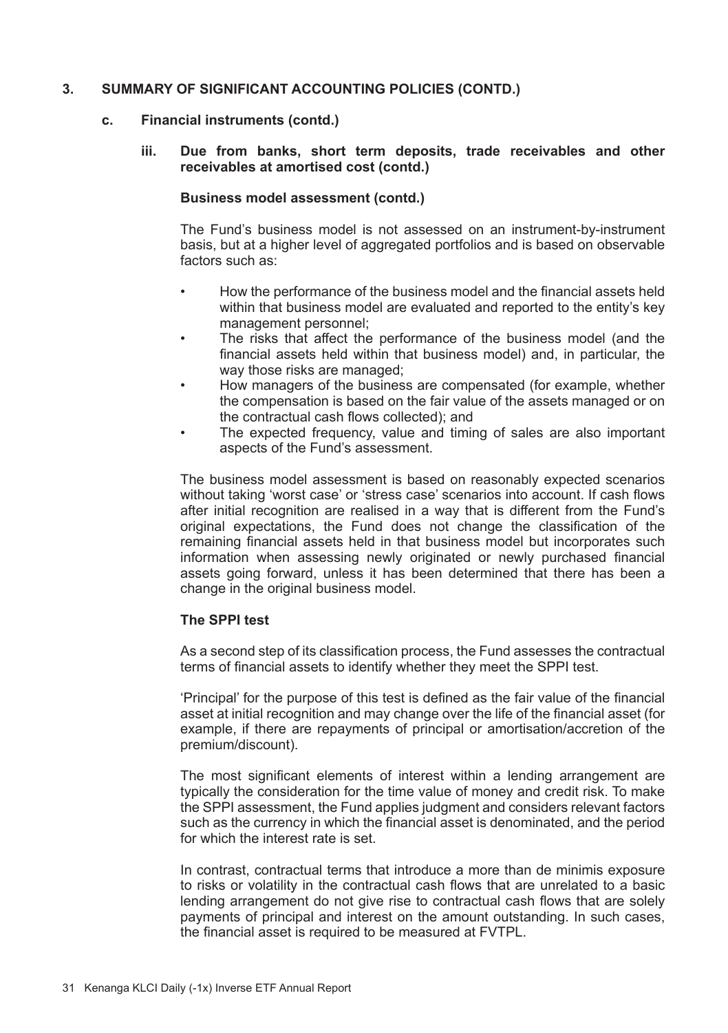## 3. SUMMARY OF SIGNIFICANT ACCOUNTING POLICIES (CONTD.)

### c. Financial instruments (contd.)

#### iii. Due from banks, short term deposits, trade receivables and other receivables at amortised cost (contd.)

**Business model assessment (contd.)**

The Fund's business model is not assessed on an instrument-by-instrument basis, but at a higher level of aggregated portfolios and is based on observable factors such as:

- How the performance of the business model and the financial assets held within that business model are evaluated and reported to the entity's key management personnel;
- The risks that affect the performance of the business model (and the financial assets held within that business model) and, in particular, the way those risks are managed;
- How managers of the business are compensated (for example, whether the compensation is based on the fair value of the assets managed or on the contractual cash flows collected); and
- The expected frequency, value and timing of sales are also important aspects of the Fund's assessment.

The business model assessment is based on reasonably expected scenarios without taking 'worst case' or 'stress case' scenarios into account. If cash flows after initial recognition are realised in a way that is different from the Fund's original expectations, the Fund does not change the classification of the remaining financial assets held in that business model but incorporates such information when assessing newly originated or newly purchased financial assets going forward, unless it has been determined that there has been a change in the original business model.

**The SPPI test**

As a second step of its classification process, the Fund assesses the contractual terms of financial assets to identify whether they meet the SPPI test.

'Principal' for the purpose of this test is defined as the fair value of the financial asset at initial recognition and may change over the life of the financial asset (for example, if there are repayments of principal or amortisation/accretion of the premium/discount).

The most significant elements of interest within a lending arrangement are typically the consideration for the time value of money and credit risk. To make the SPPI assessment, the Fund applies judgment and considers relevant factors such as the currency in which the financial asset is denominated, and the period for which the interest rate is set.

In contrast, contractual terms that introduce a more than de minimis exposure to risks or volatility in the contractual cash flows that are unrelated to a basic lending arrangement do not give rise to contractual cash flows that are solely payments of principal and interest on the amount outstanding. In such cases, the financial asset is required to be measured at FVTPL.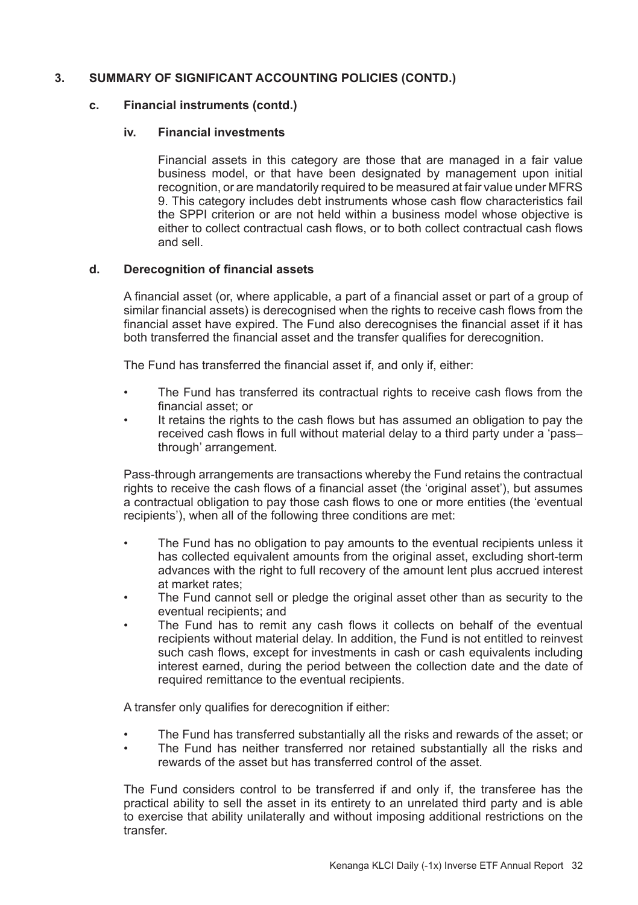## 3. SUMMARY OF SIGNIFICANT ACCOUNTING POLICIES (CONTD.)

### c. Financial instruments (contd.)

#### iv. Financial investments

Financial assets in this category are those that are managed in a fair value business model, or that have been designated by management upon initial recognition, or are mandatorily required to be measured at fair value under MFRS 9. This category includes debt instruments whose cash flow characteristics fail the SPPI criterion or are not held within a business model whose objective is either to collect contractual cash flows, or to both collect contractual cash flows and sell.

### d. Derecognition of financial assets

A financial asset (or, where applicable, a part of a financial asset or part of a group of similar financial assets) is derecognised when the rights to receive cash flows from the financial asset have expired. The Fund also derecognises the financial asset if it has both transferred the financial asset and the transfer qualifies for derecognition.

The Fund has transferred the financial asset if, and only if, either:

- The Fund has transferred its contractual rights to receive cash flows from the financial asset; or
- It retains the rights to the cash flows but has assumed an obligation to pay the received cash flows in full without material delay to a third party under a 'pass–through' arrangement.

Pass-through arrangements are transactions whereby the Fund retains the contractual rights to receive the cash flows of a financial asset (the 'original asset'), but assumes a contractual obligation to pay those cash flows to one or more entities (the 'eventual recipients'), when all of the following three conditions are met:

- The Fund has no obligation to pay amounts to the eventual recipients unless it has collected equivalent amounts from the original asset, excluding short-term advances with the right to full recovery of the amount lent plus accrued interest at market rates;
- The Fund cannot sell or pledge the original asset other than as security to the eventual recipients; and
- The Fund has to remit any cash flows it collects on behalf of the eventual recipients without material delay. In addition, the Fund is not entitled to reinvest such cash flows, except for investments in cash or cash equivalents including interest earned, during the period between the collection date and the date of required remittance to the eventual recipients.

A transfer only qualifies for derecognition if either:

- The Fund has transferred substantially all the risks and rewards of the asset; or
- The Fund has neither transferred nor retained substantially all the risks and rewards of the asset but has transferred control of the asset.

The Fund considers control to be transferred if and only if, the transferee has the practical ability to sell the asset in its entirety to an unrelated third party and is able to exercise that ability unilaterally and without imposing additional restrictions on the transfer.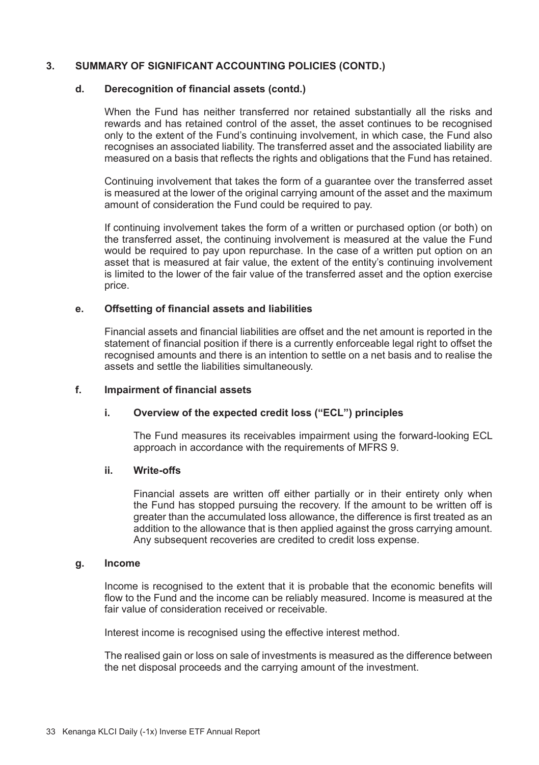## 3. SUMMARY OF SIGNIFICANT ACCOUNTING POLICIES (CONTD.)

### d. Derecognition of financial assets (contd.)

When the Fund has neither transferred nor retained substantially all the risks and rewards and has retained control of the asset, the asset continues to be recognised only to the extent of the Fund's continuing involvement, in which case, the Fund also recognises an associated liability. The transferred asset and the associated liability are measured on a basis that reflects the rights and obligations that the Fund has retained.

Continuing involvement that takes the form of a guarantee over the transferred asset is measured at the lower of the original carrying amount of the asset and the maximum amount of consideration the Fund could be required to pay.

If continuing involvement takes the form of a written or purchased option (or both) on the transferred asset, the continuing involvement is measured at the value the Fund would be required to pay upon repurchase. In the case of a written put option on an asset that is measured at fair value, the extent of the entity's continuing involvement is limited to the lower of the fair value of the transferred asset and the option exercise price.

### e. Offsetting of financial assets and liabilities

Financial assets and financial liabilities are offset and the net amount is reported in the statement of financial position if there is a currently enforceable legal right to offset the recognised amounts and there is an intention to settle on a net basis and to realise the assets and settle the liabilities simultaneously.

### f. Impairment of financial assets

#### i. Overview of the expected credit loss ("ECL") principles

The Fund measures its receivables impairment using the forward-looking ECL approach in accordance with the requirements of MFRS 9.

#### ii. Write-offs

Financial assets are written off either partially or in their entirety only when the Fund has stopped pursuing the recovery. If the amount to be written off is greater than the accumulated loss allowance, the difference is first treated as an addition to the allowance that is then applied against the gross carrying amount. Any subsequent recoveries are credited to credit loss expense.

### g. Income

Income is recognised to the extent that it is probable that the economic benefits will flow to the Fund and the income can be reliably measured. Income is measured at the fair value of consideration received or receivable.

Interest income is recognised using the effective interest method.

The realised gain or loss on sale of investments is measured as the difference between the net disposal proceeds and the carrying amount of the investment.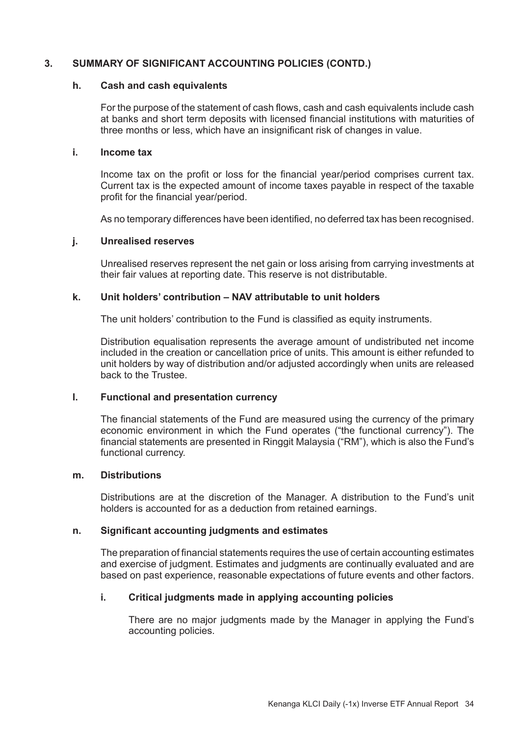## 3. SUMMARY OF SIGNIFICANT ACCOUNTING POLICIES (CONTD.)

### h. Cash and cash equivalents

For the purpose of the statement of cash flows, cash and cash equivalents include cash at banks and short term deposits with licensed financial institutions with maturities of three months or less, which have an insignificant risk of changes in value.

### i. Income tax

Income tax on the profit or loss for the financial year/period comprises current tax. Current tax is the expected amount of income taxes payable in respect of the taxable profit for the financial year/period.

As no temporary differences have been identified, no deferred tax has been recognised.

### j. Unrealised reserves

Unrealised reserves represent the net gain or loss arising from carrying investments at their fair values at reporting date. This reserve is not distributable.

### k. Unit holders' contribution – NAV attributable to unit holders

The unit holders' contribution to the Fund is classified as equity instruments.

Distribution equalisation represents the average amount of undistributed net income included in the creation or cancellation price of units. This amount is either refunded to unit holders by way of distribution and/or adjusted accordingly when units are released back to the Trustee.

### l. Functional and presentation currency

The financial statements of the Fund are measured using the currency of the primary economic environment in which the Fund operates ("the functional currency"). The financial statements are presented in Ringgit Malaysia ("RM"), which is also the Fund's functional currency.

### m. Distributions

Distributions are at the discretion of the Manager. A distribution to the Fund's unit holders is accounted for as a deduction from retained earnings.

### n. Significant accounting judgments and estimates

The preparation of financial statements requires the use of certain accounting estimates and exercise of judgment. Estimates and judgments are continually evaluated and are based on past experience, reasonable expectations of future events and other factors.

#### i. Critical judgments made in applying accounting policies

There are no major judgments made by the Manager in applying the Fund's accounting policies.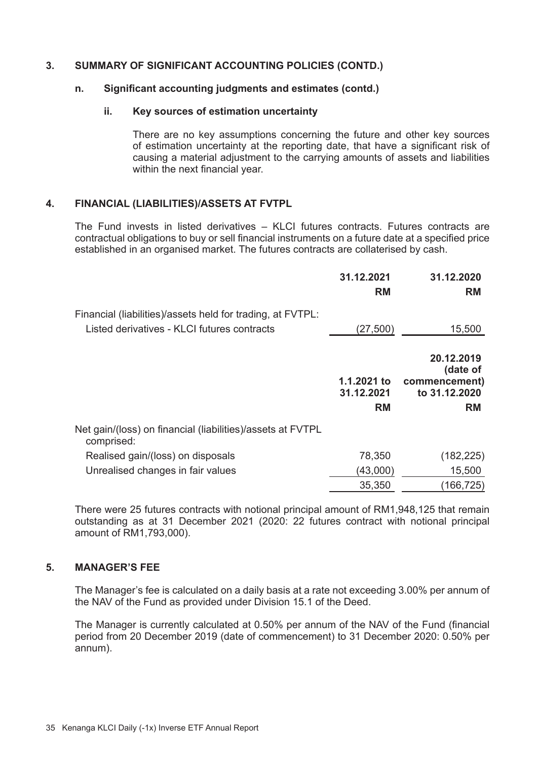## 3. SUMMARY OF SIGNIFICANT ACCOUNTING POLICIES (CONTD.)

### n. Significant accounting judgments and estimates (contd.)

#### ii. Key sources of estimation uncertainty

There are no key assumptions concerning the future and other key sources of estimation uncertainty at the reporting date, that have a significant risk of causing a material adjustment to the carrying amounts of assets and liabilities within the next financial year.

## 4. FINANCIAL (LIABILITIES)/ASSETS AT FVTPL

The Fund invests in listed derivatives – KLCI futures contracts. Futures contracts are contractual obligations to buy or sell financial instruments on a future date at a specified price established in an organised market. The futures contracts are collaterised by cash.

| | 31.12.2021 | 31.12.2020 |
|---|---|---|
| | RM | RM |
| Financial (liabilities)/assets held for trading, at FVTPL: | | |
| Listed derivatives - KLCI futures contracts | (27,500) | 15,500 |

| | 1.1.2021 to 31.12.2021 | 20.12.2019 (date of commencement) to 31.12.2020 |
|---|---|---|
| | RM | RM |
| Net gain/(loss) on financial (liabilities)/assets at FVTPL comprised: | | |
| Realised gain/(loss) on disposals | 78,350 | (182,225) |
| Unrealised changes in fair values | (43,000) | 15,500 |
| | 35,350 | (166,725) |

There were 25 futures contracts with notional principal amount of RM1,948,125 that remain outstanding as at 31 December 2021 (2020: 22 futures contract with notional principal amount of RM1,793,000).

## 5. MANAGER'S FEE

The Manager's fee is calculated on a daily basis at a rate not exceeding 3.00% per annum of the NAV of the Fund as provided under Division 15.1 of the Deed.

The Manager is currently calculated at 0.50% per annum of the NAV of the Fund (financial period from 20 December 2019 (date of commencement) to 31 December 2020: 0.50% per annum).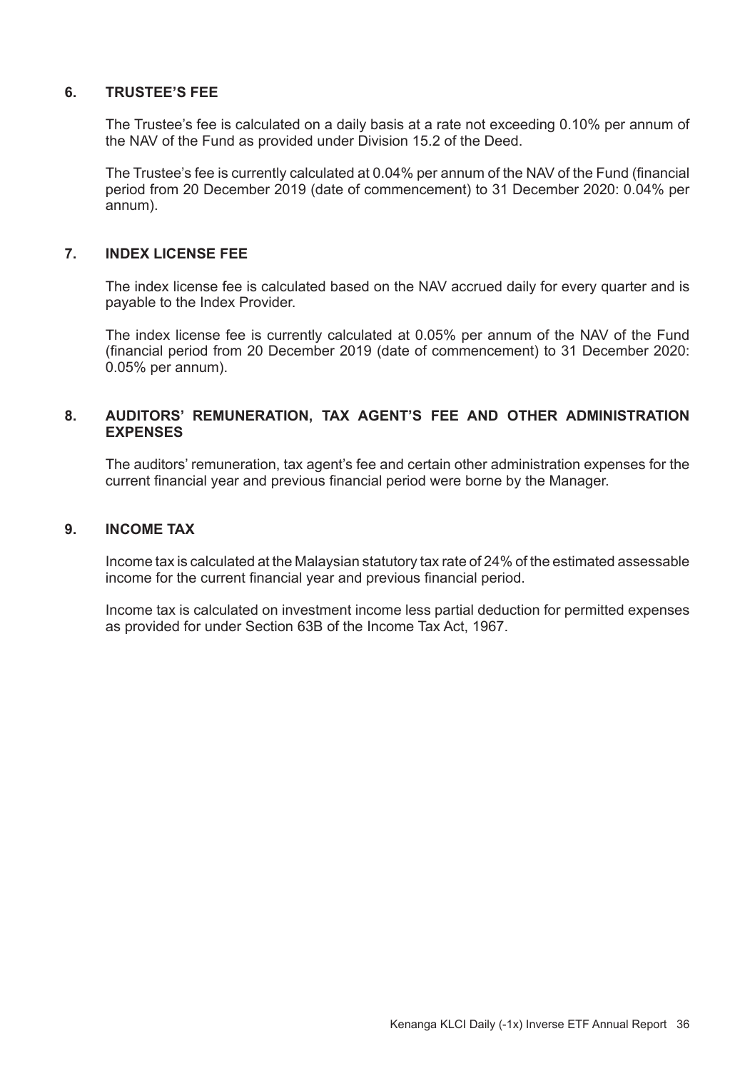## 6. TRUSTEE'S FEE

The Trustee's fee is calculated on a daily basis at a rate not exceeding 0.10% per annum of the NAV of the Fund as provided under Division 15.2 of the Deed.

The Trustee's fee is currently calculated at 0.04% per annum of the NAV of the Fund (financial period from 20 December 2019 (date of commencement) to 31 December 2020: 0.04% per annum).

## 7. INDEX LICENSE FEE

The index license fee is calculated based on the NAV accrued daily for every quarter and is payable to the Index Provider.

The index license fee is currently calculated at 0.05% per annum of the NAV of the Fund (financial period from 20 December 2019 (date of commencement) to 31 December 2020: 0.05% per annum).

## 8. AUDITORS' REMUNERATION, TAX AGENT'S FEE AND OTHER ADMINISTRATION EXPENSES

The auditors' remuneration, tax agent's fee and certain other administration expenses for the current financial year and previous financial period were borne by the Manager.

## 9. INCOME TAX

Income tax is calculated at the Malaysian statutory tax rate of 24% of the estimated assessable income for the current financial year and previous financial period.

Income tax is calculated on investment income less partial deduction for permitted expenses as provided for under Section 63B of the Income Tax Act, 1967.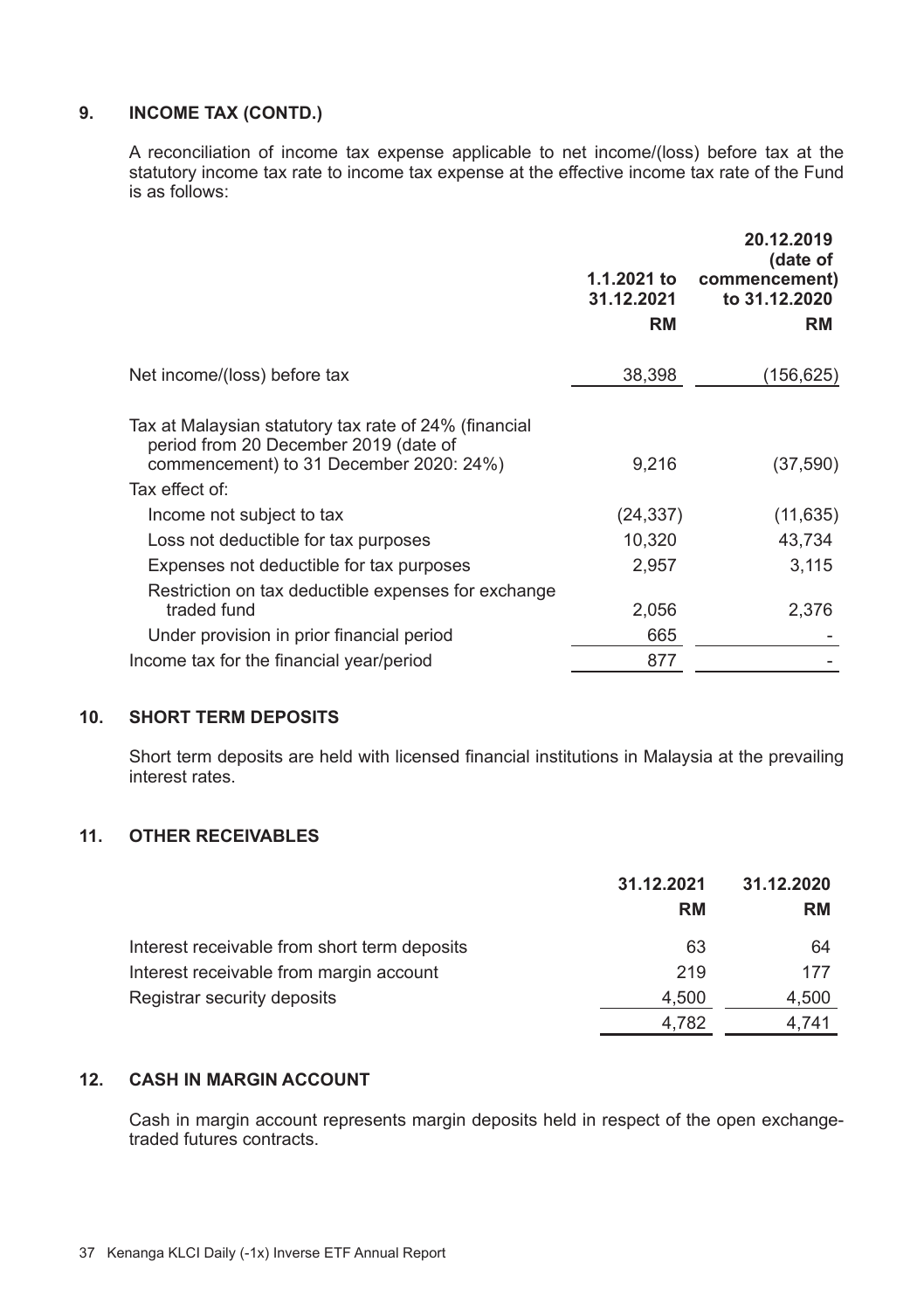## 9. INCOME TAX (CONTD.)

A reconciliation of income tax expense applicable to net income/(loss) before tax at the statutory income tax rate to income tax expense at the effective income tax rate of the Fund is as follows:

| | 1.1.2021 to 31.12.2021 | 20.12.2019 (date of commencement) to 31.12.2020 |
|---|---|---|
| | RM | RM |
| Net income/(loss) before tax | 38,398 | (156,625) |
| Tax at Malaysian statutory tax rate of 24% (financial period from 20 December 2019 (date of commencement) to 31 December 2020: 24%) | 9,216 | (37,590) |
| Tax effect of: | | |
| Income not subject to tax | (24,337) | (11,635) |
| Loss not deductible for tax purposes | 10,320 | 43,734 |
| Expenses not deductible for tax purposes | 2,957 | 3,115 |
| Restriction on tax deductible expenses for exchange traded fund | 2,056 | 2,376 |
| Under provision in prior financial period | 665 | - |
| Income tax for the financial year/period | 877 | - |

## 10. SHORT TERM DEPOSITS

Short term deposits are held with licensed financial institutions in Malaysia at the prevailing interest rates.

## 11. OTHER RECEIVABLES

| | 31.12.2021 | 31.12.2020 |
|---|---|---|
| | RM | RM |
| Interest receivable from short term deposits | 63 | 64 |
| Interest receivable from margin account | 219 | 177 |
| Registrar security deposits | 4,500 | 4,500 |
| | 4,782 | 4,741 |

## 12. CASH IN MARGIN ACCOUNT

Cash in margin account represents margin deposits held in respect of the open exchange-traded futures contracts.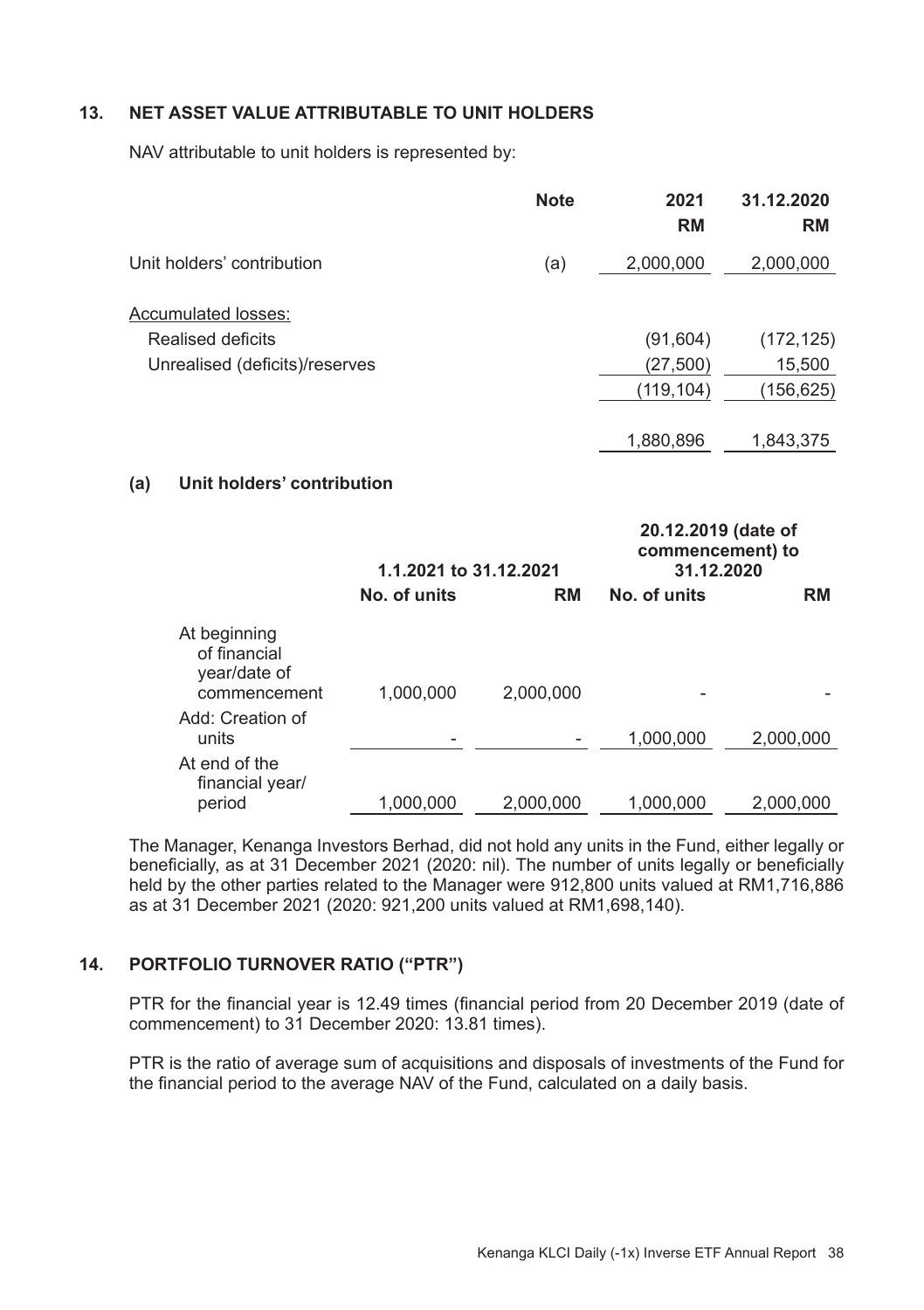## 13. NET ASSET VALUE ATTRIBUTABLE TO UNIT HOLDERS

NAV attributable to unit holders is represented by:

| | Note | 2021 RM | 31.12.2020 RM |
|---|---|---|---|
| Unit holders' contribution | (a) | 2,000,000 | 2,000,000 |
| Accumulated losses: | | | |
| Realised deficits | | (91,604) | (172,125) |
| Unrealised (deficits)/reserves | | (27,500) | 15,500 |
| | | (119,104) | (156,625) |
| | | 1,880,896 | 1,843,375 |

### (a) Unit holders' contribution

| | 1.1.2021 to 31.12.2021 | | 20.12.2019 (date of commencement) to 31.12.2020 | |
|---|---|---|---|---|
| | No. of units | RM | No. of units | RM |
| At beginning of financial year/date of commencement | 1,000,000 | 2,000,000 | - | - |
| Add: Creation of units | - | - | 1,000,000 | 2,000,000 |
| At end of the financial year/period | 1,000,000 | 2,000,000 | 1,000,000 | 2,000,000 |

The Manager, Kenanga Investors Berhad, did not hold any units in the Fund, either legally or beneficially, as at 31 December 2021 (2020: nil). The number of units legally or beneficially held by the other parties related to the Manager were 912,800 units valued at RM1,716,886 as at 31 December 2021 (2020: 921,200 units valued at RM1,698,140).

## 14. PORTFOLIO TURNOVER RATIO ("PTR")

PTR for the financial year is 12.49 times (financial period from 20 December 2019 (date of commencement) to 31 December 2020: 13.81 times).

PTR is the ratio of average sum of acquisitions and disposals of investments of the Fund for the financial period to the average NAV of the Fund, calculated on a daily basis.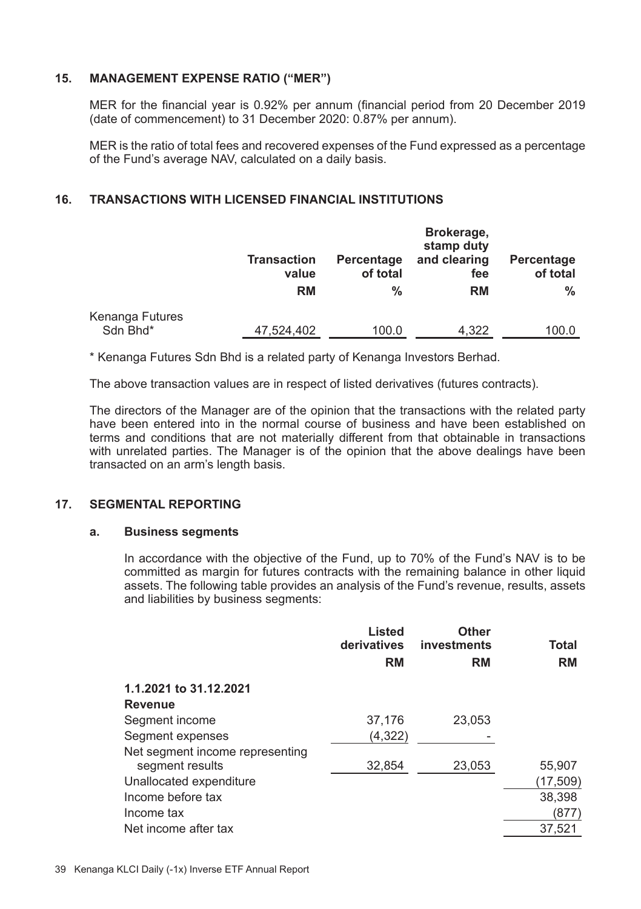## 15. MANAGEMENT EXPENSE RATIO ("MER")

MER for the financial year is 0.92% per annum (financial period from 20 December 2019 (date of commencement) to 31 December 2020: 0.87% per annum).

MER is the ratio of total fees and recovered expenses of the Fund expressed as a percentage of the Fund's average NAV, calculated on a daily basis.

## 16. TRANSACTIONS WITH LICENSED FINANCIAL INSTITUTIONS

| | Transaction value | Percentage of total | Brokerage, stamp duty and clearing fee | Percentage of total |
|---|---|---|---|---|
| | RM | % | RM | % |
| Kenanga Futures Sdn Bhd* | 47,524,402 | 100.0 | 4,322 | 100.0 |

* Kenanga Futures Sdn Bhd is a related party of Kenanga Investors Berhad.

The above transaction values are in respect of listed derivatives (futures contracts).

The directors of the Manager are of the opinion that the transactions with the related party have been entered into in the normal course of business and have been established on terms and conditions that are not materially different from that obtainable in transactions with unrelated parties. The Manager is of the opinion that the above dealings have been transacted on an arm's length basis.

## 17. SEGMENTAL REPORTING

### a. Business segments

In accordance with the objective of the Fund, up to 70% of the Fund's NAV is to be committed as margin for futures contracts with the remaining balance in other liquid assets. The following table provides an analysis of the Fund's revenue, results, assets and liabilities by business segments:

| | Listed derivatives | Other investments | Total |
|---|---|---|---|
| | RM | RM | RM |
| **1.1.2021 to 31.12.2021** | | | |
| **Revenue** | | | |
| Segment income | 37,176 | 23,053 | |
| Segment expenses | (4,322) | - | |
| Net segment income representing segment results | 32,854 | 23,053 | 55,907 |
| Unallocated expenditure | | | (17,509) |
| Income before tax | | | 38,398 |
| Income tax | | | (877) |
| Net income after tax | | | 37,521 |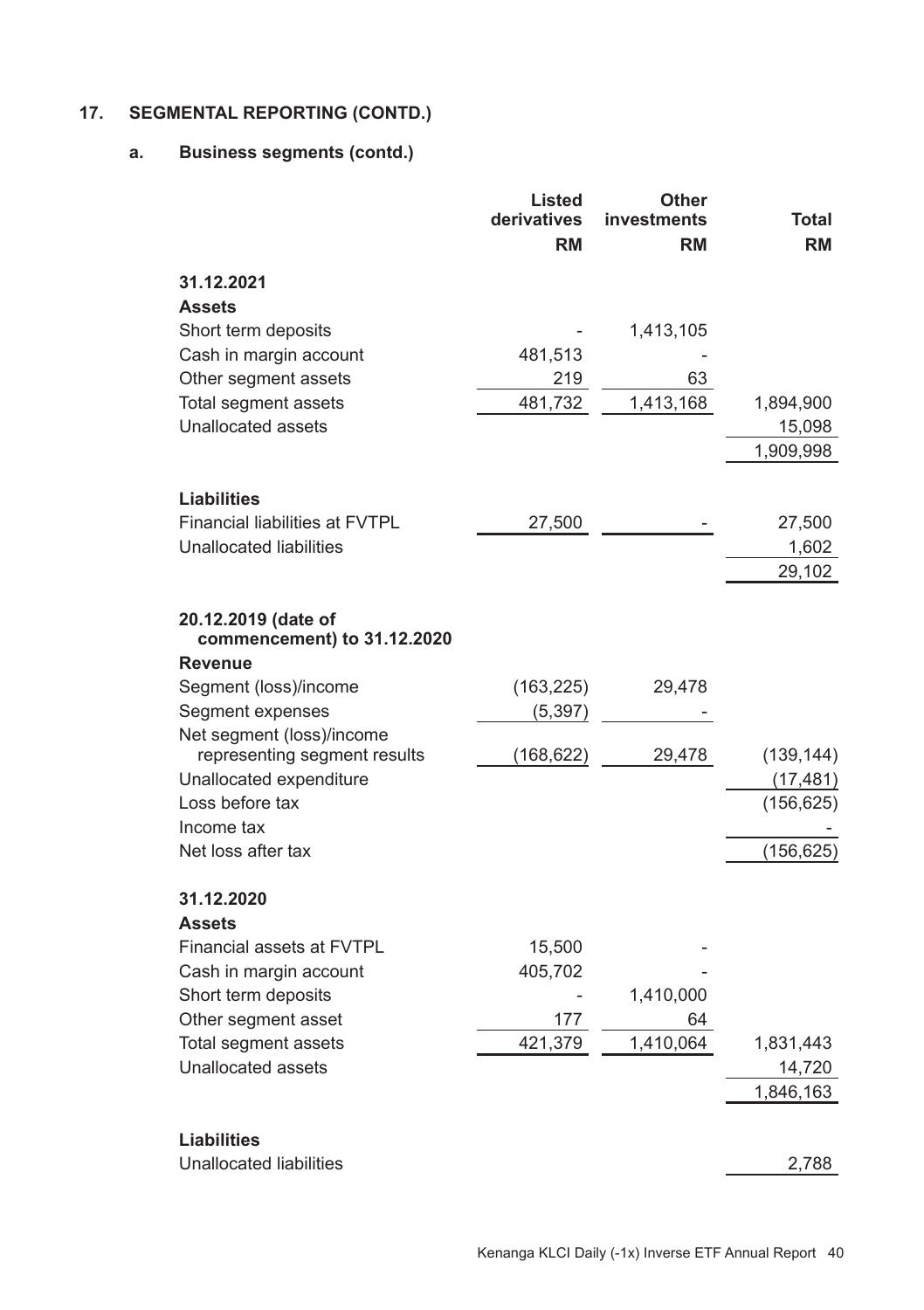## 17. SEGMENTAL REPORTING (CONTD.)

### a. Business segments (contd.)

| | Listed derivatives RM | Other investments RM | Total RM |
|---|---|---|---|
| **31.12.2021** | | | |
| **Assets** | | | |
| Short term deposits | - | 1,413,105 | |
| Cash in margin account | 481,513 | - | |
| Other segment assets | 219 | 63 | |
| Total segment assets | 481,732 | 1,413,168 | 1,894,900 |
| Unallocated assets | | | 15,098 |
| | | | 1,909,998 |
| **Liabilities** | | | |
| Financial liabilities at FVTPL | 27,500 | - | 27,500 |
| Unallocated liabilities | | | 1,602 |
| | | | 29,102 |
| **20.12.2019 (date of commencement) to 31.12.2020** | | | |
| **Revenue** | | | |
| Segment (loss)/income | (163,225) | 29,478 | |
| Segment expenses | (5,397) | - | |
| Net segment (loss)/income representing segment results | (168,622) | 29,478 | (139,144) |
| Unallocated expenditure | | | (17,481) |
| Loss before tax | | | (156,625) |
| Income tax | | | - |
| Net loss after tax | | | (156,625) |
| **31.12.2020** | | | |
| **Assets** | | | |
| Financial assets at FVTPL | 15,500 | - | |
| Cash in margin account | 405,702 | - | |
| Short term deposits | - | 1,410,000 | |
| Other segment asset | 177 | 64 | |
| Total segment assets | 421,379 | 1,410,064 | 1,831,443 |
| Unallocated assets | | | 14,720 |
| | | | 1,846,163 |
| **Liabilities** | | | |
| Unallocated liabilities | | | 2,788 |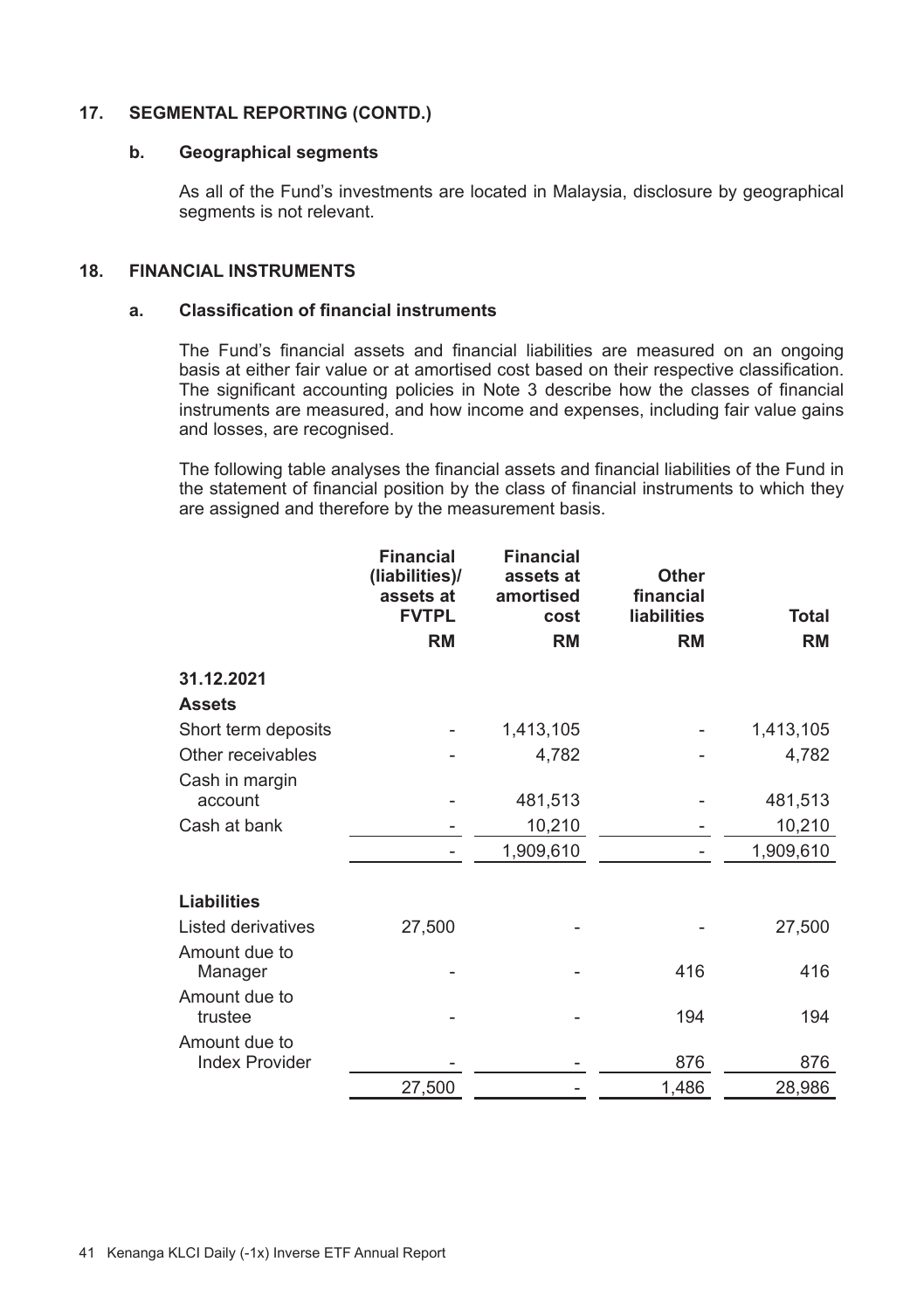## 17. SEGMENTAL REPORTING (CONTD.)

### b. Geographical segments

As all of the Fund's investments are located in Malaysia, disclosure by geographical segments is not relevant.

## 18. FINANCIAL INSTRUMENTS

### a. Classification of financial instruments

The Fund's financial assets and financial liabilities are measured on an ongoing basis at either fair value or at amortised cost based on their respective classification. The significant accounting policies in Note 3 describe how the classes of financial instruments are measured, and how income and expenses, including fair value gains and losses, are recognised.

The following table analyses the financial assets and financial liabilities of the Fund in the statement of financial position by the class of financial instruments to which they are assigned and therefore by the measurement basis.

| | Financial (liabilities)/ assets at FVTPL | Financial assets at amortised cost | Other financial liabilities | Total |
|---|---|---|---|---|
| | RM | RM | RM | RM |
| **31.12.2021** | | | | |
| **Assets** | | | | |
| Short term deposits | - | 1,413,105 | - | 1,413,105 |
| Other receivables | - | 4,782 | - | 4,782 |
| Cash in margin account | - | 481,513 | - | 481,513 |
| Cash at bank | - | 10,210 | - | 10,210 |
| | - | 1,909,610 | - | 1,909,610 |
| **Liabilities** | | | | |
| Listed derivatives | 27,500 | - | - | 27,500 |
| Amount due to Manager | - | - | 416 | 416 |
| Amount due to trustee | - | - | 194 | 194 |
| Amount due to Index Provider | - | - | 876 | 876 |
| | 27,500 | - | 1,486 | 28,986 |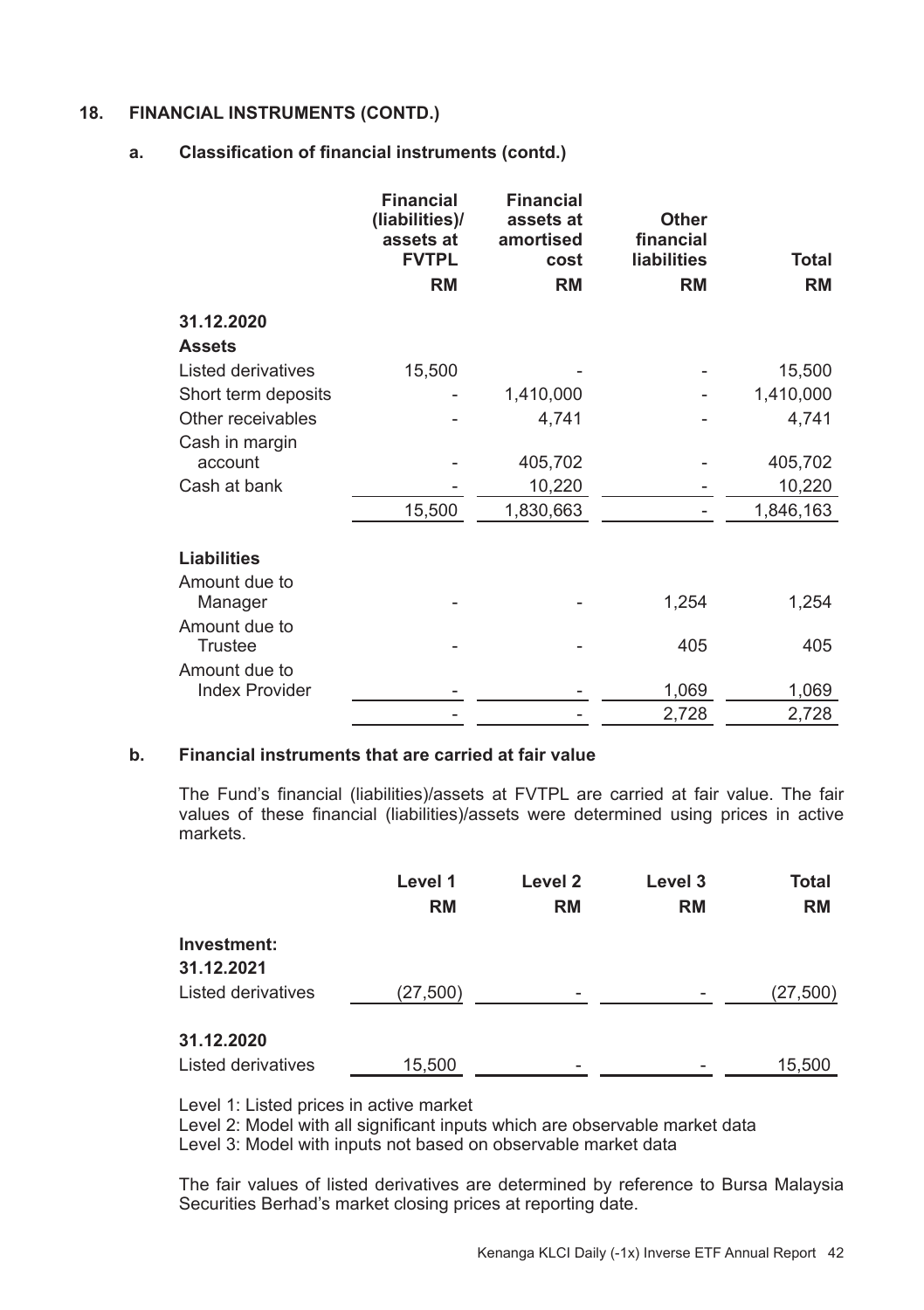## 18. FINANCIAL INSTRUMENTS (CONTD.)

### a. Classification of financial instruments (contd.)

| | Financial (liabilities)/ assets at FVTPL | Financial assets at amortised cost | Other financial liabilities | Total |
|---|---|---|---|---|
| | RM | RM | RM | RM |
| **31.12.2020** | | | | |
| **Assets** | | | | |
| Listed derivatives | 15,500 | - | - | 15,500 |
| Short term deposits | - | 1,410,000 | - | 1,410,000 |
| Other receivables | - | 4,741 | - | 4,741 |
| Cash in margin account | - | 405,702 | - | 405,702 |
| Cash at bank | - | 10,220 | - | 10,220 |
| | 15,500 | 1,830,663 | - | 1,846,163 |
| **Liabilities** | | | | |
| Amount due to Manager | - | - | 1,254 | 1,254 |
| Amount due to Trustee | - | - | 405 | 405 |
| Amount due to Index Provider | - | - | 1,069 | 1,069 |
| | - | - | 2,728 | 2,728 |

### b. Financial instruments that are carried at fair value

The Fund's financial (liabilities)/assets at FVTPL are carried at fair value. The fair values of these financial (liabilities)/assets were determined using prices in active markets.

| | Level 1 | Level 2 | Level 3 | Total |
|---|---|---|---|---|
| | RM | RM | RM | RM |
| **Investment:** | | | | |
| **31.12.2021** | | | | |
| Listed derivatives | (27,500) | - | - | (27,500) |
| **31.12.2020** | | | | |
| Listed derivatives | 15,500 | - | - | 15,500 |

Level 1: Listed prices in active market
Level 2: Model with all significant inputs which are observable market data
Level 3: Model with inputs not based on observable market data

The fair values of listed derivatives are determined by reference to Bursa Malaysia Securities Berhad's market closing prices at reporting date.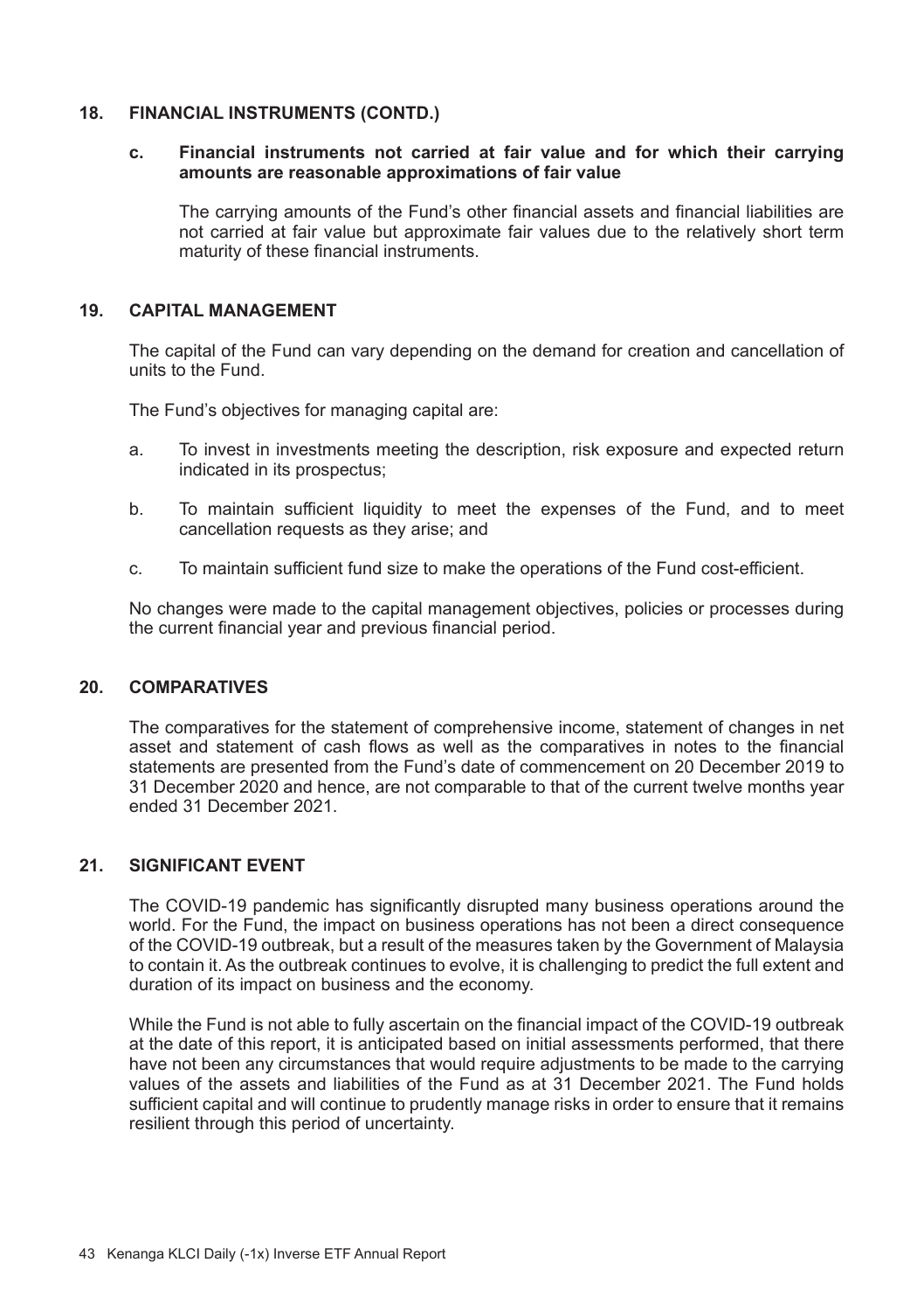## 18. FINANCIAL INSTRUMENTS (CONTD.)

### c. Financial instruments not carried at fair value and for which their carrying amounts are reasonable approximations of fair value

The carrying amounts of the Fund's other financial assets and financial liabilities are not carried at fair value but approximate fair values due to the relatively short term maturity of these financial instruments.

## 19. CAPITAL MANAGEMENT

The capital of the Fund can vary depending on the demand for creation and cancellation of units to the Fund.

The Fund's objectives for managing capital are:

a. To invest in investments meeting the description, risk exposure and expected return indicated in its prospectus;

b. To maintain sufficient liquidity to meet the expenses of the Fund, and to meet cancellation requests as they arise; and

c. To maintain sufficient fund size to make the operations of the Fund cost-efficient.

No changes were made to the capital management objectives, policies or processes during the current financial year and previous financial period.

## 20. COMPARATIVES

The comparatives for the statement of comprehensive income, statement of changes in net asset and statement of cash flows as well as the comparatives in notes to the financial statements are presented from the Fund's date of commencement on 20 December 2019 to 31 December 2020 and hence, are not comparable to that of the current twelve months year ended 31 December 2021.

## 21. SIGNIFICANT EVENT

The COVID-19 pandemic has significantly disrupted many business operations around the world. For the Fund, the impact on business operations has not been a direct consequence of the COVID-19 outbreak, but a result of the measures taken by the Government of Malaysia to contain it. As the outbreak continues to evolve, it is challenging to predict the full extent and duration of its impact on business and the economy.

While the Fund is not able to fully ascertain on the financial impact of the COVID-19 outbreak at the date of this report, it is anticipated based on initial assessments performed, that there have not been any circumstances that would require adjustments to be made to the carrying values of the assets and liabilities of the Fund as at 31 December 2021. The Fund holds sufficient capital and will continue to prudently manage risks in order to ensure that it remains resilient through this period of uncertainty.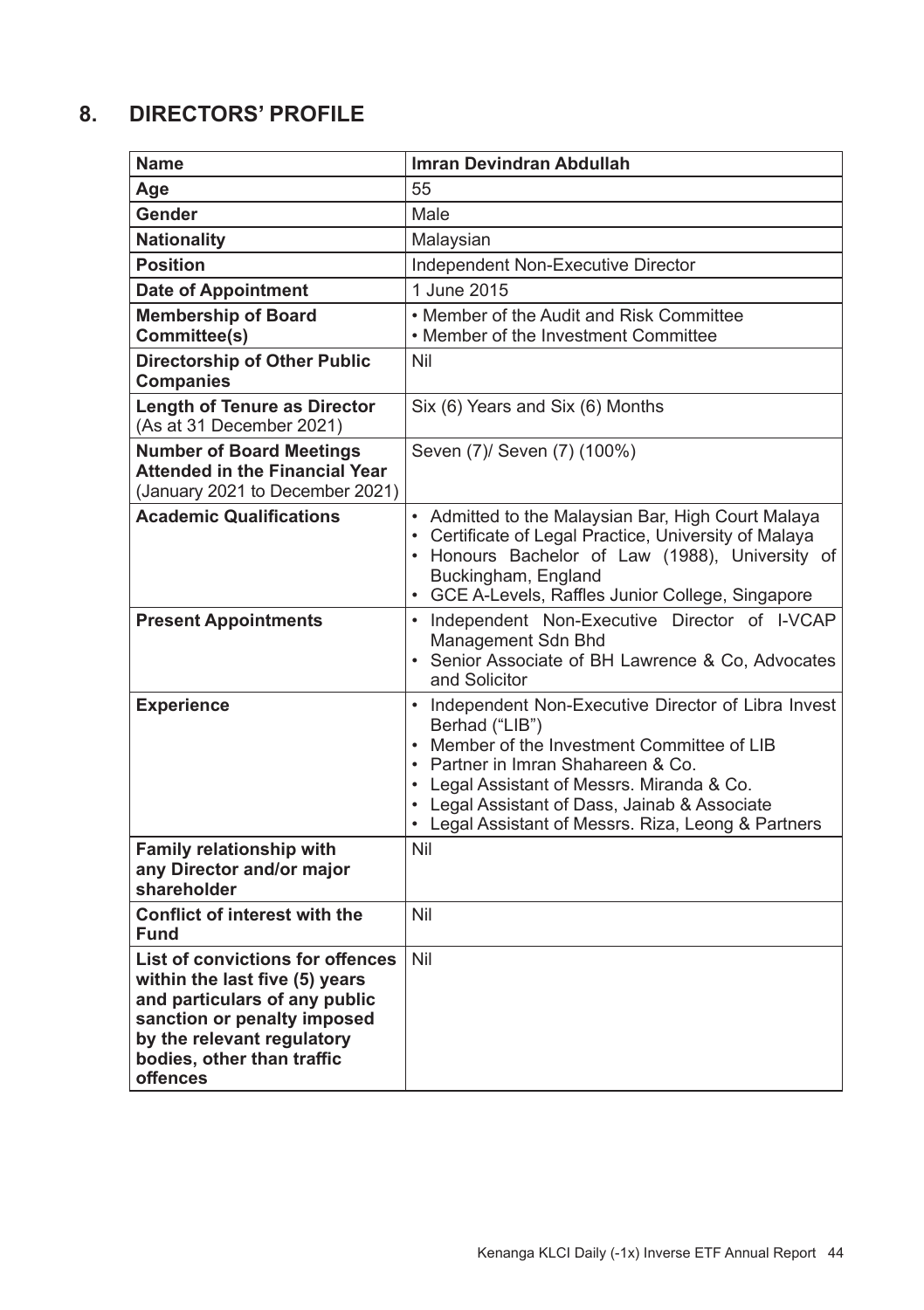## 8. DIRECTORS' PROFILE

| Name | Imran Devindran Abdullah |
|---|---|
| Age | 55 |
| Gender | Male |
| Nationality | Malaysian |
| Position | Independent Non-Executive Director |
| Date of Appointment | 1 June 2015 |
| Membership of Board Committee(s) | • Member of the Audit and Risk Committee<br>• Member of the Investment Committee |
| Directorship of Other Public Companies | Nil |
| Length of Tenure as Director (As at 31 December 2021) | Six (6) Years and Six (6) Months |
| Number of Board Meetings Attended in the Financial Year (January 2021 to December 2021) | Seven (7)/ Seven (7) (100%) |
| Academic Qualifications | • Admitted to the Malaysian Bar, High Court Malaya<br>• Certificate of Legal Practice, University of Malaya<br>• Honours Bachelor of Law (1988), University of Buckingham, England<br>• GCE A-Levels, Raffles Junior College, Singapore |
| Present Appointments | • Independent Non-Executive Director of I-VCAP Management Sdn Bhd<br>• Senior Associate of BH Lawrence & Co, Advocates and Solicitor |
| Experience | • Independent Non-Executive Director of Libra Invest Berhad ("LIB")<br>• Member of the Investment Committee of LIB<br>• Partner in Imran Shahareen & Co.<br>• Legal Assistant of Messrs. Miranda & Co.<br>• Legal Assistant of Dass, Jainab & Associate<br>• Legal Assistant of Messrs. Riza, Leong & Partners |
| Family relationship with any Director and/or major shareholder | Nil |
| Conflict of interest with the Fund | Nil |
| List of convictions for offences within the last five (5) years and particulars of any public sanction or penalty imposed by the relevant regulatory bodies, other than traffic offences | Nil |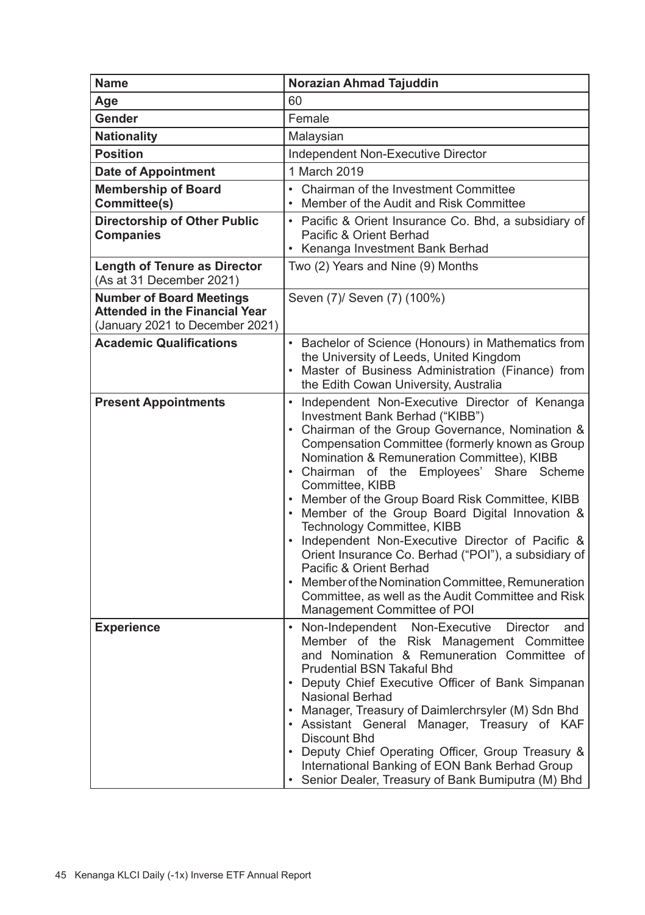| Name | Norazian Ahmad Tajuddin |
| --- | --- |
| Age | 60 |
| Gender | Female |
| Nationality | Malaysian |
| Position | Independent Non-Executive Director |
| Date of Appointment | 1 March 2019 |
| Membership of Board Committee(s) | • Chairman of the Investment Committee<br>• Member of the Audit and Risk Committee |
| Directorship of Other Public Companies | • Pacific & Orient Insurance Co. Bhd, a subsidiary of Pacific & Orient Berhad<br>• Kenanga Investment Bank Berhad |
| Length of Tenure as Director (As at 31 December 2021) | Two (2) Years and Nine (9) Months |
| Number of Board Meetings Attended in the Financial Year (January 2021 to December 2021) | Seven (7)/ Seven (7) (100%) |
| Academic Qualifications | • Bachelor of Science (Honours) in Mathematics from the University of Leeds, United Kingdom<br>• Master of Business Administration (Finance) from the Edith Cowan University, Australia |
| Present Appointments | • Independent Non-Executive Director of Kenanga Investment Bank Berhad ("KIBB")<br>• Chairman of the Group Governance, Nomination & Compensation Committee (formerly known as Group Nomination & Remuneration Committee), KIBB<br>• Chairman of the Employees' Share Scheme Committee, KIBB<br>• Member of the Group Board Risk Committee, KIBB<br>• Member of the Group Board Digital Innovation & Technology Committee, KIBB<br>• Independent Non-Executive Director of Pacific & Orient Insurance Co. Berhad ("POI"), a subsidiary of Pacific & Orient Berhad<br>• Member of the Nomination Committee, Remuneration Committee, as well as the Audit Committee and Risk Management Committee of POI |
| Experience | • Non-Independent Non-Executive Director and Member of the Risk Management Committee and Nomination & Remuneration Committee of Prudential BSN Takaful Bhd<br>• Deputy Chief Executive Officer of Bank Simpanan Nasional Berhad<br>• Manager, Treasury of Daimlerchrsyler (M) Sdn Bhd<br>• Assistant General Manager, Treasury of KAF Discount Bhd<br>• Deputy Chief Operating Officer, Group Treasury & International Banking of EON Bank Berhad Group<br>• Senior Dealer, Treasury of Bank Bumiputra (M) Bhd |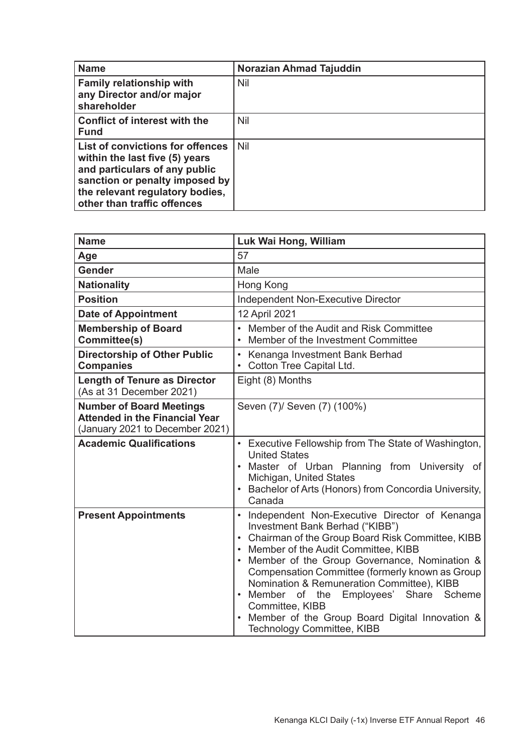| Name | Norazian Ahmad Tajuddin |
| --- | --- |
| **Family relationship with any Director and/or major shareholder** | Nil |
| **Conflict of interest with the Fund** | Nil |
| **List of convictions for offences within the last five (5) years and particulars of any public sanction or penalty imposed by the relevant regulatory bodies, other than traffic offences** | Nil |

| Name | Luk Wai Hong, William |
| --- | --- |
| **Age** | 57 |
| **Gender** | Male |
| **Nationality** | Hong Kong |
| **Position** | Independent Non-Executive Director |
| **Date of Appointment** | 12 April 2021 |
| **Membership of Board Committee(s)** | • Member of the Audit and Risk Committee<br>• Member of the Investment Committee |
| **Directorship of Other Public Companies** | • Kenanga Investment Bank Berhad<br>• Cotton Tree Capital Ltd. |
| **Length of Tenure as Director** (As at 31 December 2021) | Eight (8) Months |
| **Number of Board Meetings Attended in the Financial Year** (January 2021 to December 2021) | Seven (7)/ Seven (7) (100%) |
| **Academic Qualifications** | • Executive Fellowship from The State of Washington, United States<br>• Master of Urban Planning from University of Michigan, United States<br>• Bachelor of Arts (Honors) from Concordia University, Canada |
| **Present Appointments** | • Independent Non-Executive Director of Kenanga Investment Bank Berhad ("KIBB")<br>• Chairman of the Group Board Risk Committee, KIBB<br>• Member of the Audit Committee, KIBB<br>• Member of the Group Governance, Nomination & Compensation Committee (formerly known as Group Nomination & Remuneration Committee), KIBB<br>• Member of the Employees' Share Scheme Committee, KIBB<br>• Member of the Group Board Digital Innovation & Technology Committee, KIBB |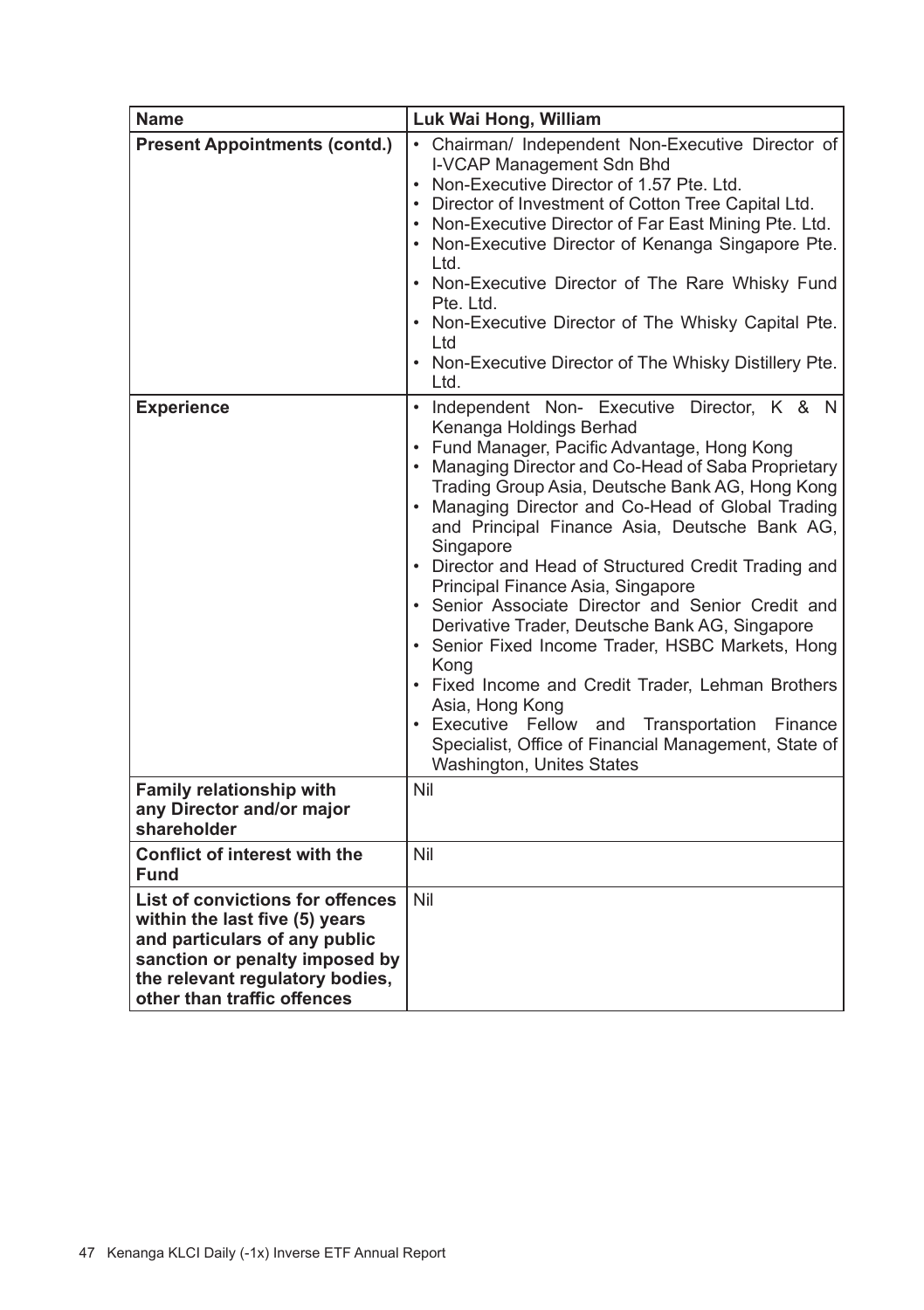| Name | Luk Wai Hong, William |
|---|---|
| **Present Appointments (contd.)** | • Chairman/ Independent Non-Executive Director of I-VCAP Management Sdn Bhd<br>• Non-Executive Director of 1.57 Pte. Ltd.<br>• Director of Investment of Cotton Tree Capital Ltd.<br>• Non-Executive Director of Far East Mining Pte. Ltd.<br>• Non-Executive Director of Kenanga Singapore Pte. Ltd.<br>• Non-Executive Director of The Rare Whisky Fund Pte. Ltd.<br>• Non-Executive Director of The Whisky Capital Pte. Ltd<br>• Non-Executive Director of The Whisky Distillery Pte. Ltd. |
| **Experience** | • Independent Non- Executive Director, K & N Kenanga Holdings Berhad<br>• Fund Manager, Pacific Advantage, Hong Kong<br>• Managing Director and Co-Head of Saba Proprietary Trading Group Asia, Deutsche Bank AG, Hong Kong<br>• Managing Director and Co-Head of Global Trading and Principal Finance Asia, Deutsche Bank AG, Singapore<br>• Director and Head of Structured Credit Trading and Principal Finance Asia, Singapore<br>• Senior Associate Director and Senior Credit and Derivative Trader, Deutsche Bank AG, Singapore<br>• Senior Fixed Income Trader, HSBC Markets, Hong Kong<br>• Fixed Income and Credit Trader, Lehman Brothers Asia, Hong Kong<br>• Executive Fellow and Transportation Finance Specialist, Office of Financial Management, State of Washington, Unites States |
| **Family relationship with any Director and/or major shareholder** | Nil |
| **Conflict of interest with the Fund** | Nil |
| **List of convictions for offences within the last five (5) years and particulars of any public sanction or penalty imposed by the relevant regulatory bodies, other than traffic offences** | Nil |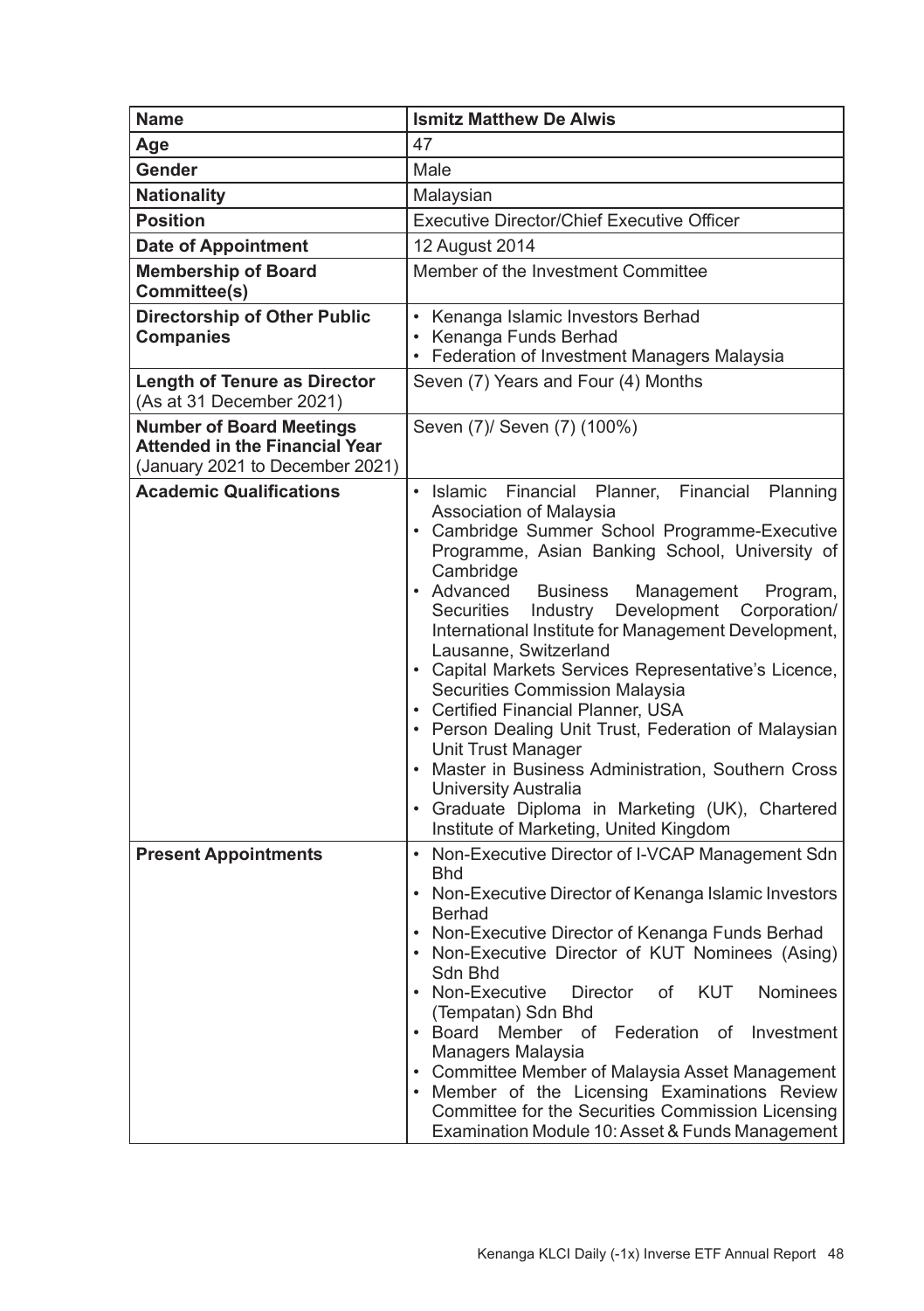| Name | Ismitz Matthew De Alwis |
|---|---|
| Age | 47 |
| Gender | Male |
| Nationality | Malaysian |
| Position | Executive Director/Chief Executive Officer |
| Date of Appointment | 12 August 2014 |
| Membership of Board Committee(s) | Member of the Investment Committee |
| Directorship of Other Public Companies | • Kenanga Islamic Investors Berhad<br>• Kenanga Funds Berhad<br>• Federation of Investment Managers Malaysia |
| Length of Tenure as Director (As at 31 December 2021) | Seven (7) Years and Four (4) Months |
| Number of Board Meetings Attended in the Financial Year (January 2021 to December 2021) | Seven (7)/ Seven (7) (100%) |
| Academic Qualifications | • Islamic Financial Planner, Financial Planning Association of Malaysia<br>• Cambridge Summer School Programme-Executive Programme, Asian Banking School, University of Cambridge<br>• Advanced Business Management Program, Securities Industry Development Corporation/ International Institute for Management Development, Lausanne, Switzerland<br>• Capital Markets Services Representative's Licence, Securities Commission Malaysia<br>• Certified Financial Planner, USA<br>• Person Dealing Unit Trust, Federation of Malaysian Unit Trust Manager<br>• Master in Business Administration, Southern Cross University Australia<br>• Graduate Diploma in Marketing (UK), Chartered Institute of Marketing, United Kingdom |
| Present Appointments | • Non-Executive Director of I-VCAP Management Sdn Bhd<br>• Non-Executive Director of Kenanga Islamic Investors Berhad<br>• Non-Executive Director of Kenanga Funds Berhad<br>• Non-Executive Director of KUT Nominees (Asing) Sdn Bhd<br>• Non-Executive Director of KUT Nominees (Tempatan) Sdn Bhd<br>• Board Member of Federation of Investment Managers Malaysia<br>• Committee Member of Malaysia Asset Management<br>• Member of the Licensing Examinations Review Committee for the Securities Commission Licensing Examination Module 10: Asset & Funds Management |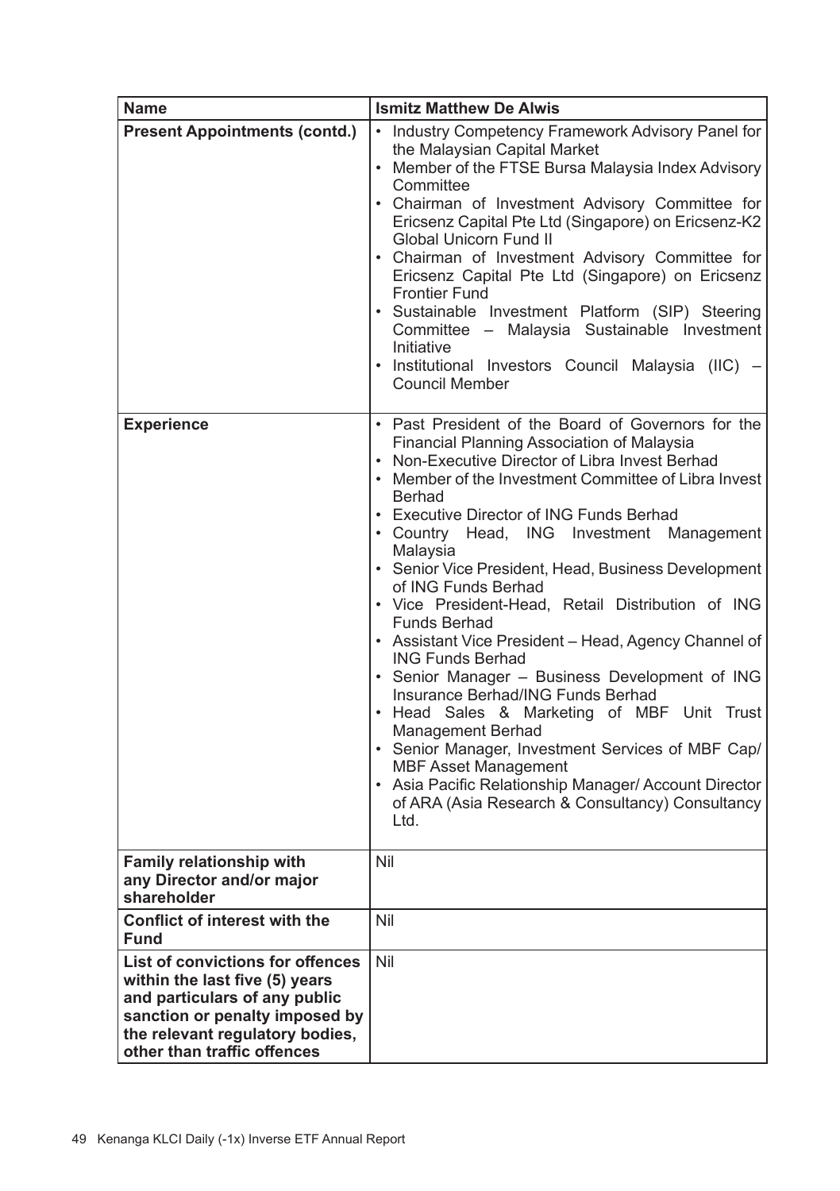| Name | Ismitz Matthew De Alwis |
|---|---|
| **Present Appointments (contd.)** | • Industry Competency Framework Advisory Panel for the Malaysian Capital Market<br>• Member of the FTSE Bursa Malaysia Index Advisory Committee<br>• Chairman of Investment Advisory Committee for Ericsenz Capital Pte Ltd (Singapore) on Ericsenz-K2 Global Unicorn Fund II<br>• Chairman of Investment Advisory Committee for Ericsenz Capital Pte Ltd (Singapore) on Ericsenz Frontier Fund<br>• Sustainable Investment Platform (SIP) Steering Committee – Malaysia Sustainable Investment Initiative<br>• Institutional Investors Council Malaysia (IIC) – Council Member |
| **Experience** | • Past President of the Board of Governors for the Financial Planning Association of Malaysia<br>• Non-Executive Director of Libra Invest Berhad<br>• Member of the Investment Committee of Libra Invest Berhad<br>• Executive Director of ING Funds Berhad<br>• Country Head, ING Investment Management Malaysia<br>• Senior Vice President, Head, Business Development of ING Funds Berhad<br>• Vice President-Head, Retail Distribution of ING Funds Berhad<br>• Assistant Vice President – Head, Agency Channel of ING Funds Berhad<br>• Senior Manager – Business Development of ING Insurance Berhad/ING Funds Berhad<br>• Head Sales & Marketing of MBF Unit Trust Management Berhad<br>• Senior Manager, Investment Services of MBF Cap/ MBF Asset Management<br>• Asia Pacific Relationship Manager/ Account Director of ARA (Asia Research & Consultancy) Consultancy Ltd. |
| **Family relationship with any Director and/or major shareholder** | Nil |
| **Conflict of interest with the Fund** | Nil |
| **List of convictions for offences within the last five (5) years and particulars of any public sanction or penalty imposed by the relevant regulatory bodies, other than traffic offences** | Nil |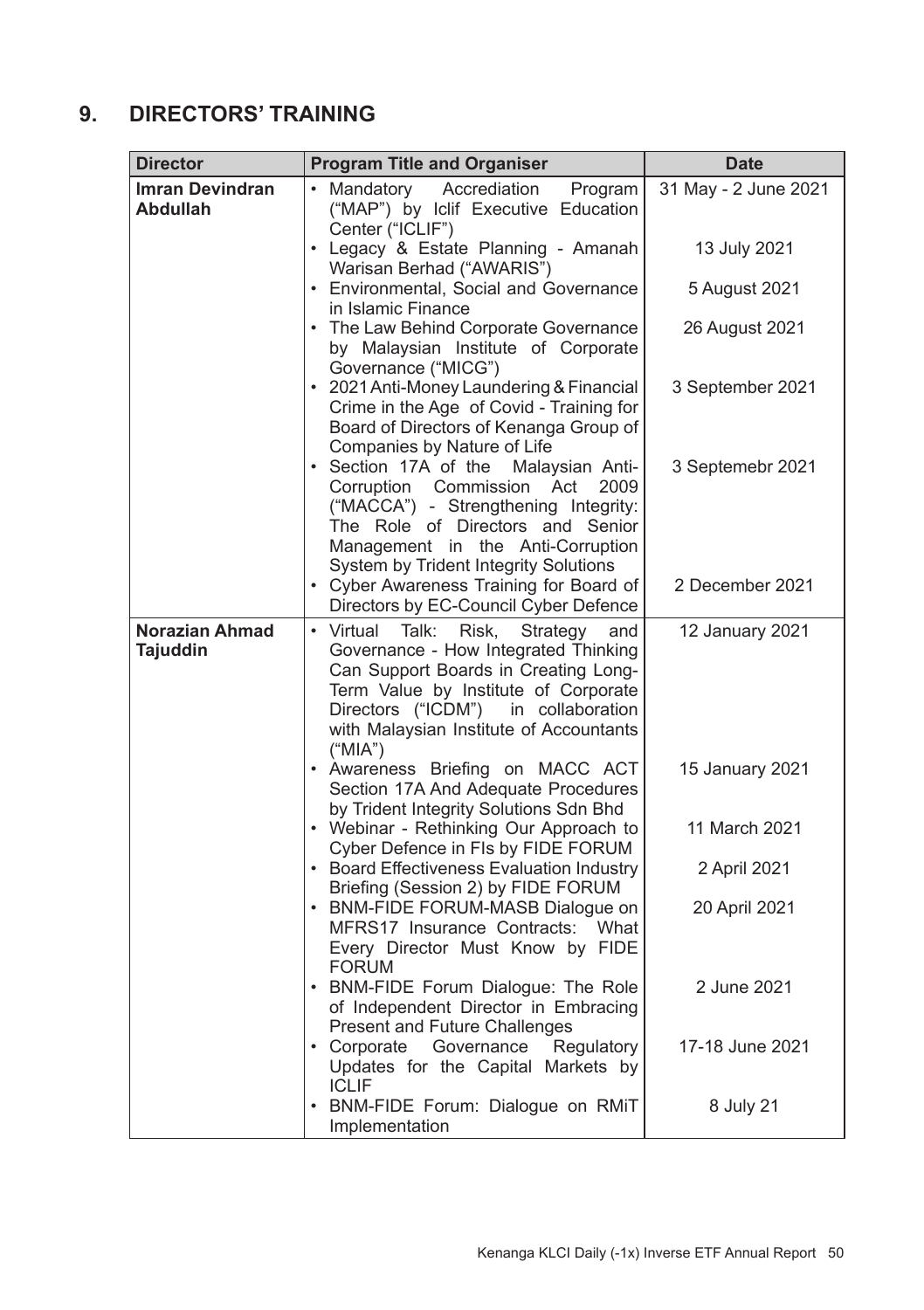## 9. DIRECTORS' TRAINING

| Director | Program Title and Organiser | Date |
|---|---|---|
| **Imran Devindran Abdullah** | • Mandatory Accrediation Program ("MAP") by Iclif Executive Education Center ("ICLIF") | 31 May - 2 June 2021 |
| | • Legacy & Estate Planning - Amanah Warisan Berhad ("AWARIS") | 13 July 2021 |
| | • Environmental, Social and Governance in Islamic Finance | 5 August 2021 |
| | • The Law Behind Corporate Governance by Malaysian Institute of Corporate Governance ("MICG") | 26 August 2021 |
| | • 2021 Anti-Money Laundering & Financial Crime in the Age of Covid - Training for Board of Directors of Kenanga Group of Companies by Nature of Life | 3 September 2021 |
| | • Section 17A of the Malaysian Anti-Corruption Commission Act 2009 ("MACCA") - Strengthening Integrity: The Role of Directors and Senior Management in the Anti-Corruption System by Trident Integrity Solutions | 3 Septemebr 2021 |
| | • Cyber Awareness Training for Board of Directors by EC-Council Cyber Defence | 2 December 2021 |
| **Norazian Ahmad Tajuddin** | • Virtual Talk: Risk, Strategy and Governance - How Integrated Thinking Can Support Boards in Creating Long-Term Value by Institute of Corporate Directors ("ICDM") in collaboration with Malaysian Institute of Accountants ("MIA") | 12 January 2021 |
| | • Awareness Briefing on MACC ACT Section 17A And Adequate Procedures by Trident Integrity Solutions Sdn Bhd | 15 January 2021 |
| | • Webinar - Rethinking Our Approach to Cyber Defence in FIs by FIDE FORUM | 11 March 2021 |
| | • Board Effectiveness Evaluation Industry Briefing (Session 2) by FIDE FORUM | 2 April 2021 |
| | • BNM-FIDE FORUM-MASB Dialogue on MFRS17 Insurance Contracts: What Every Director Must Know by FIDE FORUM | 20 April 2021 |
| | • BNM-FIDE Forum Dialogue: The Role of Independent Director in Embracing Present and Future Challenges | 2 June 2021 |
| | • Corporate Governance Regulatory Updates for the Capital Markets by ICLIF | 17-18 June 2021 |
| | • BNM-FIDE Forum: Dialogue on RMiT Implementation | 8 July 21 |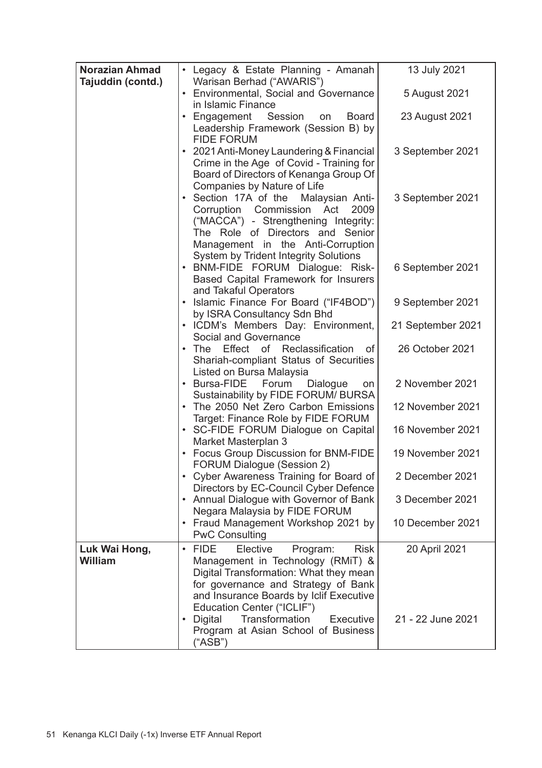| | | |
|---|---|---|
| **Norazian Ahmad Tajuddin (contd.)** | • Legacy & Estate Planning - Amanah Warisan Berhad ("AWARIS") | 13 July 2021 |
| | • Environmental, Social and Governance in Islamic Finance | 5 August 2021 |
| | • Engagement Session on Board Leadership Framework (Session B) by FIDE FORUM | 23 August 2021 |
| | • 2021 Anti-Money Laundering & Financial Crime in the Age of Covid - Training for Board of Directors of Kenanga Group Of Companies by Nature of Life | 3 September 2021 |
| | • Section 17A of the Malaysian Anti-Corruption Commission Act 2009 ("MACCA") - Strengthening Integrity: The Role of Directors and Senior Management in the Anti-Corruption System by Trident Integrity Solutions | 3 September 2021 |
| | • BNM-FIDE FORUM Dialogue: Risk-Based Capital Framework for Insurers and Takaful Operators | 6 September 2021 |
| | • Islamic Finance For Board ("IF4BOD") by ISRA Consultancy Sdn Bhd | 9 September 2021 |
| | • ICDM's Members Day: Environment, Social and Governance | 21 September 2021 |
| | • The Effect of Reclassification of Shariah-compliant Status of Securities Listed on Bursa Malaysia | 26 October 2021 |
| | • Bursa-FIDE Forum Dialogue on Sustainability by FIDE FORUM/ BURSA | 2 November 2021 |
| | • The 2050 Net Zero Carbon Emissions Target: Finance Role by FIDE FORUM | 12 November 2021 |
| | • SC-FIDE FORUM Dialogue on Capital Market Masterplan 3 | 16 November 2021 |
| | • Focus Group Discussion for BNM-FIDE FORUM Dialogue (Session 2) | 19 November 2021 |
| | • Cyber Awareness Training for Board of Directors by EC-Council Cyber Defence | 2 December 2021 |
| | • Annual Dialogue with Governor of Bank Negara Malaysia by FIDE FORUM | 3 December 2021 |
| | • Fraud Management Workshop 2021 by PwC Consulting | 10 December 2021 |
| **Luk Wai Hong, William** | • FIDE Elective Program: Risk Management in Technology (RMiT) & Digital Transformation: What they mean for governance and Strategy of Bank and Insurance Boards by Iclif Executive Education Center ("ICLIF") | 20 April 2021 |
| | • Digital Transformation Executive Program at Asian School of Business ("ASB") | 21 - 22 June 2021 |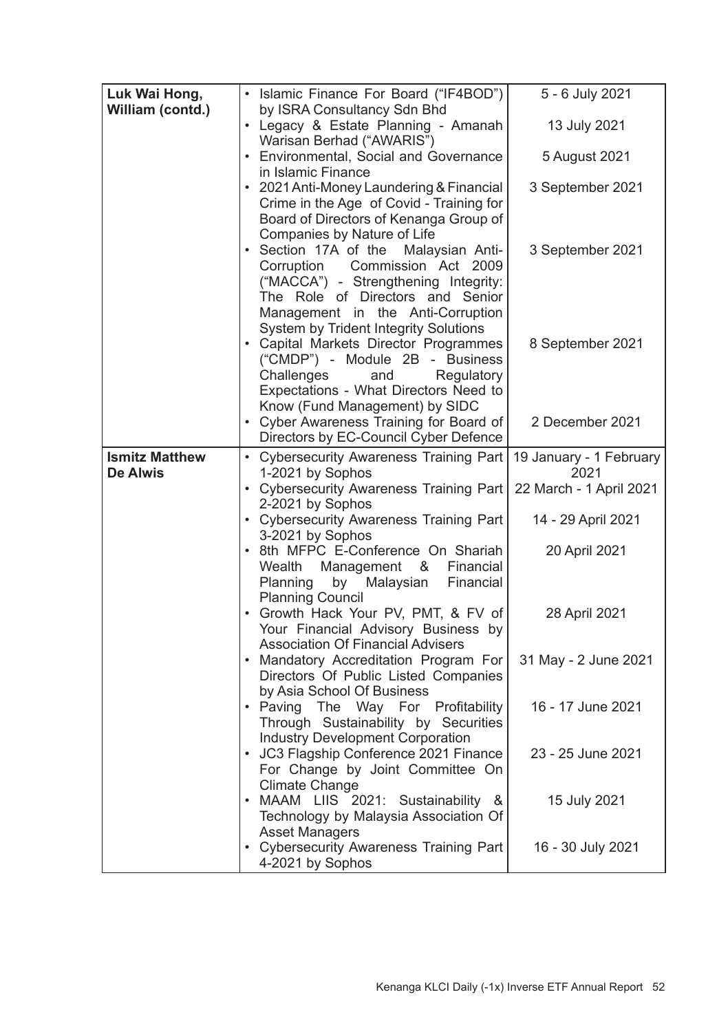| | | |
|---|---|---|
| **Luk Wai Hong, William (contd.)** | • Islamic Finance For Board ("IF4BOD") by ISRA Consultancy Sdn Bhd | 5 - 6 July 2021 |
| | • Legacy & Estate Planning - Amanah Warisan Berhad ("AWARIS") | 13 July 2021 |
| | • Environmental, Social and Governance in Islamic Finance | 5 August 2021 |
| | • 2021 Anti-Money Laundering & Financial Crime in the Age of Covid - Training for Board of Directors of Kenanga Group of Companies by Nature of Life | 3 September 2021 |
| | • Section 17A of the Malaysian Anti-Corruption Commission Act 2009 ("MACCA") - Strengthening Integrity: The Role of Directors and Senior Management in the Anti-Corruption System by Trident Integrity Solutions | 3 September 2021 |
| | • Capital Markets Director Programmes ("CMDP") - Module 2B - Business Challenges and Regulatory Expectations - What Directors Need to Know (Fund Management) by SIDC | 8 September 2021 |
| | • Cyber Awareness Training for Board of Directors by EC-Council Cyber Defence | 2 December 2021 |
| **Ismitz Matthew De Alwis** | • Cybersecurity Awareness Training Part 1-2021 by Sophos | 19 January - 1 February 2021 |
| | • Cybersecurity Awareness Training Part 2-2021 by Sophos | 22 March - 1 April 2021 |
| | • Cybersecurity Awareness Training Part 3-2021 by Sophos | 14 - 29 April 2021 |
| | • 8th MFPC E-Conference On Shariah Wealth Management & Financial Planning by Malaysian Financial Planning Council | 20 April 2021 |
| | • Growth Hack Your PV, PMT, & FV of Your Financial Advisory Business by Association Of Financial Advisers | 28 April 2021 |
| | • Mandatory Accreditation Program For Directors Of Public Listed Companies by Asia School Of Business | 31 May - 2 June 2021 |
| | • Paving The Way For Profitability Through Sustainability by Securities Industry Development Corporation | 16 - 17 June 2021 |
| | • JC3 Flagship Conference 2021 Finance For Change by Joint Committee On Climate Change | 23 - 25 June 2021 |
| | • MAAM LIIS 2021: Sustainability & Technology by Malaysia Association Of Asset Managers | 15 July 2021 |
| | • Cybersecurity Awareness Training Part 4-2021 by Sophos | 16 - 30 July 2021 |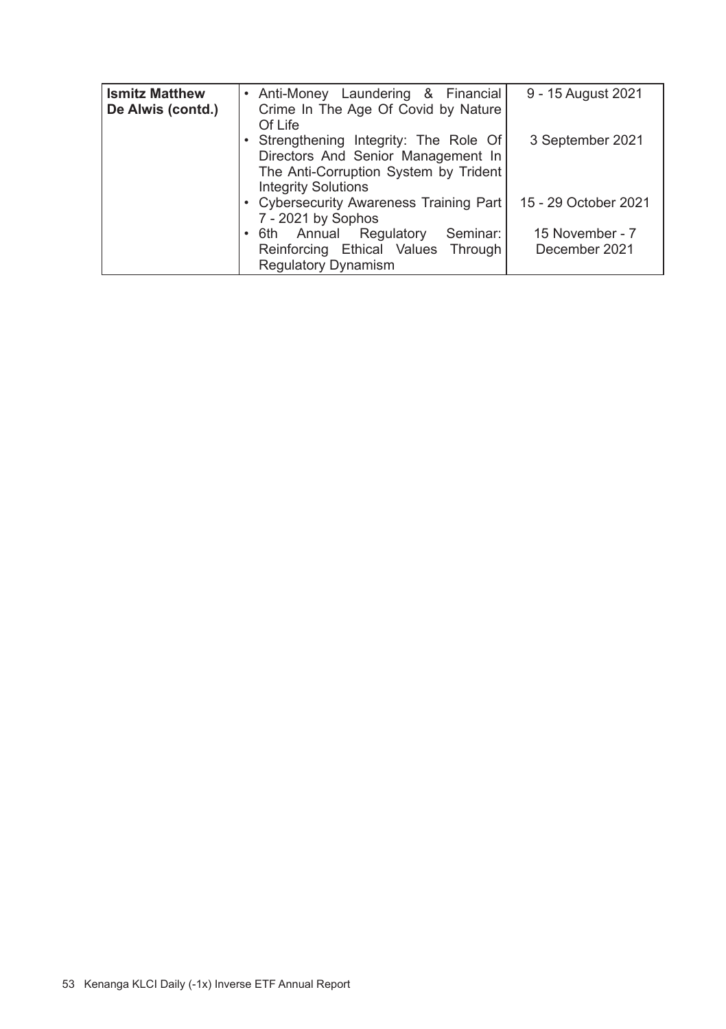| **Ismitz Matthew De Alwis (contd.)** | • Anti-Money Laundering & Financial Crime In The Age Of Covid by Nature Of Life | 9 - 15 August 2021 |
|---|---|---|
| | • Strengthening Integrity: The Role Of Directors And Senior Management In The Anti-Corruption System by Trident Integrity Solutions | 3 September 2021 |
| | • Cybersecurity Awareness Training Part 7 - 2021 by Sophos | 15 - 29 October 2021 |
| | • 6th Annual Regulatory Seminar: Reinforcing Ethical Values Through Regulatory Dynamism | 15 November - 7 December 2021 |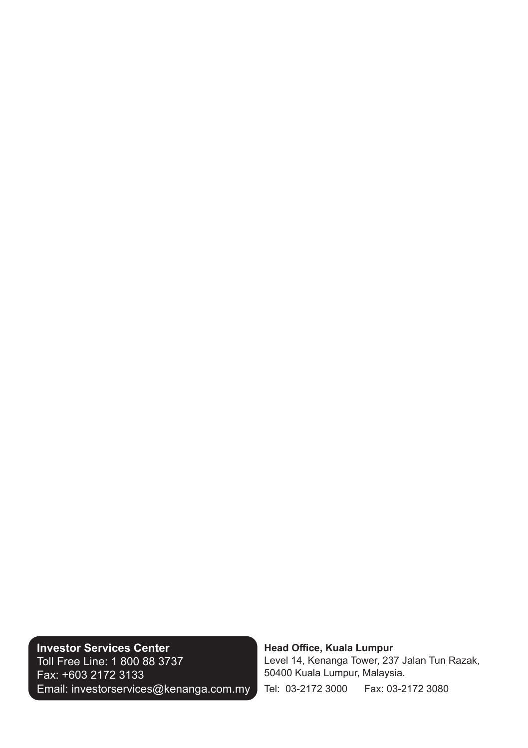**Investor Services Center**
Toll Free Line: 1 800 88 3737
Fax: +603 2172 3133
Email: investorservices@kenanga.com.my

**Head Office, Kuala Lumpur**
Level 14, Kenanga Tower, 237 Jalan Tun Razak,
50400 Kuala Lumpur, Malaysia.
Tel: 03-2172 3000 Fax: 03-2172 3080